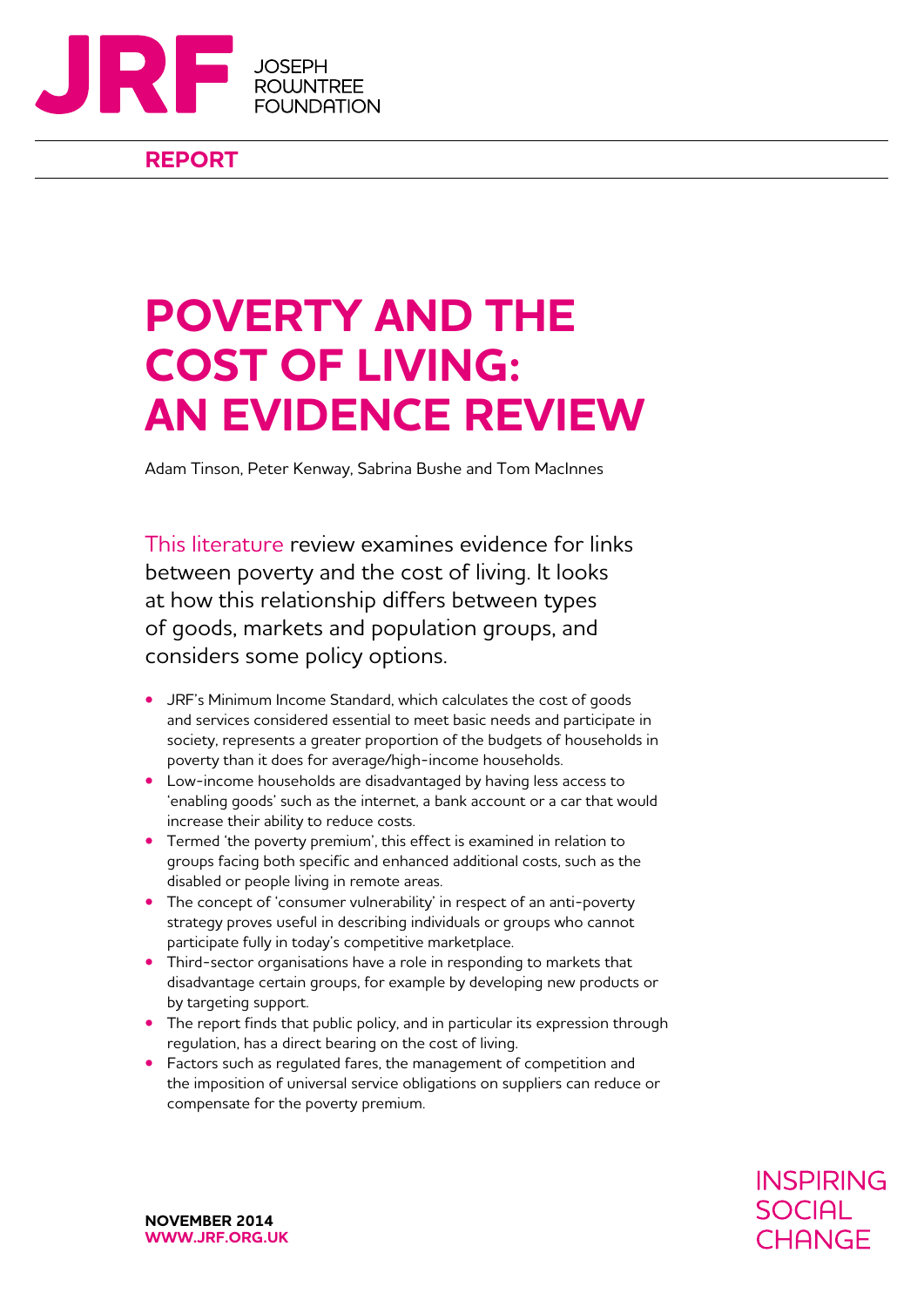JRF JOSEPH ROWNTREE FOUNDATION

**REPORT**

# POVERTY AND THE COST OF LIVING: AN EVIDENCE REVIEW

Adam Tinson, Peter Kenway, Sabrina Bushe and Tom MacInnes

This literature review examines evidence for links between poverty and the cost of living. It looks at how this relationship differs between types of goods, markets and population groups, and considers some policy options.

- JRF's Minimum Income Standard, which calculates the cost of goods and services considered essential to meet basic needs and participate in society, represents a greater proportion of the budgets of households in poverty than it does for average/high-income households.
- Low-income households are disadvantaged by having less access to 'enabling goods' such as the internet, a bank account or a car that would increase their ability to reduce costs.
- Termed 'the poverty premium', this effect is examined in relation to groups facing both specific and enhanced additional costs, such as the disabled or people living in remote areas.
- The concept of 'consumer vulnerability' in respect of an anti-poverty strategy proves useful in describing individuals or groups who cannot participate fully in today's competitive marketplace.
- Third-sector organisations have a role in responding to markets that disadvantage certain groups, for example by developing new products or by targeting support.
- The report finds that public policy, and in particular its expression through regulation, has a direct bearing on the cost of living.
- Factors such as regulated fares, the management of competition and the imposition of universal service obligations on suppliers can reduce or compensate for the poverty premium.

**NOVEMBER 2014**
**WWW.JRF.ORG.UK**

INSPIRING SOCIAL CHANGE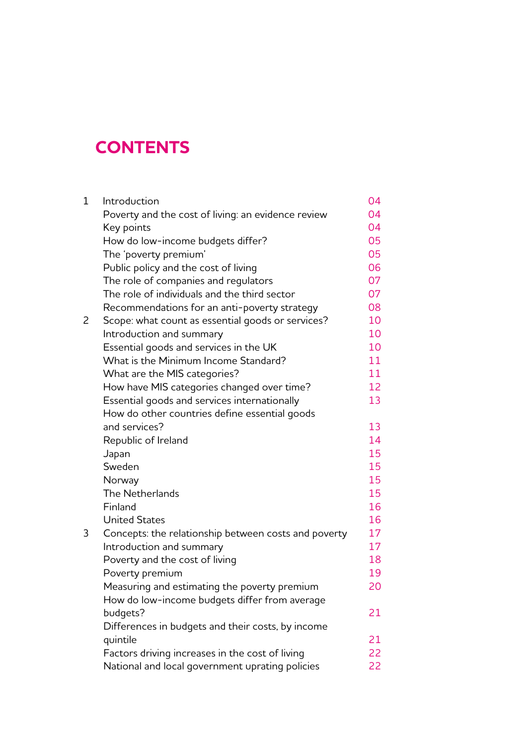# CONTENTS

| | | |
|---|---|---|
| 1 | Introduction | 04 |
| | Poverty and the cost of living: an evidence review | 04 |
| | Key points | 04 |
| | How do low-income budgets differ? | 05 |
| | The 'poverty premium' | 05 |
| | Public policy and the cost of living | 06 |
| | The role of companies and regulators | 07 |
| | The role of individuals and the third sector | 07 |
| | Recommendations for an anti-poverty strategy | 08 |
| 2 | Scope: what count as essential goods or services? | 10 |
| | Introduction and summary | 10 |
| | Essential goods and services in the UK | 10 |
| | What is the Minimum Income Standard? | 11 |
| | What are the MIS categories? | 11 |
| | How have MIS categories changed over time? | 12 |
| | Essential goods and services internationally | 13 |
| | How do other countries define essential goods and services? | 13 |
| | Republic of Ireland | 14 |
| | Japan | 15 |
| | Sweden | 15 |
| | Norway | 15 |
| | The Netherlands | 15 |
| | Finland | 16 |
| | United States | 16 |
| 3 | Concepts: the relationship between costs and poverty | 17 |
| | Introduction and summary | 17 |
| | Poverty and the cost of living | 18 |
| | Poverty premium | 19 |
| | Measuring and estimating the poverty premium | 20 |
| | How do low-income budgets differ from average budgets? | 21 |
| | Differences in budgets and their costs, by income quintile | 21 |
| | Factors driving increases in the cost of living | 22 |
| | National and local government uprating policies | 22 |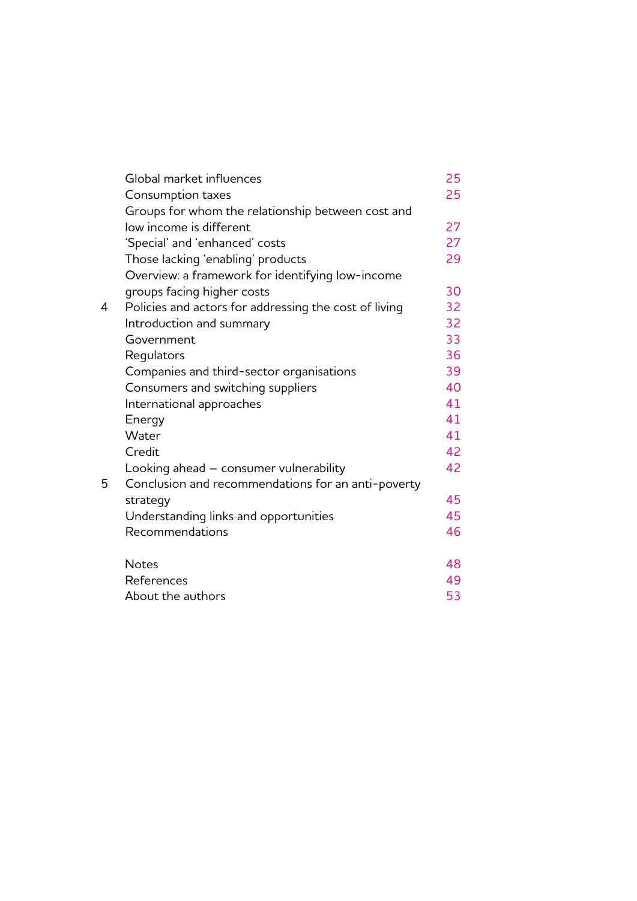| | | |
|---|---|---|
| | Global market influences | 25 |
| | Consumption taxes | 25 |
| | Groups for whom the relationship between cost and low income is different | 27 |
| | 'Special' and 'enhanced' costs | 27 |
| | Those lacking 'enabling' products | 29 |
| | Overview: a framework for identifying low-income groups facing higher costs | 30 |
| 4 | Policies and actors for addressing the cost of living | 32 |
| | Introduction and summary | 32 |
| | Government | 33 |
| | Regulators | 36 |
| | Companies and third-sector organisations | 39 |
| | Consumers and switching suppliers | 40 |
| | International approaches | 41 |
| | Energy | 41 |
| | Water | 41 |
| | Credit | 42 |
| | Looking ahead – consumer vulnerability | 42 |
| 5 | Conclusion and recommendations for an anti-poverty strategy | 45 |
| | Understanding links and opportunities | 45 |
| | Recommendations | 46 |
| | | |
| | Notes | 48 |
| | References | 49 |
| | About the authors | 53 |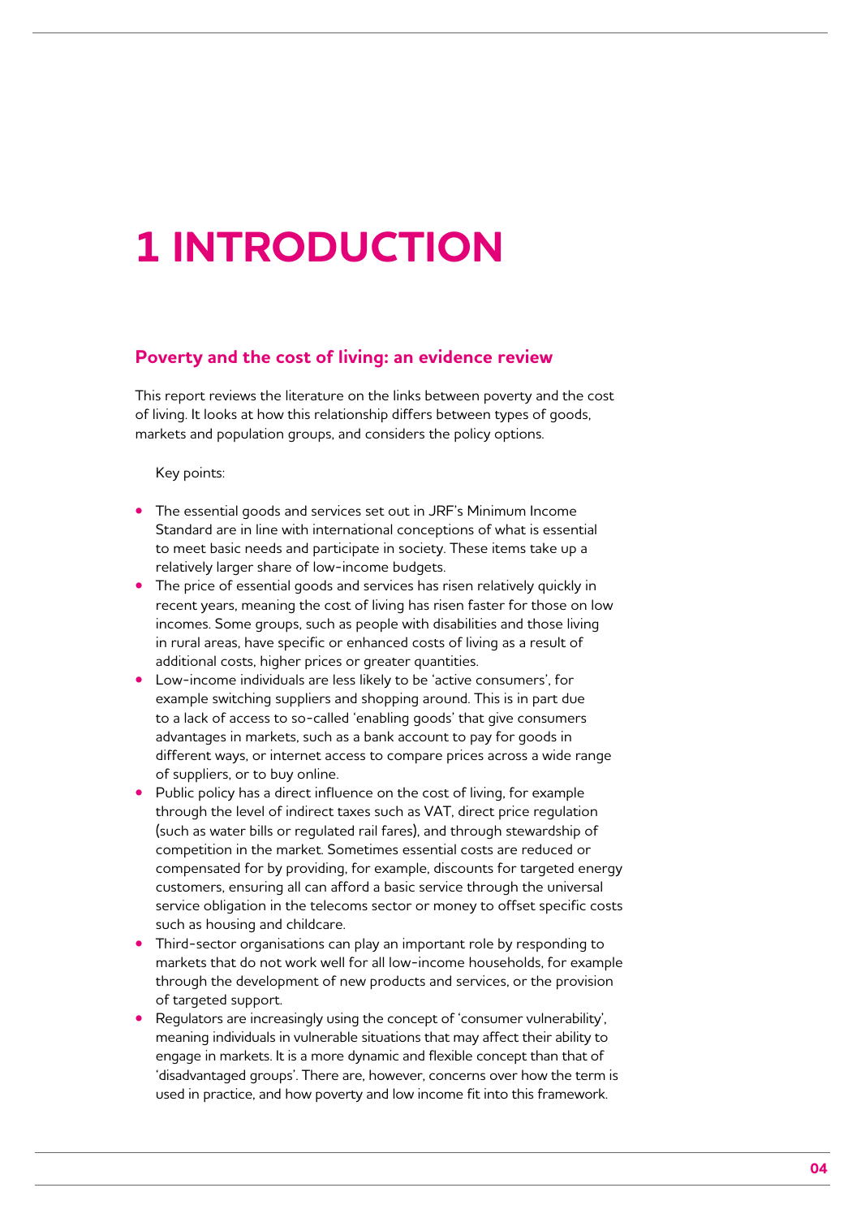# 1 INTRODUCTION

## Poverty and the cost of living: an evidence review

This report reviews the literature on the links between poverty and the cost of living. It looks at how this relationship differs between types of goods, markets and population groups, and considers the policy options.

Key points:

- The essential goods and services set out in JRF's Minimum Income Standard are in line with international conceptions of what is essential to meet basic needs and participate in society. These items take up a relatively larger share of low-income budgets.
- The price of essential goods and services has risen relatively quickly in recent years, meaning the cost of living has risen faster for those on low incomes. Some groups, such as people with disabilities and those living in rural areas, have specific or enhanced costs of living as a result of additional costs, higher prices or greater quantities.
- Low-income individuals are less likely to be 'active consumers', for example switching suppliers and shopping around. This is in part due to a lack of access to so-called 'enabling goods' that give consumers advantages in markets, such as a bank account to pay for goods in different ways, or internet access to compare prices across a wide range of suppliers, or to buy online.
- Public policy has a direct influence on the cost of living, for example through the level of indirect taxes such as VAT, direct price regulation (such as water bills or regulated rail fares), and through stewardship of competition in the market. Sometimes essential costs are reduced or compensated for by providing, for example, discounts for targeted energy customers, ensuring all can afford a basic service through the universal service obligation in the telecoms sector or money to offset specific costs such as housing and childcare.
- Third-sector organisations can play an important role by responding to markets that do not work well for all low-income households, for example through the development of new products and services, or the provision of targeted support.
- Regulators are increasingly using the concept of 'consumer vulnerability', meaning individuals in vulnerable situations that may affect their ability to engage in markets. It is a more dynamic and flexible concept than that of 'disadvantaged groups'. There are, however, concerns over how the term is used in practice, and how poverty and low income fit into this framework.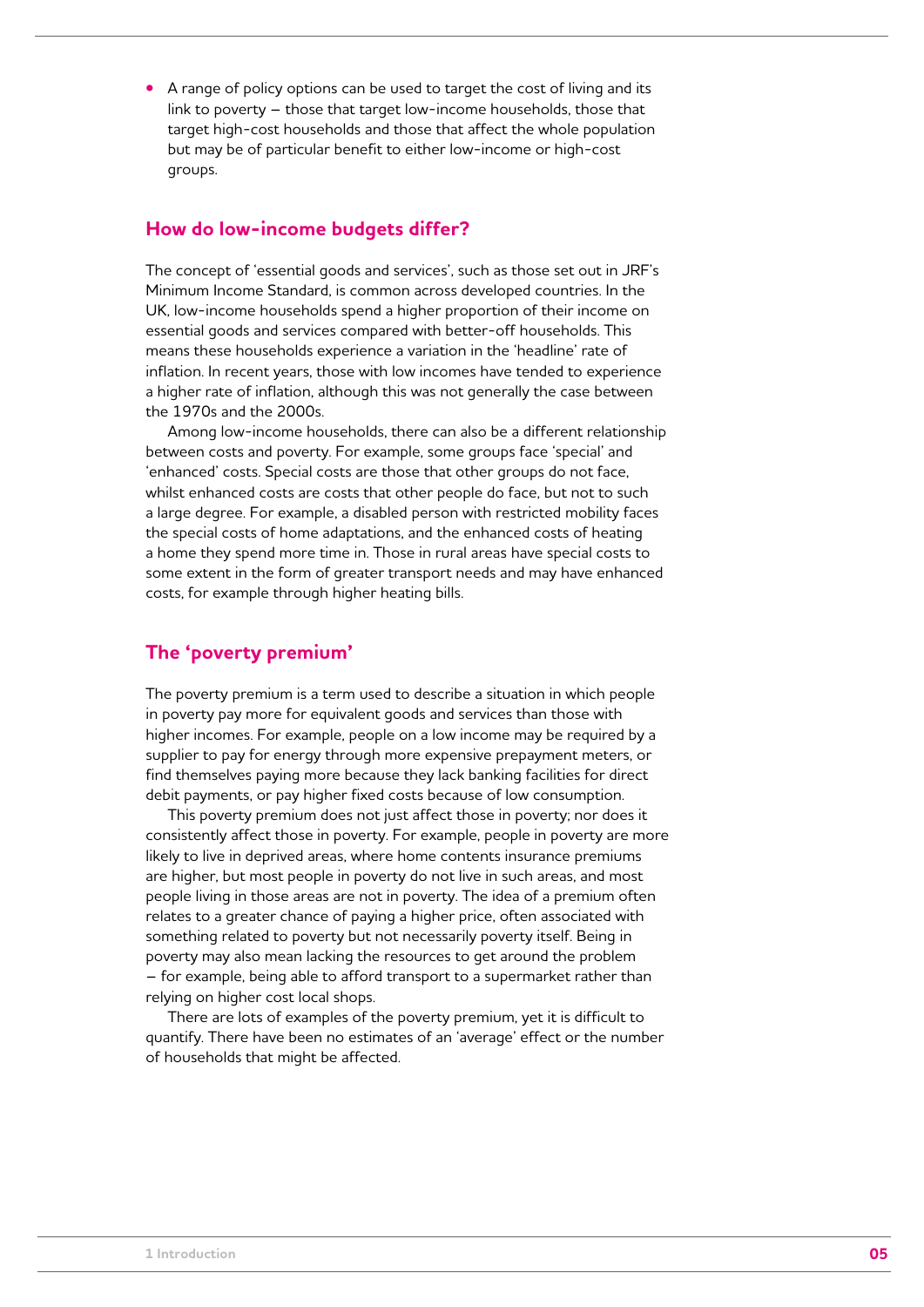- A range of policy options can be used to target the cost of living and its link to poverty – those that target low-income households, those that target high-cost households and those that affect the whole population but may be of particular benefit to either low-income or high-cost groups.

## How do low-income budgets differ?

The concept of 'essential goods and services', such as those set out in JRF's Minimum Income Standard, is common across developed countries. In the UK, low-income households spend a higher proportion of their income on essential goods and services compared with better-off households. This means these households experience a variation in the 'headline' rate of inflation. In recent years, those with low incomes have tended to experience a higher rate of inflation, although this was not generally the case between the 1970s and the 2000s.

Among low-income households, there can also be a different relationship between costs and poverty. For example, some groups face 'special' and 'enhanced' costs. Special costs are those that other groups do not face, whilst enhanced costs are costs that other people do face, but not to such a large degree. For example, a disabled person with restricted mobility faces the special costs of home adaptations, and the enhanced costs of heating a home they spend more time in. Those in rural areas have special costs to some extent in the form of greater transport needs and may have enhanced costs, for example through higher heating bills.

## The 'poverty premium'

The poverty premium is a term used to describe a situation in which people in poverty pay more for equivalent goods and services than those with higher incomes. For example, people on a low income may be required by a supplier to pay for energy through more expensive prepayment meters, or find themselves paying more because they lack banking facilities for direct debit payments, or pay higher fixed costs because of low consumption.

This poverty premium does not just affect those in poverty; nor does it consistently affect those in poverty. For example, people in poverty are more likely to live in deprived areas, where home contents insurance premiums are higher, but most people in poverty do not live in such areas, and most people living in those areas are not in poverty. The idea of a premium often relates to a greater chance of paying a higher price, often associated with something related to poverty but not necessarily poverty itself. Being in poverty may also mean lacking the resources to get around the problem – for example, being able to afford transport to a supermarket rather than relying on higher cost local shops.

There are lots of examples of the poverty premium, yet it is difficult to quantify. There have been no estimates of an 'average' effect or the number of households that might be affected.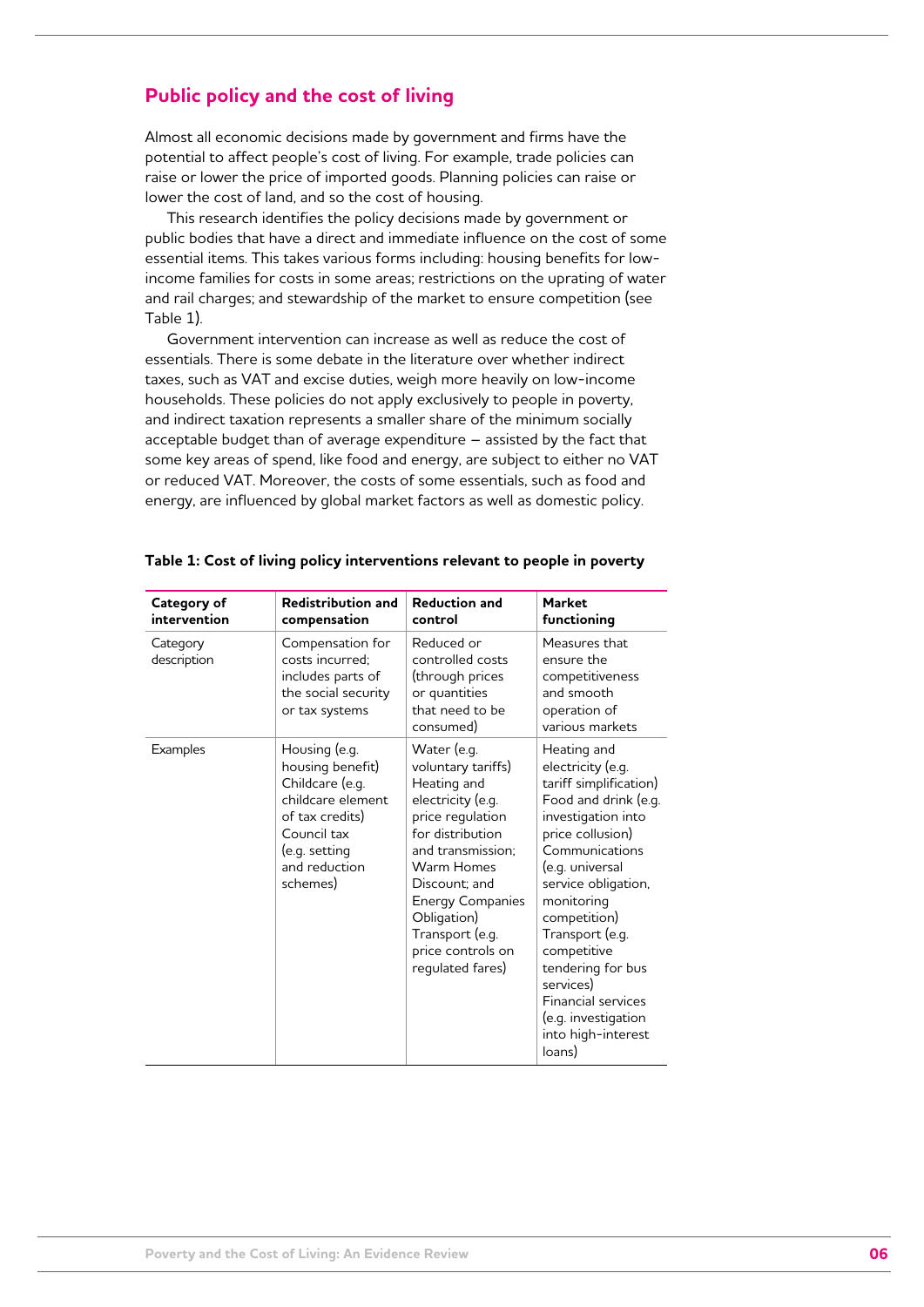## Public policy and the cost of living

Almost all economic decisions made by government and firms have the potential to affect people's cost of living. For example, trade policies can raise or lower the price of imported goods. Planning policies can raise or lower the cost of land, and so the cost of housing.

This research identifies the policy decisions made by government or public bodies that have a direct and immediate influence on the cost of some essential items. This takes various forms including: housing benefits for low-income families for costs in some areas; restrictions on the uprating of water and rail charges; and stewardship of the market to ensure competition (see Table 1).

Government intervention can increase as well as reduce the cost of essentials. There is some debate in the literature over whether indirect taxes, such as VAT and excise duties, weigh more heavily on low-income households. These policies do not apply exclusively to people in poverty, and indirect taxation represents a smaller share of the minimum socially acceptable budget than of average expenditure – assisted by the fact that some key areas of spend, like food and energy, are subject to either no VAT or reduced VAT. Moreover, the costs of some essentials, such as food and energy, are influenced by global market factors as well as domestic policy.

**Table 1: Cost of living policy interventions relevant to people in poverty**

| Category of intervention | Redistribution and compensation | Reduction and control | Market functioning |
|---|---|---|---|
| Category description | Compensation for costs incurred; includes parts of the social security or tax systems | Reduced or controlled costs (through prices or quantities that need to be consumed) | Measures that ensure the competitiveness and smooth operation of various markets |
| Examples | Housing (e.g. housing benefit)<br>Childcare (e.g. childcare element of tax credits)<br>Council tax (e.g. setting and reduction schemes) | Water (e.g. voluntary tariffs)<br>Heating and electricity (e.g. price regulation for distribution and transmission; Warm Homes Discount; and Energy Companies Obligation)<br>Transport (e.g. price controls on regulated fares) | Heating and electricity (e.g. tariff simplification)<br>Food and drink (e.g. investigation into price collusion)<br>Communications (e.g. universal service obligation, monitoring competition)<br>Transport (e.g. competitive tendering for bus services)<br>Financial services (e.g. investigation into high-interest loans) |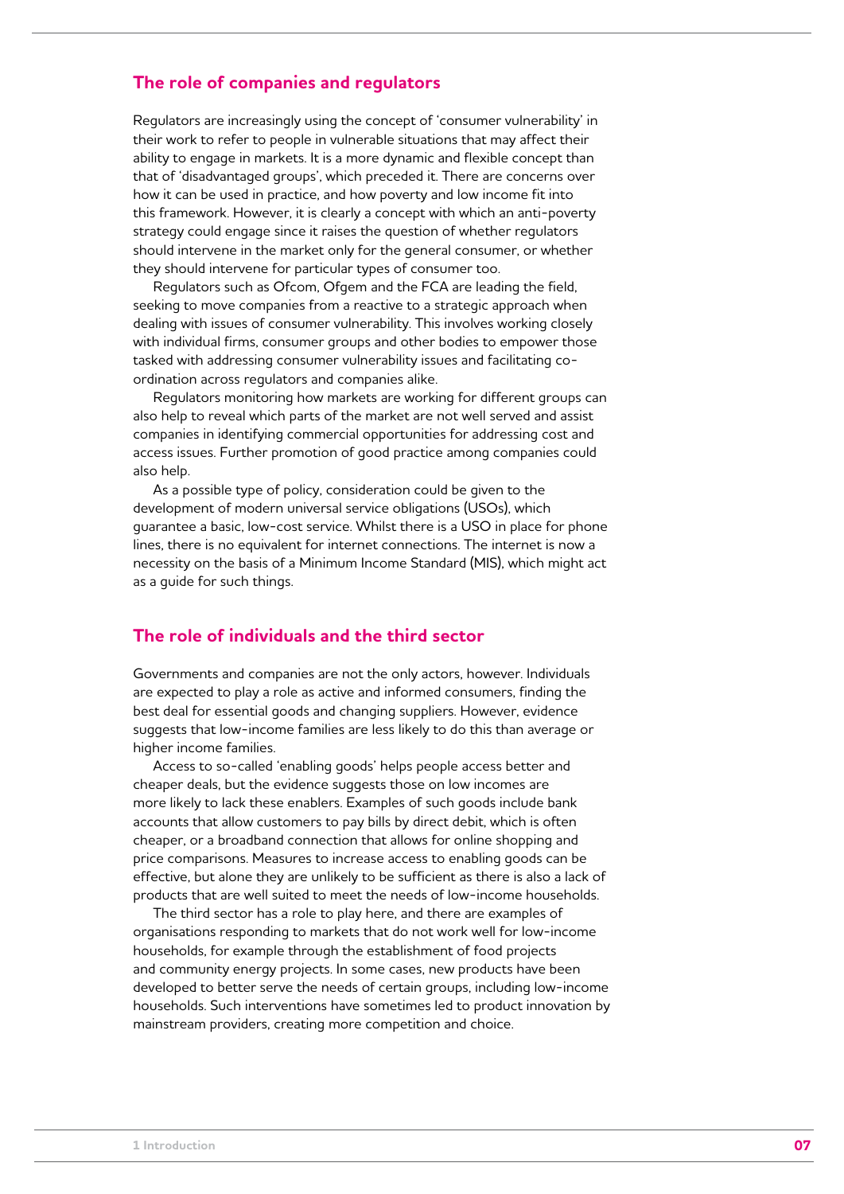## The role of companies and regulators

Regulators are increasingly using the concept of 'consumer vulnerability' in their work to refer to people in vulnerable situations that may affect their ability to engage in markets. It is a more dynamic and flexible concept than that of 'disadvantaged groups', which preceded it. There are concerns over how it can be used in practice, and how poverty and low income fit into this framework. However, it is clearly a concept with which an anti-poverty strategy could engage since it raises the question of whether regulators should intervene in the market only for the general consumer, or whether they should intervene for particular types of consumer too.

Regulators such as Ofcom, Ofgem and the FCA are leading the field, seeking to move companies from a reactive to a strategic approach when dealing with issues of consumer vulnerability. This involves working closely with individual firms, consumer groups and other bodies to empower those tasked with addressing consumer vulnerability issues and facilitating co-ordination across regulators and companies alike.

Regulators monitoring how markets are working for different groups can also help to reveal which parts of the market are not well served and assist companies in identifying commercial opportunities for addressing cost and access issues. Further promotion of good practice among companies could also help.

As a possible type of policy, consideration could be given to the development of modern universal service obligations (USOs), which guarantee a basic, low-cost service. Whilst there is a USO in place for phone lines, there is no equivalent for internet connections. The internet is now a necessity on the basis of a Minimum Income Standard (MIS), which might act as a guide for such things.

## The role of individuals and the third sector

Governments and companies are not the only actors, however. Individuals are expected to play a role as active and informed consumers, finding the best deal for essential goods and changing suppliers. However, evidence suggests that low-income families are less likely to do this than average or higher income families.

Access to so-called 'enabling goods' helps people access better and cheaper deals, but the evidence suggests those on low incomes are more likely to lack these enablers. Examples of such goods include bank accounts that allow customers to pay bills by direct debit, which is often cheaper, or a broadband connection that allows for online shopping and price comparisons. Measures to increase access to enabling goods can be effective, but alone they are unlikely to be sufficient as there is also a lack of products that are well suited to meet the needs of low-income households.

The third sector has a role to play here, and there are examples of organisations responding to markets that do not work well for low-income households, for example through the establishment of food projects and community energy projects. In some cases, new products have been developed to better serve the needs of certain groups, including low-income households. Such interventions have sometimes led to product innovation by mainstream providers, creating more competition and choice.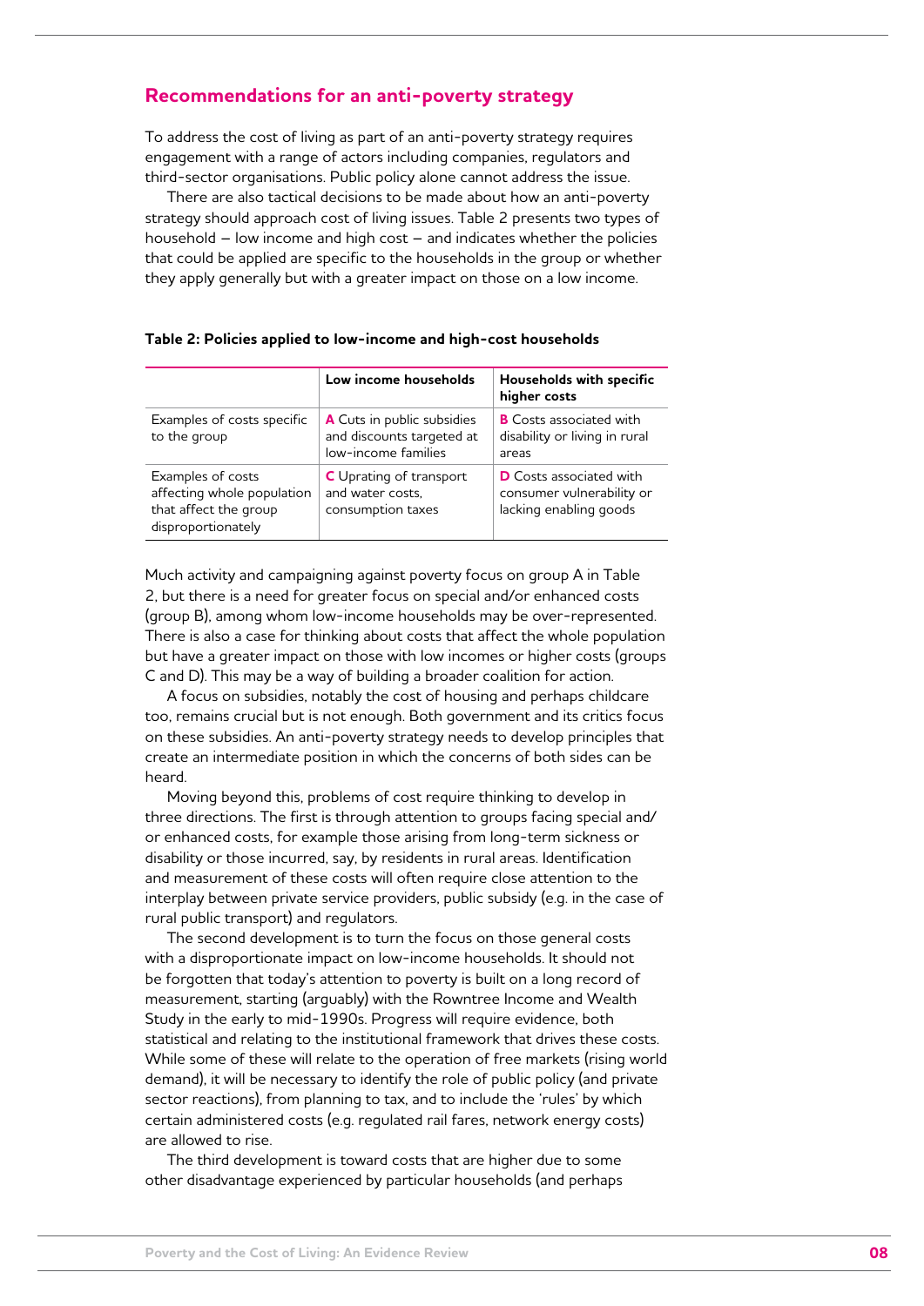## Recommendations for an anti-poverty strategy

To address the cost of living as part of an anti-poverty strategy requires engagement with a range of actors including companies, regulators and third-sector organisations. Public policy alone cannot address the issue.

There are also tactical decisions to be made about how an anti-poverty strategy should approach cost of living issues. Table 2 presents two types of household – low income and high cost – and indicates whether the policies that could be applied are specific to the households in the group or whether they apply generally but with a greater impact on those on a low income.

**Table 2: Policies applied to low-income and high-cost households**

| | Low income households | Households with specific higher costs |
|---|---|---|
| Examples of costs specific to the group | **A** Cuts in public subsidies and discounts targeted at low-income families | **B** Costs associated with disability or living in rural areas |
| Examples of costs affecting whole population that affect the group disproportionately | **C** Uprating of transport and water costs, consumption taxes | **D** Costs associated with consumer vulnerability or lacking enabling goods |

Much activity and campaigning against poverty focus on group A in Table 2, but there is a need for greater focus on special and/or enhanced costs (group B), among whom low-income households may be over-represented. There is also a case for thinking about costs that affect the whole population but have a greater impact on those with low incomes or higher costs (groups C and D). This may be a way of building a broader coalition for action.

A focus on subsidies, notably the cost of housing and perhaps childcare too, remains crucial but is not enough. Both government and its critics focus on these subsidies. An anti-poverty strategy needs to develop principles that create an intermediate position in which the concerns of both sides can be heard.

Moving beyond this, problems of cost require thinking to develop in three directions. The first is through attention to groups facing special and/or enhanced costs, for example those arising from long-term sickness or disability or those incurred, say, by residents in rural areas. Identification and measurement of these costs will often require close attention to the interplay between private service providers, public subsidy (e.g. in the case of rural public transport) and regulators.

The second development is to turn the focus on those general costs with a disproportionate impact on low-income households. It should not be forgotten that today's attention to poverty is built on a long record of measurement, starting (arguably) with the Rowntree Income and Wealth Study in the early to mid-1990s. Progress will require evidence, both statistical and relating to the institutional framework that drives these costs. While some of these will relate to the operation of free markets (rising world demand), it will be necessary to identify the role of public policy (and private sector reactions), from planning to tax, and to include the 'rules' by which certain administered costs (e.g. regulated rail fares, network energy costs) are allowed to rise.

The third development is toward costs that are higher due to some other disadvantage experienced by particular households (and perhaps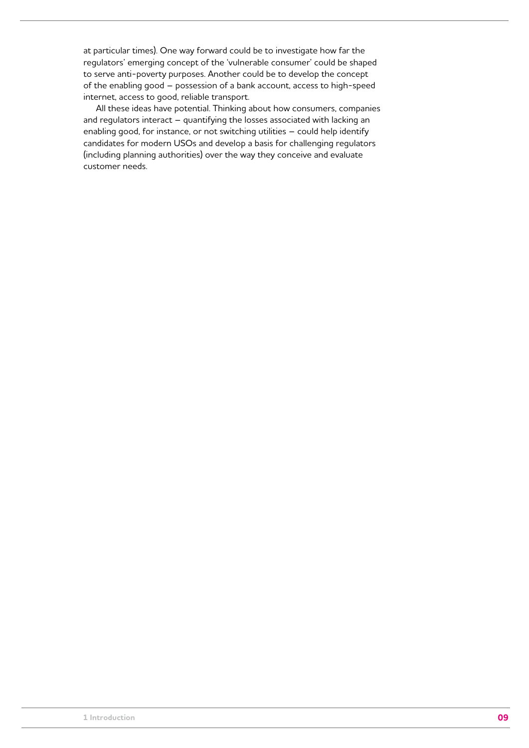at particular times). One way forward could be to investigate how far the regulators' emerging concept of the 'vulnerable consumer' could be shaped to serve anti-poverty purposes. Another could be to develop the concept of the enabling good – possession of a bank account, access to high-speed internet, access to good, reliable transport.

All these ideas have potential. Thinking about how consumers, companies and regulators interact – quantifying the losses associated with lacking an enabling good, for instance, or not switching utilities – could help identify candidates for modern USOs and develop a basis for challenging regulators (including planning authorities) over the way they conceive and evaluate customer needs.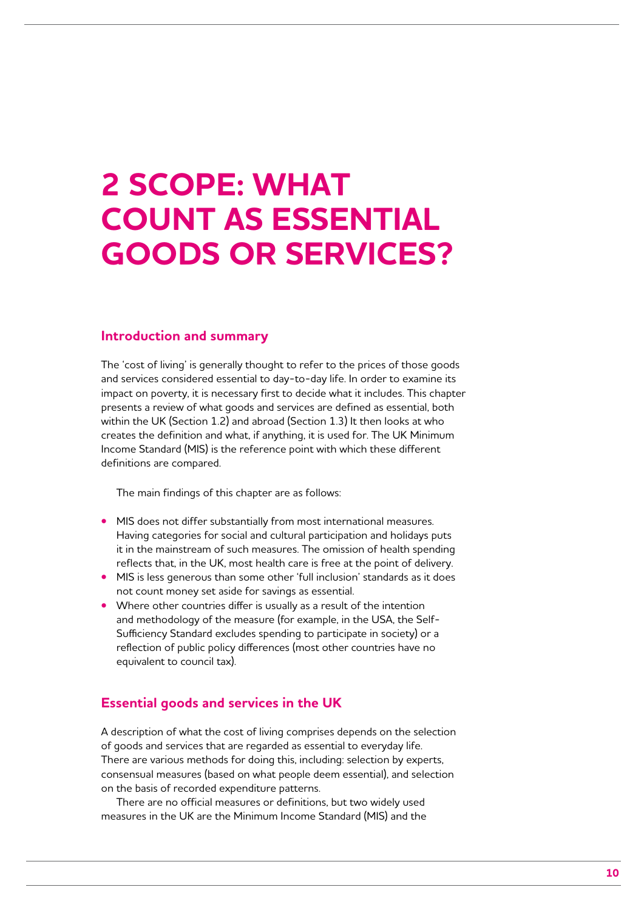# 2 SCOPE: WHAT COUNT AS ESSENTIAL GOODS OR SERVICES?

## Introduction and summary

The 'cost of living' is generally thought to refer to the prices of those goods and services considered essential to day-to-day life. In order to examine its impact on poverty, it is necessary first to decide what it includes. This chapter presents a review of what goods and services are defined as essential, both within the UK (Section 1.2) and abroad (Section 1.3) It then looks at who creates the definition and what, if anything, it is used for. The UK Minimum Income Standard (MIS) is the reference point with which these different definitions are compared.

The main findings of this chapter are as follows:

- MIS does not differ substantially from most international measures. Having categories for social and cultural participation and holidays puts it in the mainstream of such measures. The omission of health spending reflects that, in the UK, most health care is free at the point of delivery.
- MIS is less generous than some other 'full inclusion' standards as it does not count money set aside for savings as essential.
- Where other countries differ is usually as a result of the intention and methodology of the measure (for example, in the USA, the Self-Sufficiency Standard excludes spending to participate in society) or a reflection of public policy differences (most other countries have no equivalent to council tax).

## Essential goods and services in the UK

A description of what the cost of living comprises depends on the selection of goods and services that are regarded as essential to everyday life. There are various methods for doing this, including: selection by experts, consensual measures (based on what people deem essential), and selection on the basis of recorded expenditure patterns.

There are no official measures or definitions, but two widely used measures in the UK are the Minimum Income Standard (MIS) and the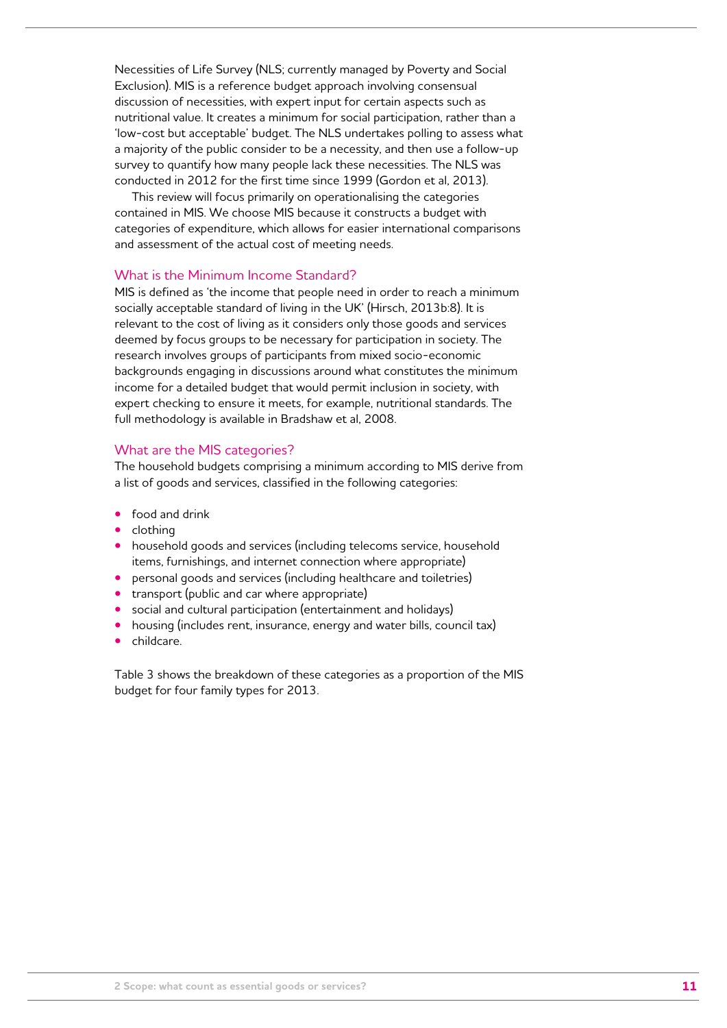Necessities of Life Survey (NLS; currently managed by Poverty and Social Exclusion). MIS is a reference budget approach involving consensual discussion of necessities, with expert input for certain aspects such as nutritional value. It creates a minimum for social participation, rather than a 'low-cost but acceptable' budget. The NLS undertakes polling to assess what a majority of the public consider to be a necessity, and then use a follow-up survey to quantify how many people lack these necessities. The NLS was conducted in 2012 for the first time since 1999 (Gordon et al, 2013).

This review will focus primarily on operationalising the categories contained in MIS. We choose MIS because it constructs a budget with categories of expenditure, which allows for easier international comparisons and assessment of the actual cost of meeting needs.

### What is the Minimum Income Standard?

MIS is defined as 'the income that people need in order to reach a minimum socially acceptable standard of living in the UK' (Hirsch, 2013b:8). It is relevant to the cost of living as it considers only those goods and services deemed by focus groups to be necessary for participation in society. The research involves groups of participants from mixed socio-economic backgrounds engaging in discussions around what constitutes the minimum income for a detailed budget that would permit inclusion in society, with expert checking to ensure it meets, for example, nutritional standards. The full methodology is available in Bradshaw et al, 2008.

### What are the MIS categories?

The household budgets comprising a minimum according to MIS derive from a list of goods and services, classified in the following categories:

- food and drink
- clothing
- household goods and services (including telecoms service, household items, furnishings, and internet connection where appropriate)
- personal goods and services (including healthcare and toiletries)
- transport (public and car where appropriate)
- social and cultural participation (entertainment and holidays)
- housing (includes rent, insurance, energy and water bills, council tax)
- childcare.

Table 3 shows the breakdown of these categories as a proportion of the MIS budget for four family types for 2013.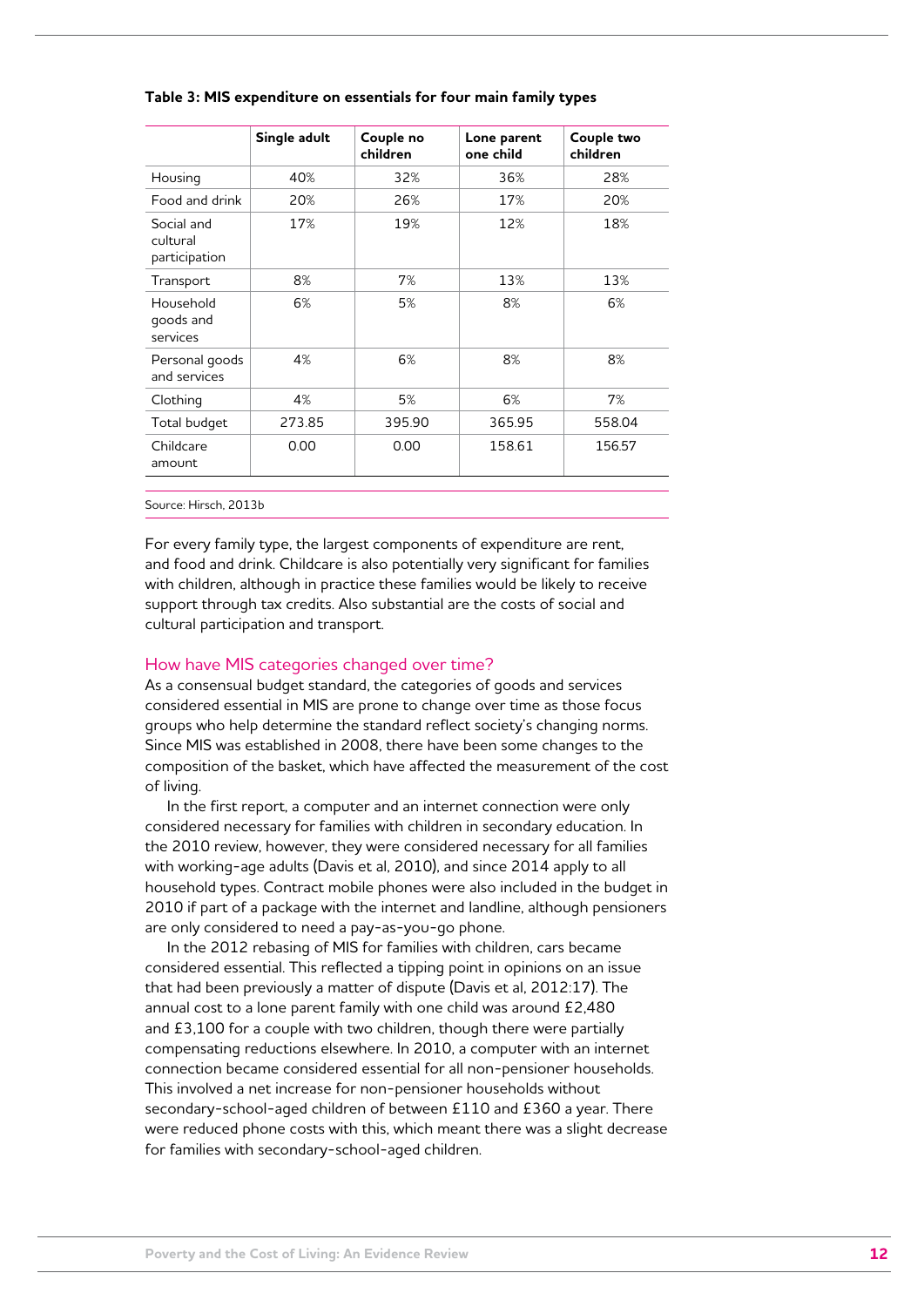**Table 3: MIS expenditure on essentials for four main family types**

| | Single adult | Couple no children | Lone parent one child | Couple two children |
|---|---|---|---|---|
| Housing | 40% | 32% | 36% | 28% |
| Food and drink | 20% | 26% | 17% | 20% |
| Social and cultural participation | 17% | 19% | 12% | 18% |
| Transport | 8% | 7% | 13% | 13% |
| Household goods and services | 6% | 5% | 8% | 6% |
| Personal goods and services | 4% | 6% | 8% | 8% |
| Clothing | 4% | 5% | 6% | 7% |
| Total budget | 273.85 | 395.90 | 365.95 | 558.04 |
| Childcare amount | 0.00 | 0.00 | 158.61 | 156.57 |

Source: Hirsch, 2013b

For every family type, the largest components of expenditure are rent, and food and drink. Childcare is also potentially very significant for families with children, although in practice these families would be likely to receive support through tax credits. Also substantial are the costs of social and cultural participation and transport.

## How have MIS categories changed over time?

As a consensual budget standard, the categories of goods and services considered essential in MIS are prone to change over time as those focus groups who help determine the standard reflect society's changing norms. Since MIS was established in 2008, there have been some changes to the composition of the basket, which have affected the measurement of the cost of living.

In the first report, a computer and an internet connection were only considered necessary for families with children in secondary education. In the 2010 review, however, they were considered necessary for all families with working-age adults (Davis et al, 2010), and since 2014 apply to all household types. Contract mobile phones were also included in the budget in 2010 if part of a package with the internet and landline, although pensioners are only considered to need a pay-as-you-go phone.

In the 2012 rebasing of MIS for families with children, cars became considered essential. This reflected a tipping point in opinions on an issue that had been previously a matter of dispute (Davis et al, 2012:17). The annual cost to a lone parent family with one child was around £2,480 and £3,100 for a couple with two children, though there were partially compensating reductions elsewhere. In 2010, a computer with an internet connection became considered essential for all non-pensioner households. This involved a net increase for non-pensioner households without secondary-school-aged children of between £110 and £360 a year. There were reduced phone costs with this, which meant there was a slight decrease for families with secondary-school-aged children.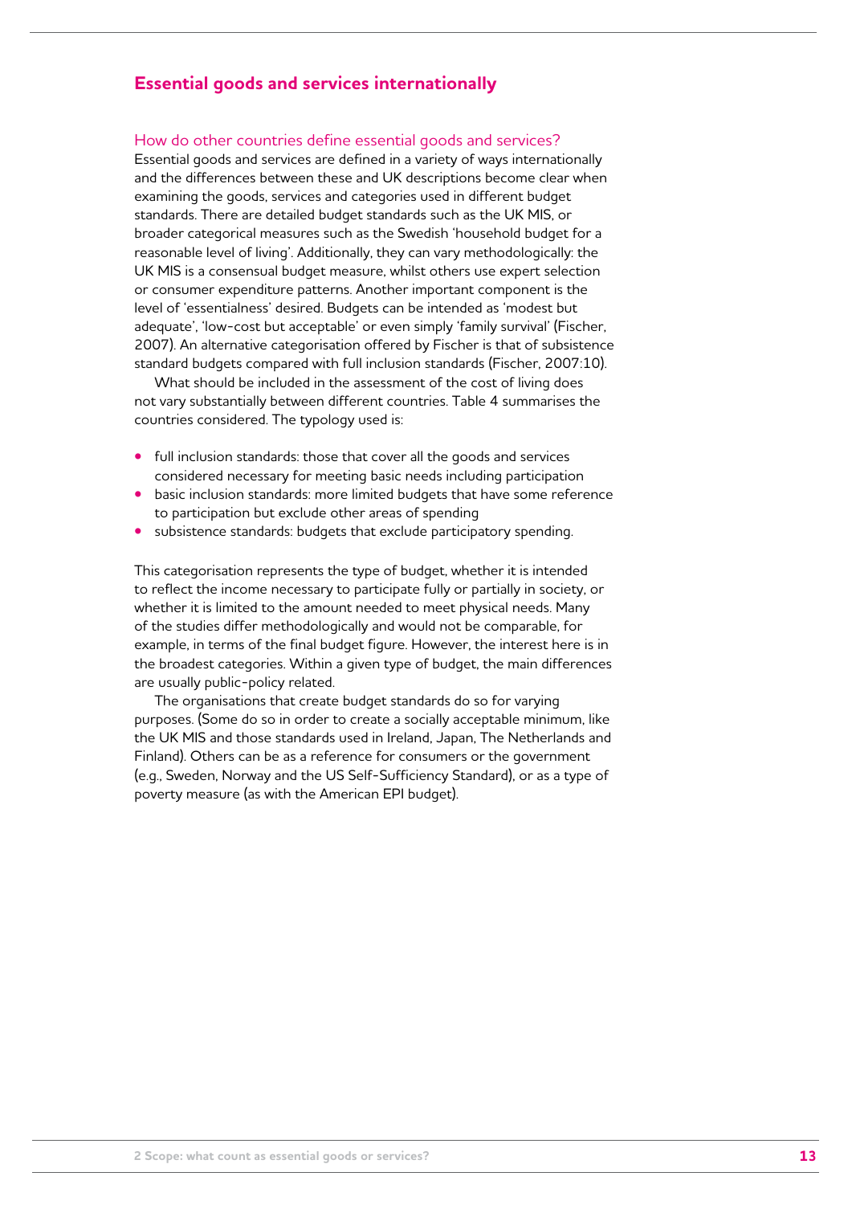## Essential goods and services internationally

### How do other countries define essential goods and services?

Essential goods and services are defined in a variety of ways internationally and the differences between these and UK descriptions become clear when examining the goods, services and categories used in different budget standards. There are detailed budget standards such as the UK MIS, or broader categorical measures such as the Swedish 'household budget for a reasonable level of living'. Additionally, they can vary methodologically: the UK MIS is a consensual budget measure, whilst others use expert selection or consumer expenditure patterns. Another important component is the level of 'essentialness' desired. Budgets can be intended as 'modest but adequate', 'low-cost but acceptable' or even simply 'family survival' (Fischer, 2007). An alternative categorisation offered by Fischer is that of subsistence standard budgets compared with full inclusion standards (Fischer, 2007:10).

What should be included in the assessment of the cost of living does not vary substantially between different countries. Table 4 summarises the countries considered. The typology used is:

- full inclusion standards: those that cover all the goods and services considered necessary for meeting basic needs including participation
- basic inclusion standards: more limited budgets that have some reference to participation but exclude other areas of spending
- subsistence standards: budgets that exclude participatory spending.

This categorisation represents the type of budget, whether it is intended to reflect the income necessary to participate fully or partially in society, or whether it is limited to the amount needed to meet physical needs. Many of the studies differ methodologically and would not be comparable, for example, in terms of the final budget figure. However, the interest here is in the broadest categories. Within a given type of budget, the main differences are usually public-policy related.

The organisations that create budget standards do so for varying purposes. (Some do so in order to create a socially acceptable minimum, like the UK MIS and those standards used in Ireland, Japan, The Netherlands and Finland). Others can be as a reference for consumers or the government (e.g., Sweden, Norway and the US Self-Sufficiency Standard), or as a type of poverty measure (as with the American EPI budget).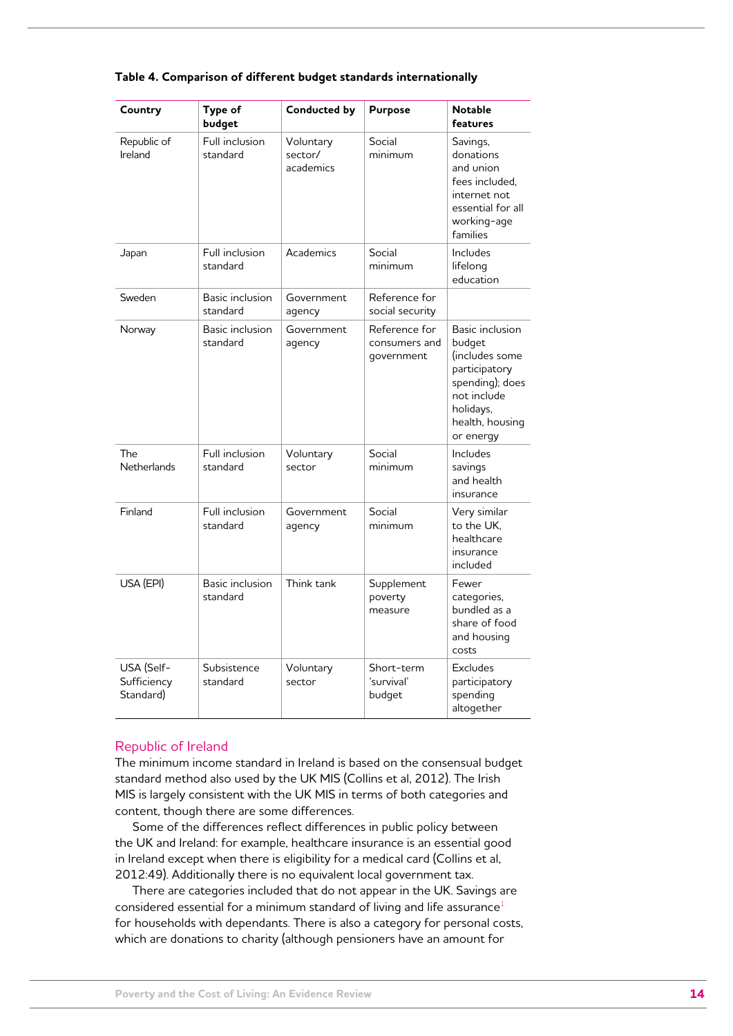**Table 4. Comparison of different budget standards internationally**

| Country | Type of budget | Conducted by | Purpose | Notable features |
|---|---|---|---|---|
| Republic of Ireland | Full inclusion standard | Voluntary sector/ academics | Social minimum | Savings, donations and union fees included, internet not essential for all working-age families |
| Japan | Full inclusion standard | Academics | Social minimum | Includes lifelong education |
| Sweden | Basic inclusion standard | Government agency | Reference for social security | |
| Norway | Basic inclusion standard | Government agency | Reference for consumers and government | Basic inclusion budget (includes some participatory spending); does not include holidays, health, housing or energy |
| The Netherlands | Full inclusion standard | Voluntary sector | Social minimum | Includes savings and health insurance |
| Finland | Full inclusion standard | Government agency | Social minimum | Very similar to the UK, healthcare insurance included |
| USA (EPI) | Basic inclusion standard | Think tank | Supplement poverty measure | Fewer categories, bundled as a share of food and housing costs |
| USA (Self-Sufficiency Standard) | Subsistence standard | Voluntary sector | Short-term 'survival' budget | Excludes participatory spending altogether |

## Republic of Ireland

The minimum income standard in Ireland is based on the consensual budget standard method also used by the UK MIS (Collins et al, 2012). The Irish MIS is largely consistent with the UK MIS in terms of both categories and content, though there are some differences.

Some of the differences reflect differences in public policy between the UK and Ireland: for example, healthcare insurance is an essential good in Ireland except when there is eligibility for a medical card (Collins et al, 2012:49). Additionally there is no equivalent local government tax.

There are categories included that do not appear in the UK. Savings are considered essential for a minimum standard of living and life assurance[1] for households with dependants. There is also a category for personal costs, which are donations to charity (although pensioners have an amount for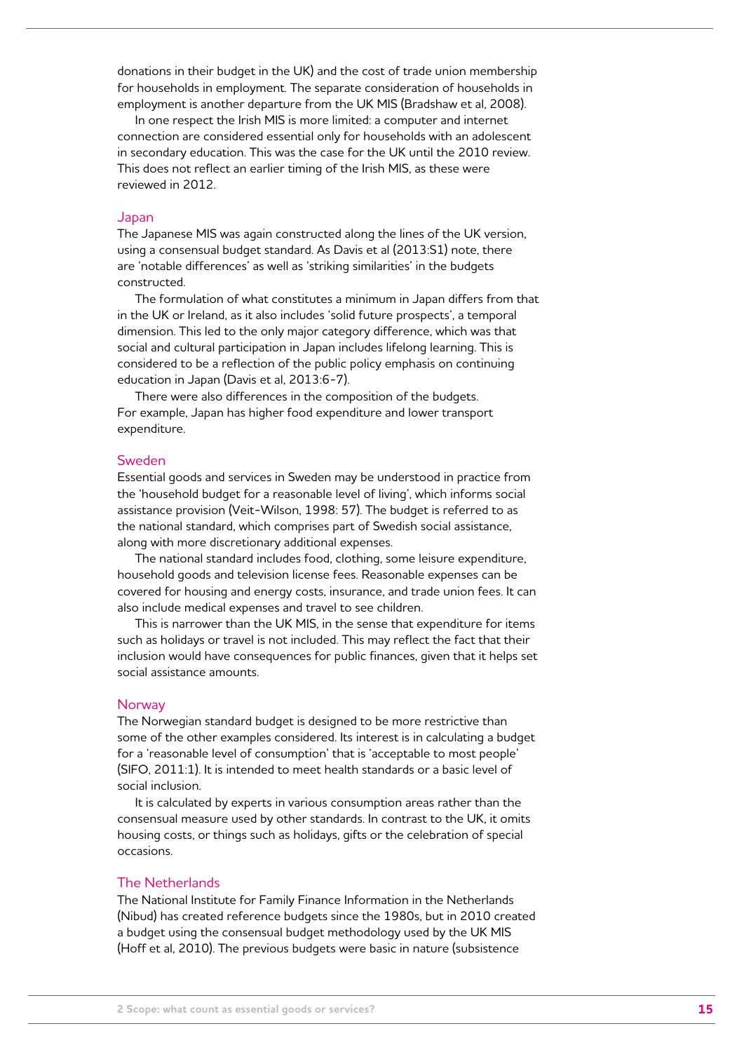donations in their budget in the UK) and the cost of trade union membership for households in employment. The separate consideration of households in employment is another departure from the UK MIS (Bradshaw et al, 2008).

In one respect the Irish MIS is more limited: a computer and internet connection are considered essential only for households with an adolescent in secondary education. This was the case for the UK until the 2010 review. This does not reflect an earlier timing of the Irish MIS, as these were reviewed in 2012.

### Japan

The Japanese MIS was again constructed along the lines of the UK version, using a consensual budget standard. As Davis et al (2013:S1) note, there are 'notable differences' as well as 'striking similarities' in the budgets constructed.

The formulation of what constitutes a minimum in Japan differs from that in the UK or Ireland, as it also includes 'solid future prospects', a temporal dimension. This led to the only major category difference, which was that social and cultural participation in Japan includes lifelong learning. This is considered to be a reflection of the public policy emphasis on continuing education in Japan (Davis et al, 2013:6-7).

There were also differences in the composition of the budgets. For example, Japan has higher food expenditure and lower transport expenditure.

### Sweden

Essential goods and services in Sweden may be understood in practice from the 'household budget for a reasonable level of living', which informs social assistance provision (Veit-Wilson, 1998: 57). The budget is referred to as the national standard, which comprises part of Swedish social assistance, along with more discretionary additional expenses.

The national standard includes food, clothing, some leisure expenditure, household goods and television license fees. Reasonable expenses can be covered for housing and energy costs, insurance, and trade union fees. It can also include medical expenses and travel to see children.

This is narrower than the UK MIS, in the sense that expenditure for items such as holidays or travel is not included. This may reflect the fact that their inclusion would have consequences for public finances, given that it helps set social assistance amounts.

### Norway

The Norwegian standard budget is designed to be more restrictive than some of the other examples considered. Its interest is in calculating a budget for a 'reasonable level of consumption' that is 'acceptable to most people' (SIFO, 2011:1). It is intended to meet health standards or a basic level of social inclusion.

It is calculated by experts in various consumption areas rather than the consensual measure used by other standards. In contrast to the UK, it omits housing costs, or things such as holidays, gifts or the celebration of special occasions.

### The Netherlands

The National Institute for Family Finance Information in the Netherlands (Nibud) has created reference budgets since the 1980s, but in 2010 created a budget using the consensual budget methodology used by the UK MIS (Hoff et al, 2010). The previous budgets were basic in nature (subsistence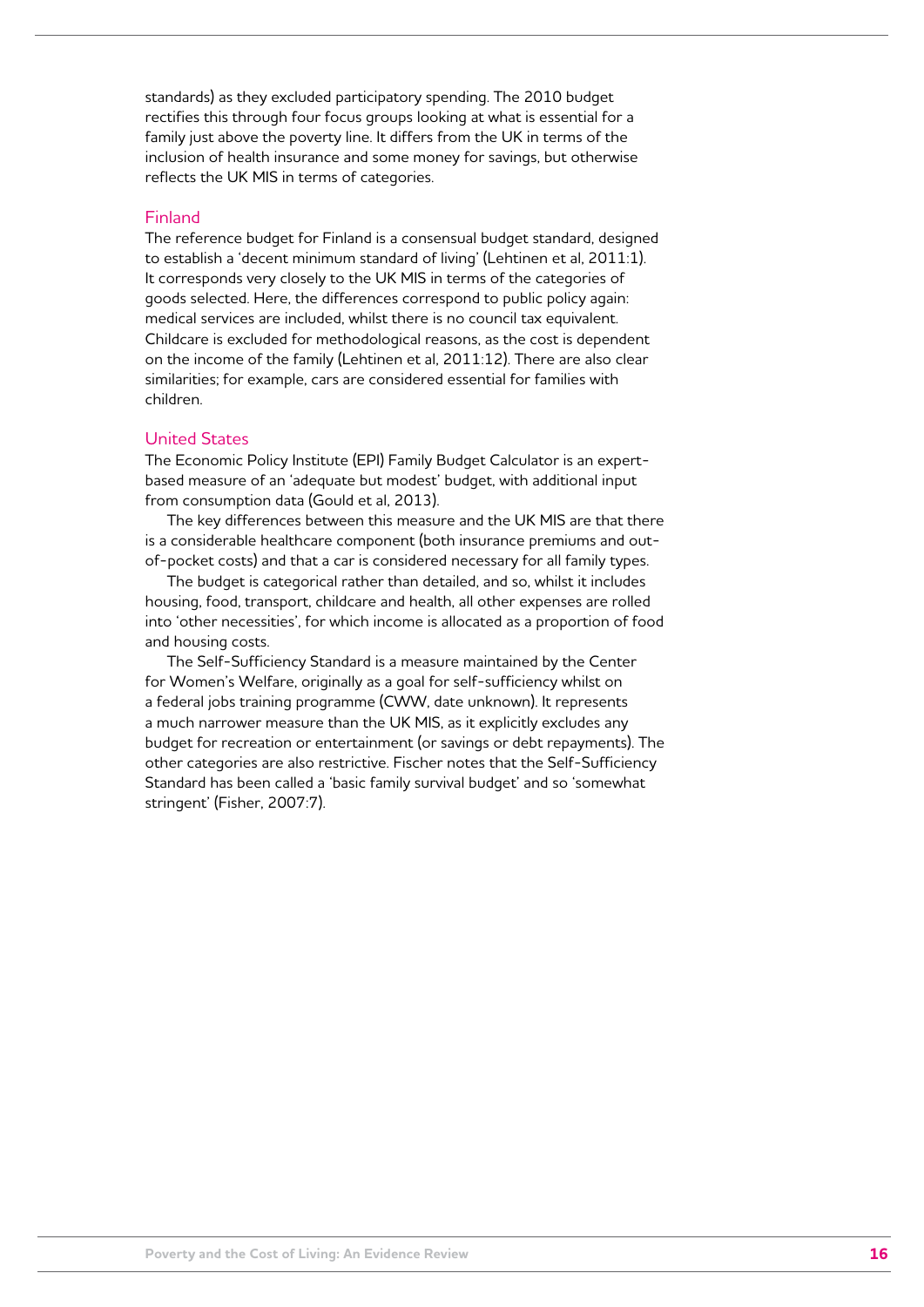standards) as they excluded participatory spending. The 2010 budget rectifies this through four focus groups looking at what is essential for a family just above the poverty line. It differs from the UK in terms of the inclusion of health insurance and some money for savings, but otherwise reflects the UK MIS in terms of categories.

### Finland

The reference budget for Finland is a consensual budget standard, designed to establish a 'decent minimum standard of living' (Lehtinen et al, 2011:1). It corresponds very closely to the UK MIS in terms of the categories of goods selected. Here, the differences correspond to public policy again: medical services are included, whilst there is no council tax equivalent. Childcare is excluded for methodological reasons, as the cost is dependent on the income of the family (Lehtinen et al, 2011:12). There are also clear similarities; for example, cars are considered essential for families with children.

### United States

The Economic Policy Institute (EPI) Family Budget Calculator is an expert-based measure of an 'adequate but modest' budget, with additional input from consumption data (Gould et al, 2013).

The key differences between this measure and the UK MIS are that there is a considerable healthcare component (both insurance premiums and out-of-pocket costs) and that a car is considered necessary for all family types.

The budget is categorical rather than detailed, and so, whilst it includes housing, food, transport, childcare and health, all other expenses are rolled into 'other necessities', for which income is allocated as a proportion of food and housing costs.

The Self-Sufficiency Standard is a measure maintained by the Center for Women's Welfare, originally as a goal for self-sufficiency whilst on a federal jobs training programme (CWW, date unknown). It represents a much narrower measure than the UK MIS, as it explicitly excludes any budget for recreation or entertainment (or savings or debt repayments). The other categories are also restrictive. Fischer notes that the Self-Sufficiency Standard has been called a 'basic family survival budget' and so 'somewhat stringent' (Fisher, 2007:7).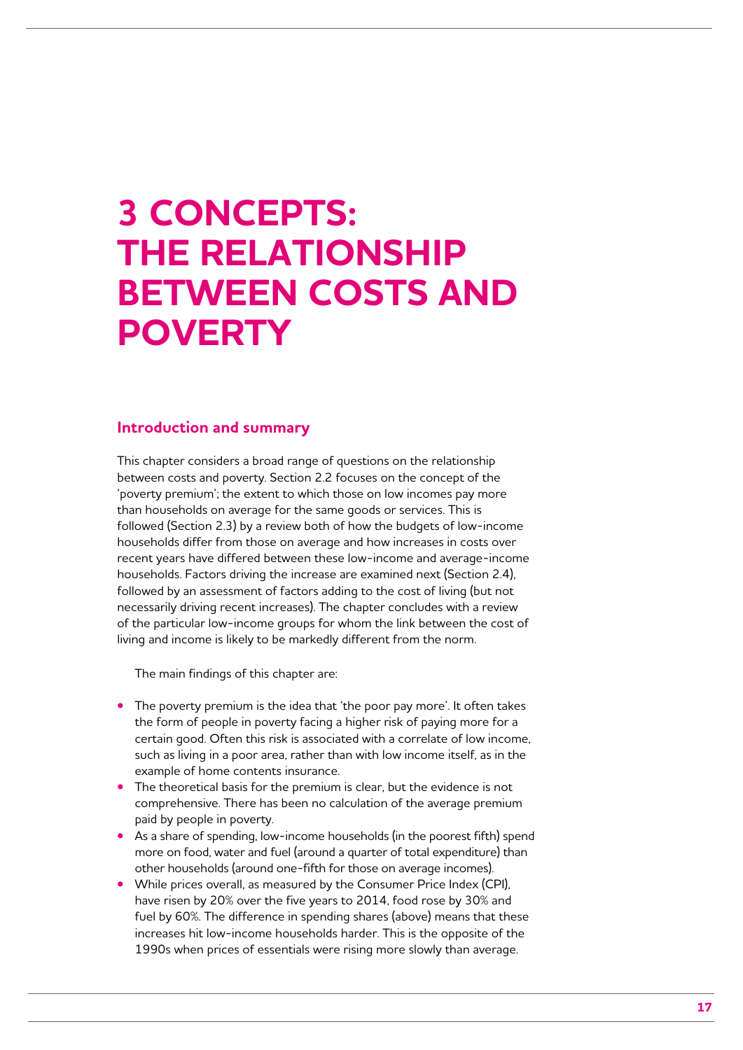# 3 CONCEPTS: THE RELATIONSHIP BETWEEN COSTS AND POVERTY

## Introduction and summary

This chapter considers a broad range of questions on the relationship between costs and poverty. Section 2.2 focuses on the concept of the 'poverty premium'; the extent to which those on low incomes pay more than households on average for the same goods or services. This is followed (Section 2.3) by a review both of how the budgets of low-income households differ from those on average and how increases in costs over recent years have differed between these low-income and average-income households. Factors driving the increase are examined next (Section 2.4), followed by an assessment of factors adding to the cost of living (but not necessarily driving recent increases). The chapter concludes with a review of the particular low-income groups for whom the link between the cost of living and income is likely to be markedly different from the norm.

The main findings of this chapter are:

- The poverty premium is the idea that 'the poor pay more'. It often takes the form of people in poverty facing a higher risk of paying more for a certain good. Often this risk is associated with a correlate of low income, such as living in a poor area, rather than with low income itself, as in the example of home contents insurance.
- The theoretical basis for the premium is clear, but the evidence is not comprehensive. There has been no calculation of the average premium paid by people in poverty.
- As a share of spending, low-income households (in the poorest fifth) spend more on food, water and fuel (around a quarter of total expenditure) than other households (around one-fifth for those on average incomes).
- While prices overall, as measured by the Consumer Price Index (CPI), have risen by 20% over the five years to 2014, food rose by 30% and fuel by 60%. The difference in spending shares (above) means that these increases hit low-income households harder. This is the opposite of the 1990s when prices of essentials were rising more slowly than average.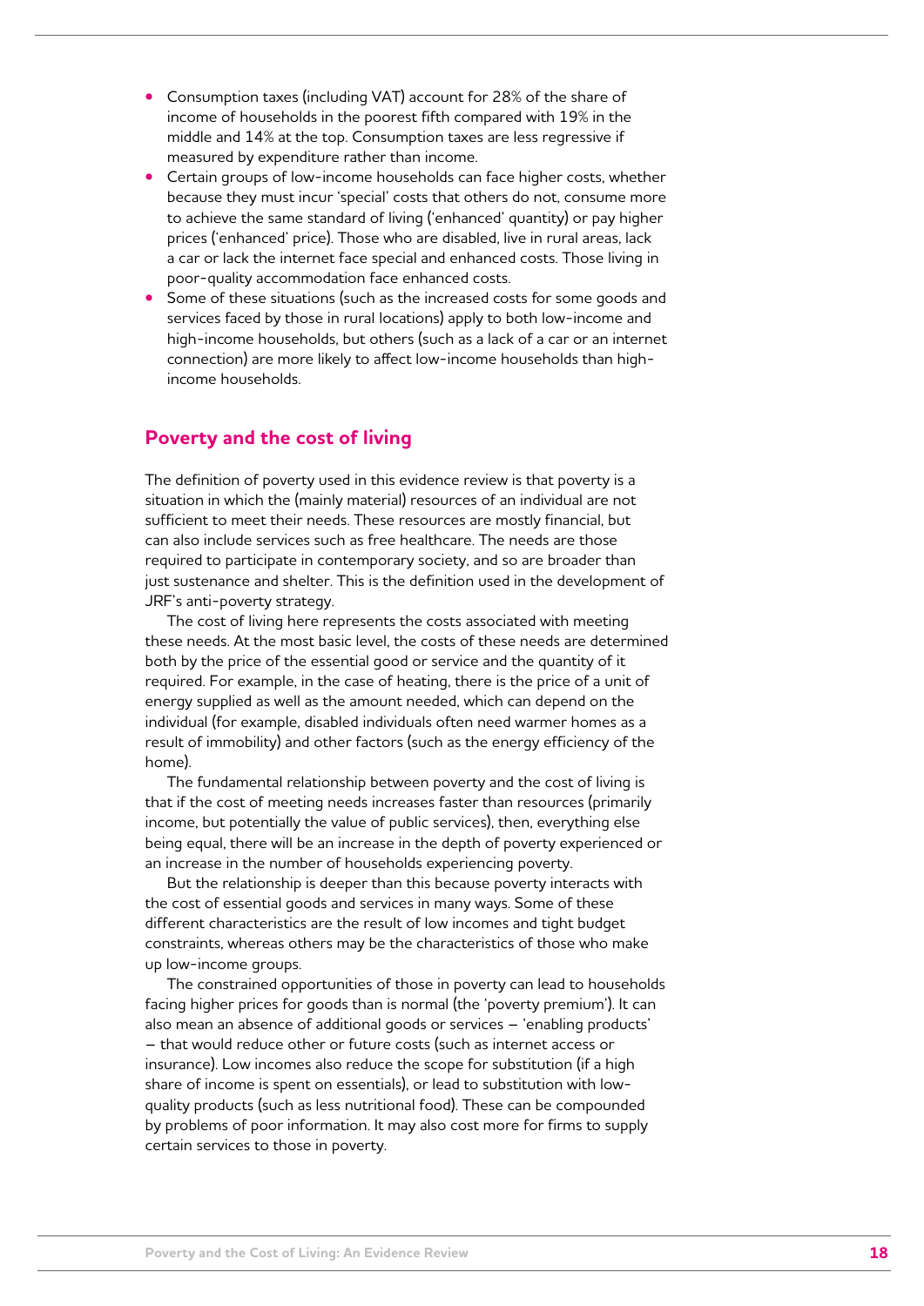- Consumption taxes (including VAT) account for 28% of the share of income of households in the poorest fifth compared with 19% in the middle and 14% at the top. Consumption taxes are less regressive if measured by expenditure rather than income.
- Certain groups of low-income households can face higher costs, whether because they must incur 'special' costs that others do not, consume more to achieve the same standard of living ('enhanced' quantity) or pay higher prices ('enhanced' price). Those who are disabled, live in rural areas, lack a car or lack the internet face special and enhanced costs. Those living in poor-quality accommodation face enhanced costs.
- Some of these situations (such as the increased costs for some goods and services faced by those in rural locations) apply to both low-income and high-income households, but others (such as a lack of a car or an internet connection) are more likely to affect low-income households than high-income households.

## Poverty and the cost of living

The definition of poverty used in this evidence review is that poverty is a situation in which the (mainly material) resources of an individual are not sufficient to meet their needs. These resources are mostly financial, but can also include services such as free healthcare. The needs are those required to participate in contemporary society, and so are broader than just sustenance and shelter. This is the definition used in the development of JRF's anti-poverty strategy.

The cost of living here represents the costs associated with meeting these needs. At the most basic level, the costs of these needs are determined both by the price of the essential good or service and the quantity of it required. For example, in the case of heating, there is the price of a unit of energy supplied as well as the amount needed, which can depend on the individual (for example, disabled individuals often need warmer homes as a result of immobility) and other factors (such as the energy efficiency of the home).

The fundamental relationship between poverty and the cost of living is that if the cost of meeting needs increases faster than resources (primarily income, but potentially the value of public services), then, everything else being equal, there will be an increase in the depth of poverty experienced or an increase in the number of households experiencing poverty.

But the relationship is deeper than this because poverty interacts with the cost of essential goods and services in many ways. Some of these different characteristics are the result of low incomes and tight budget constraints, whereas others may be the characteristics of those who make up low-income groups.

The constrained opportunities of those in poverty can lead to households facing higher prices for goods than is normal (the 'poverty premium'). It can also mean an absence of additional goods or services – 'enabling products' – that would reduce other or future costs (such as internet access or insurance). Low incomes also reduce the scope for substitution (if a high share of income is spent on essentials), or lead to substitution with low-quality products (such as less nutritional food). These can be compounded by problems of poor information. It may also cost more for firms to supply certain services to those in poverty.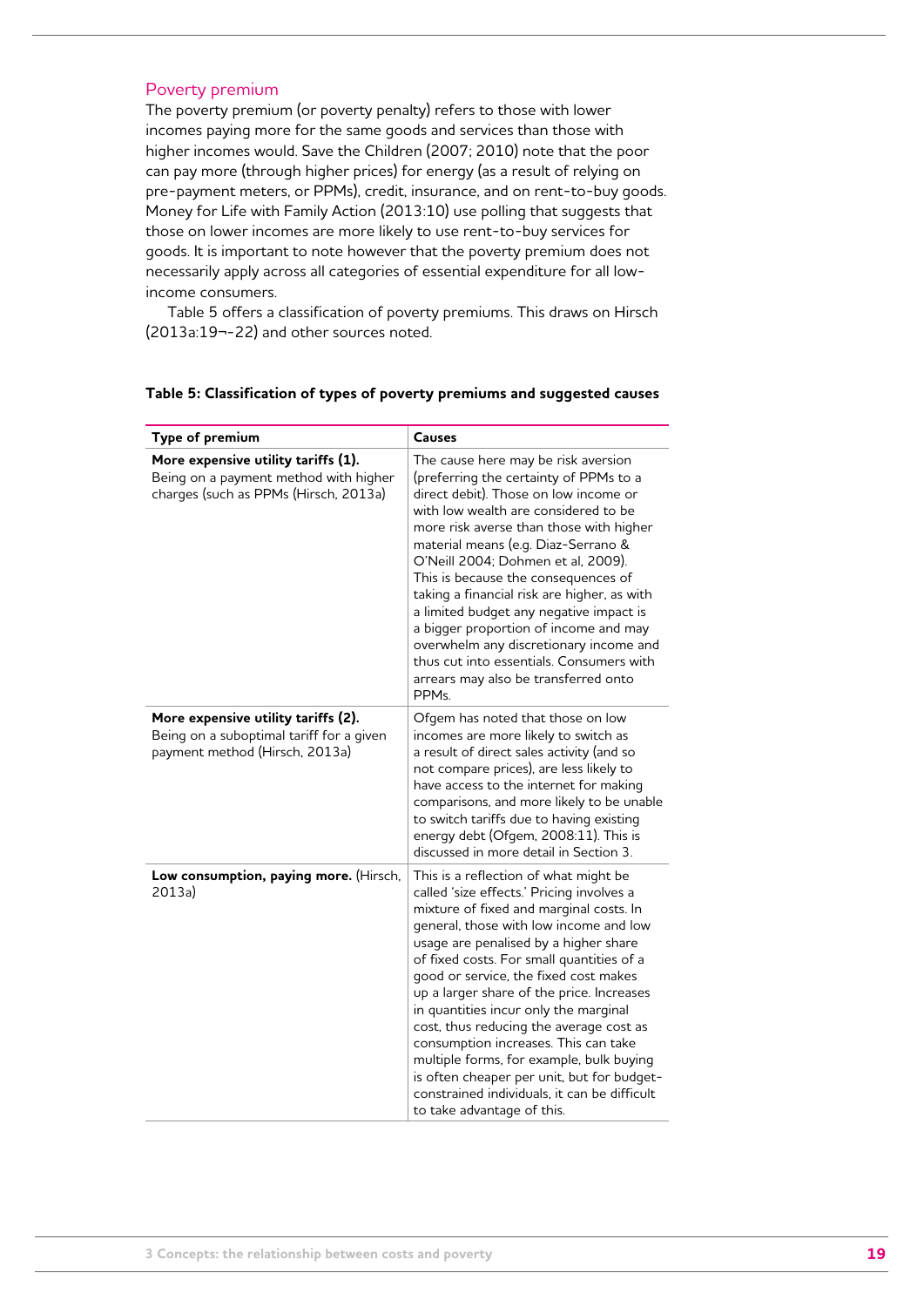## Poverty premium

The poverty premium (or poverty penalty) refers to those with lower incomes paying more for the same goods and services than those with higher incomes would. Save the Children (2007; 2010) note that the poor can pay more (through higher prices) for energy (as a result of relying on pre-payment meters, or PPMs), credit, insurance, and on rent-to-buy goods. Money for Life with Family Action (2013:10) use polling that suggests that those on lower incomes are more likely to use rent-to-buy services for goods. It is important to note however that the poverty premium does not necessarily apply across all categories of essential expenditure for all low-income consumers.

Table 5 offers a classification of poverty premiums. This draws on Hirsch (2013a:19¬-22) and other sources noted.

**Table 5: Classification of types of poverty premiums and suggested causes**

| Type of premium | Causes |
| --- | --- |
| **More expensive utility tariffs (1).** Being on a payment method with higher charges (such as PPMs (Hirsch, 2013a) | The cause here may be risk aversion (preferring the certainty of PPMs to a direct debit). Those on low income or with low wealth are considered to be more risk averse than those with higher material means (e.g. Diaz-Serrano & O'Neill 2004; Dohmen et al, 2009). This is because the consequences of taking a financial risk are higher, as with a limited budget any negative impact is a bigger proportion of income and may overwhelm any discretionary income and thus cut into essentials. Consumers with arrears may also be transferred onto PPMs. |
| **More expensive utility tariffs (2).** Being on a suboptimal tariff for a given payment method (Hirsch, 2013a) | Ofgem has noted that those on low incomes are more likely to switch as a result of direct sales activity (and so not compare prices), are less likely to have access to the internet for making comparisons, and more likely to be unable to switch tariffs due to having existing energy debt (Ofgem, 2008:11). This is discussed in more detail in Section 3. |
| **Low consumption, paying more.** (Hirsch, 2013a) | This is a reflection of what might be called 'size effects.' Pricing involves a mixture of fixed and marginal costs. In general, those with low income and low usage are penalised by a higher share of fixed costs. For small quantities of a good or service, the fixed cost makes up a larger share of the price. Increases in quantities incur only the marginal cost, thus reducing the average cost as consumption increases. This can take multiple forms, for example, bulk buying is often cheaper per unit, but for budget-constrained individuals, it can be difficult to take advantage of this. |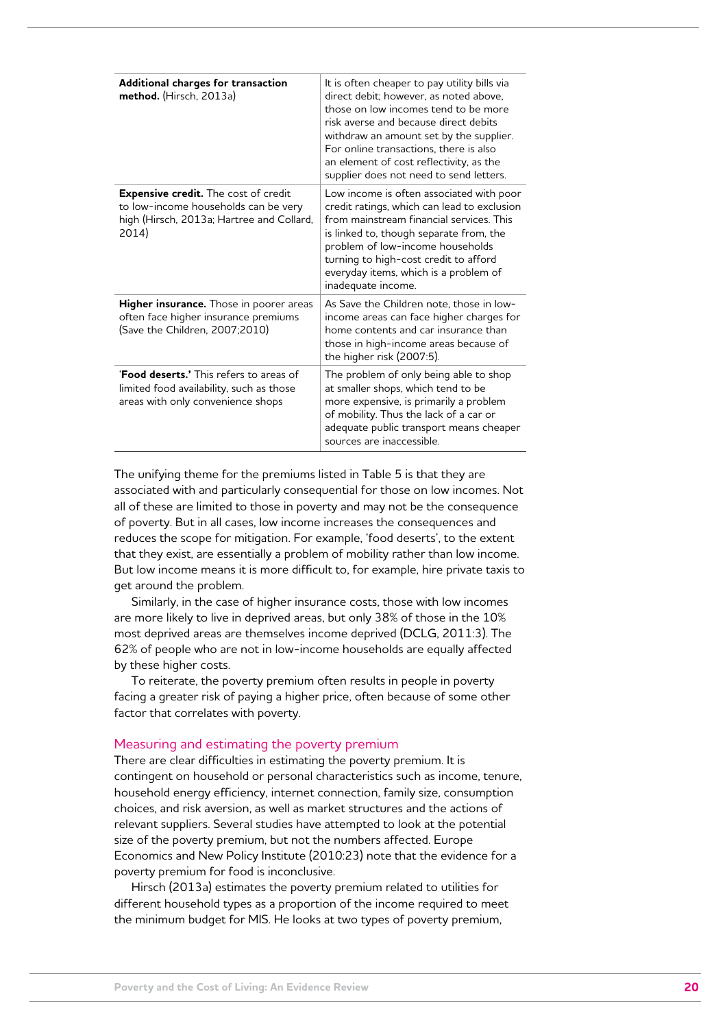| | |
|---|---|
| **Additional charges for transaction method.** (Hirsch, 2013a) | It is often cheaper to pay utility bills via direct debit; however, as noted above, those on low incomes tend to be more risk averse and because direct debits withdraw an amount set by the supplier. For online transactions, there is also an element of cost reflectivity, as the supplier does not need to send letters. |
| **Expensive credit.** The cost of credit to low-income households can be very high (Hirsch, 2013a; Hartree and Collard, 2014) | Low income is often associated with poor credit ratings, which can lead to exclusion from mainstream financial services. This is linked to, though separate from, the problem of low-income households turning to high-cost credit to afford everyday items, which is a problem of inadequate income. |
| **Higher insurance.** Those in poorer areas often face higher insurance premiums (Save the Children, 2007;2010) | As Save the Children note, those in low-income areas can face higher charges for home contents and car insurance than those in high-income areas because of the higher risk (2007:5). |
| '**Food deserts.'** This refers to areas of limited food availability, such as those areas with only convenience shops | The problem of only being able to shop at smaller shops, which tend to be more expensive, is primarily a problem of mobility. Thus the lack of a car or adequate public transport means cheaper sources are inaccessible. |

The unifying theme for the premiums listed in Table 5 is that they are associated with and particularly consequential for those on low incomes. Not all of these are limited to those in poverty and may not be the consequence of poverty. But in all cases, low income increases the consequences and reduces the scope for mitigation. For example, 'food deserts', to the extent that they exist, are essentially a problem of mobility rather than low income. But low income means it is more difficult to, for example, hire private taxis to get around the problem.

Similarly, in the case of higher insurance costs, those with low incomes are more likely to live in deprived areas, but only 38% of those in the 10% most deprived areas are themselves income deprived (DCLG, 2011:3). The 62% of people who are not in low-income households are equally affected by these higher costs.

To reiterate, the poverty premium often results in people in poverty facing a greater risk of paying a higher price, often because of some other factor that correlates with poverty.

## Measuring and estimating the poverty premium

There are clear difficulties in estimating the poverty premium. It is contingent on household or personal characteristics such as income, tenure, household energy efficiency, internet connection, family size, consumption choices, and risk aversion, as well as market structures and the actions of relevant suppliers. Several studies have attempted to look at the potential size of the poverty premium, but not the numbers affected. Europe Economics and New Policy Institute (2010:23) note that the evidence for a poverty premium for food is inconclusive.

Hirsch (2013a) estimates the poverty premium related to utilities for different household types as a proportion of the income required to meet the minimum budget for MIS. He looks at two types of poverty premium,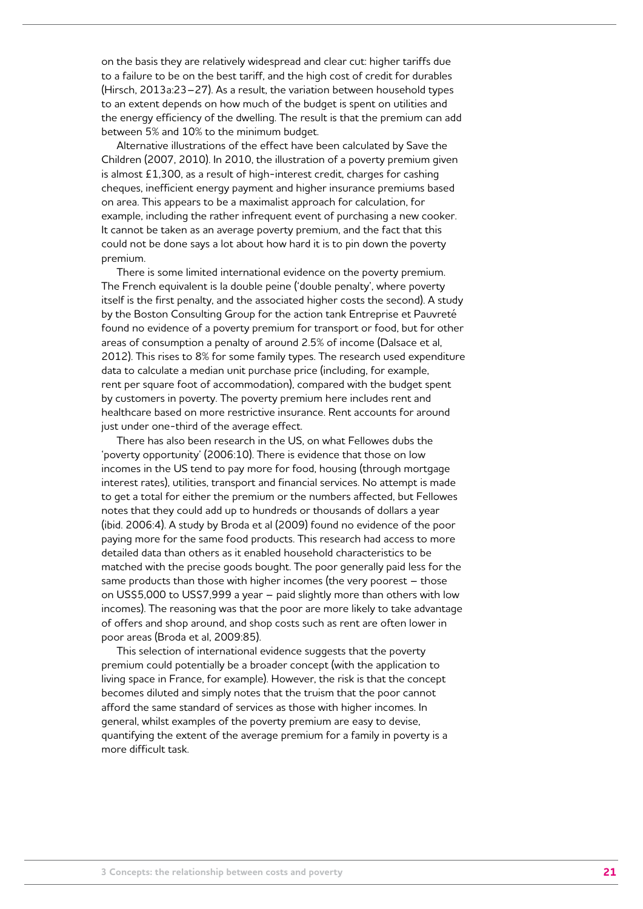on the basis they are relatively widespread and clear cut: higher tariffs due to a failure to be on the best tariff, and the high cost of credit for durables (Hirsch, 2013a:23–27). As a result, the variation between household types to an extent depends on how much of the budget is spent on utilities and the energy efficiency of the dwelling. The result is that the premium can add between 5% and 10% to the minimum budget.

Alternative illustrations of the effect have been calculated by Save the Children (2007, 2010). In 2010, the illustration of a poverty premium given is almost £1,300, as a result of high-interest credit, charges for cashing cheques, inefficient energy payment and higher insurance premiums based on area. This appears to be a maximalist approach for calculation, for example, including the rather infrequent event of purchasing a new cooker. It cannot be taken as an average poverty premium, and the fact that this could not be done says a lot about how hard it is to pin down the poverty premium.

There is some limited international evidence on the poverty premium. The French equivalent is la double peine ('double penalty', where poverty itself is the first penalty, and the associated higher costs the second). A study by the Boston Consulting Group for the action tank Entreprise et Pauvreté found no evidence of a poverty premium for transport or food, but for other areas of consumption a penalty of around 2.5% of income (Dalsace et al, 2012). This rises to 8% for some family types. The research used expenditure data to calculate a median unit purchase price (including, for example, rent per square foot of accommodation), compared with the budget spent by customers in poverty. The poverty premium here includes rent and healthcare based on more restrictive insurance. Rent accounts for around just under one-third of the average effect.

There has also been research in the US, on what Fellowes dubs the 'poverty opportunity' (2006:10). There is evidence that those on low incomes in the US tend to pay more for food, housing (through mortgage interest rates), utilities, transport and financial services. No attempt is made to get a total for either the premium or the numbers affected, but Fellowes notes that they could add up to hundreds or thousands of dollars a year (ibid. 2006:4). A study by Broda et al (2009) found no evidence of the poor paying more for the same food products. This research had access to more detailed data than others as it enabled household characteristics to be matched with the precise goods bought. The poor generally paid less for the same products than those with higher incomes (the very poorest – those on US$5,000 to US$7,999 a year – paid slightly more than others with low incomes). The reasoning was that the poor are more likely to take advantage of offers and shop around, and shop costs such as rent are often lower in poor areas (Broda et al, 2009:85).

This selection of international evidence suggests that the poverty premium could potentially be a broader concept (with the application to living space in France, for example). However, the risk is that the concept becomes diluted and simply notes that the truism that the poor cannot afford the same standard of services as those with higher incomes. In general, whilst examples of the poverty premium are easy to devise, quantifying the extent of the average premium for a family in poverty is a more difficult task.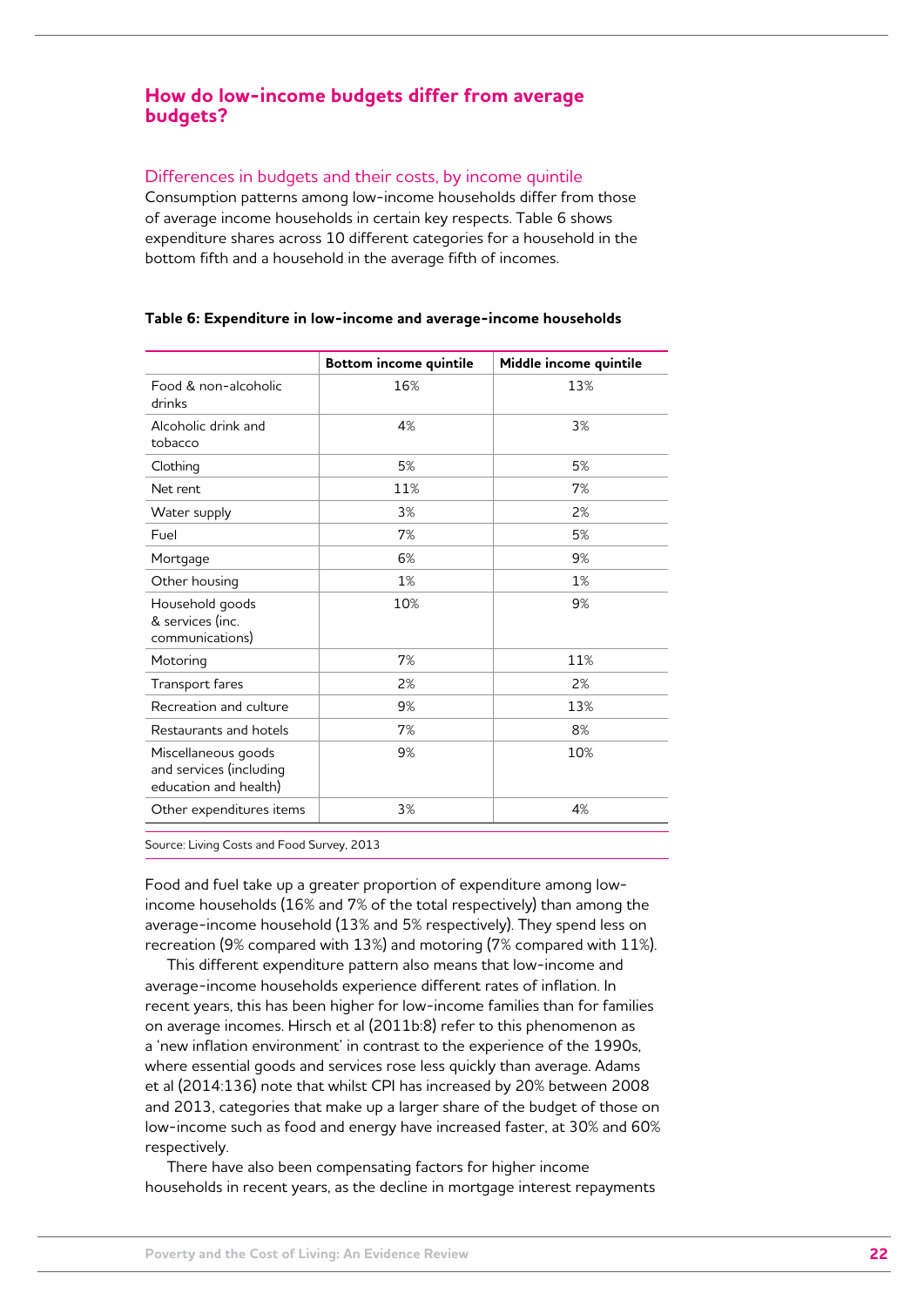## How do low-income budgets differ from average budgets?

### Differences in budgets and their costs, by income quintile

Consumption patterns among low-income households differ from those of average income households in certain key respects. Table 6 shows expenditure shares across 10 different categories for a household in the bottom fifth and a household in the average fifth of incomes.

**Table 6: Expenditure in low-income and average-income households**

| | Bottom income quintile | Middle income quintile |
|---|---|---|
| Food & non-alcoholic drinks | 16% | 13% |
| Alcoholic drink and tobacco | 4% | 3% |
| Clothing | 5% | 5% |
| Net rent | 11% | 7% |
| Water supply | 3% | 2% |
| Fuel | 7% | 5% |
| Mortgage | 6% | 9% |
| Other housing | 1% | 1% |
| Household goods & services (inc. communications) | 10% | 9% |
| Motoring | 7% | 11% |
| Transport fares | 2% | 2% |
| Recreation and culture | 9% | 13% |
| Restaurants and hotels | 7% | 8% |
| Miscellaneous goods and services (including education and health) | 9% | 10% |
| Other expenditures items | 3% | 4% |

Source: Living Costs and Food Survey, 2013

Food and fuel take up a greater proportion of expenditure among low-income households (16% and 7% of the total respectively) than among the average-income household (13% and 5% respectively). They spend less on recreation (9% compared with 13%) and motoring (7% compared with 11%).

This different expenditure pattern also means that low-income and average-income households experience different rates of inflation. In recent years, this has been higher for low-income families than for families on average incomes. Hirsch et al (2011b:8) refer to this phenomenon as a 'new inflation environment' in contrast to the experience of the 1990s, where essential goods and services rose less quickly than average. Adams et al (2014:136) note that whilst CPI has increased by 20% between 2008 and 2013, categories that make up a larger share of the budget of those on low-income such as food and energy have increased faster, at 30% and 60% respectively.

There have also been compensating factors for higher income households in recent years, as the decline in mortgage interest repayments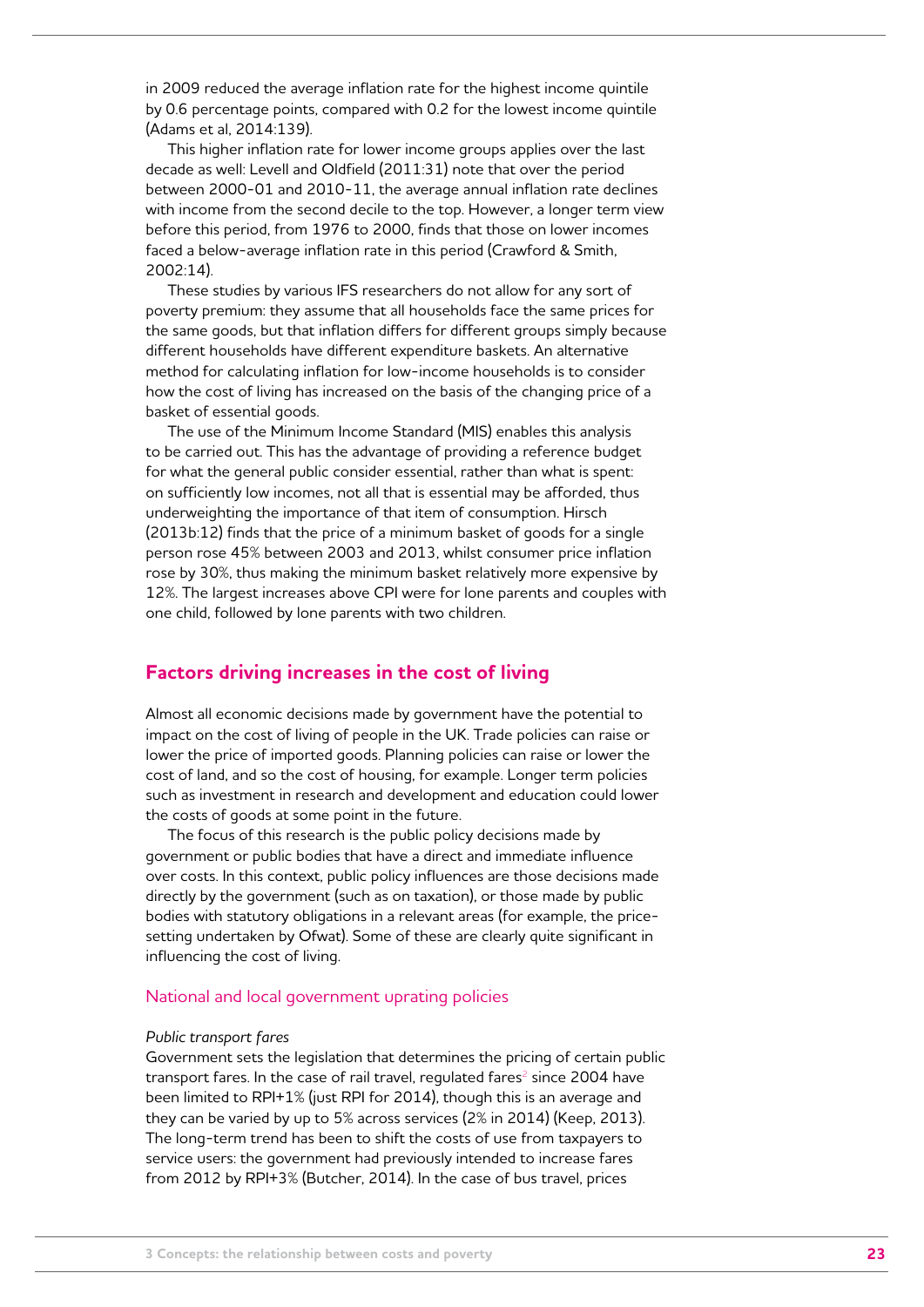in 2009 reduced the average inflation rate for the highest income quintile by 0.6 percentage points, compared with 0.2 for the lowest income quintile (Adams et al, 2014:139).

This higher inflation rate for lower income groups applies over the last decade as well: Levell and Oldfield (2011:31) note that over the period between 2000-01 and 2010-11, the average annual inflation rate declines with income from the second decile to the top. However, a longer term view before this period, from 1976 to 2000, finds that those on lower incomes faced a below-average inflation rate in this period (Crawford & Smith, 2002:14).

These studies by various IFS researchers do not allow for any sort of poverty premium: they assume that all households face the same prices for the same goods, but that inflation differs for different groups simply because different households have different expenditure baskets. An alternative method for calculating inflation for low-income households is to consider how the cost of living has increased on the basis of the changing price of a basket of essential goods.

The use of the Minimum Income Standard (MIS) enables this analysis to be carried out. This has the advantage of providing a reference budget for what the general public consider essential, rather than what is spent: on sufficiently low incomes, not all that is essential may be afforded, thus underweighting the importance of that item of consumption. Hirsch (2013b:12) finds that the price of a minimum basket of goods for a single person rose 45% between 2003 and 2013, whilst consumer price inflation rose by 30%, thus making the minimum basket relatively more expensive by 12%. The largest increases above CPI were for lone parents and couples with one child, followed by lone parents with two children.

## Factors driving increases in the cost of living

Almost all economic decisions made by government have the potential to impact on the cost of living of people in the UK. Trade policies can raise or lower the price of imported goods. Planning policies can raise or lower the cost of land, and so the cost of housing, for example. Longer term policies such as investment in research and development and education could lower the costs of goods at some point in the future.

The focus of this research is the public policy decisions made by government or public bodies that have a direct and immediate influence over costs. In this context, public policy influences are those decisions made directly by the government (such as on taxation), or those made by public bodies with statutory obligations in a relevant areas (for example, the price-setting undertaken by Ofwat). Some of these are clearly quite significant in influencing the cost of living.

### National and local government uprating policies

*Public transport fares*

Government sets the legislation that determines the pricing of certain public transport fares. In the case of rail travel, regulated fares[2] since 2004 have been limited to RPI+1% (just RPI for 2014), though this is an average and they can be varied by up to 5% across services (2% in 2014) (Keep, 2013). The long-term trend has been to shift the costs of use from taxpayers to service users: the government had previously intended to increase fares from 2012 by RPI+3% (Butcher, 2014). In the case of bus travel, prices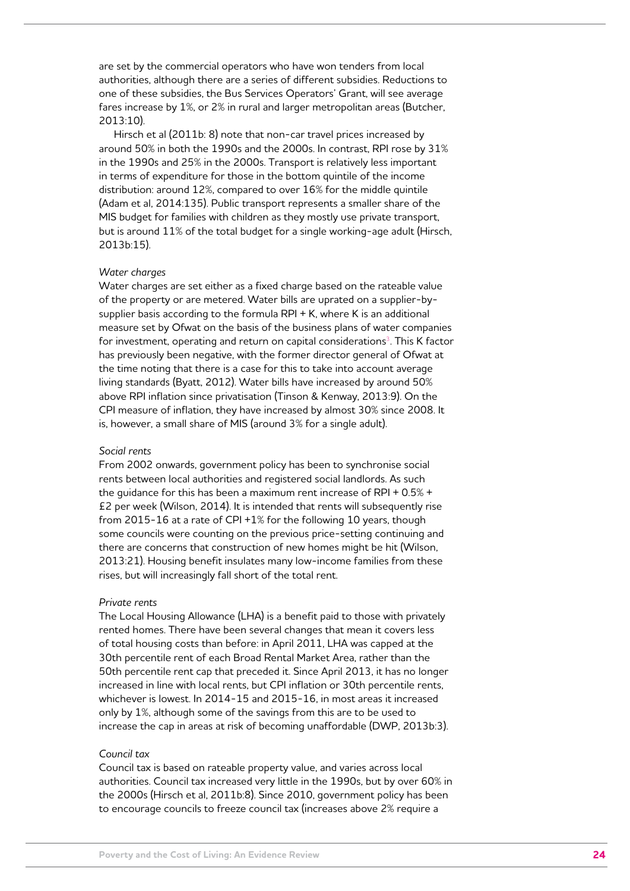are set by the commercial operators who have won tenders from local authorities, although there are a series of different subsidies. Reductions to one of these subsidies, the Bus Services Operators' Grant, will see average fares increase by 1%, or 2% in rural and larger metropolitan areas (Butcher, 2013:10).

Hirsch et al (2011b: 8) note that non-car travel prices increased by around 50% in both the 1990s and the 2000s. In contrast, RPI rose by 31% in the 1990s and 25% in the 2000s. Transport is relatively less important in terms of expenditure for those in the bottom quintile of the income distribution: around 12%, compared to over 16% for the middle quintile (Adam et al, 2014:135). Public transport represents a smaller share of the MIS budget for families with children as they mostly use private transport, but is around 11% of the total budget for a single working-age adult (Hirsch, 2013b:15).

*Water charges*

Water charges are set either as a fixed charge based on the rateable value of the property or are metered. Water bills are uprated on a supplier-by-supplier basis according to the formula RPI + K, where K is an additional measure set by Ofwat on the basis of the business plans of water companies for investment, operating and return on capital considerations[3]. This K factor has previously been negative, with the former director general of Ofwat at the time noting that there is a case for this to take into account average living standards (Byatt, 2012). Water bills have increased by around 50% above RPI inflation since privatisation (Tinson & Kenway, 2013:9). On the CPI measure of inflation, they have increased by almost 30% since 2008. It is, however, a small share of MIS (around 3% for a single adult).

*Social rents*

From 2002 onwards, government policy has been to synchronise social rents between local authorities and registered social landlords. As such the guidance for this has been a maximum rent increase of RPI + 0.5% + £2 per week (Wilson, 2014). It is intended that rents will subsequently rise from 2015-16 at a rate of CPI +1% for the following 10 years, though some councils were counting on the previous price-setting continuing and there are concerns that construction of new homes might be hit (Wilson, 2013:21). Housing benefit insulates many low-income families from these rises, but will increasingly fall short of the total rent.

*Private rents*

The Local Housing Allowance (LHA) is a benefit paid to those with privately rented homes. There have been several changes that mean it covers less of total housing costs than before: in April 2011, LHA was capped at the 30th percentile rent of each Broad Rental Market Area, rather than the 50th percentile rent cap that preceded it. Since April 2013, it has no longer increased in line with local rents, but CPI inflation or 30th percentile rents, whichever is lowest. In 2014-15 and 2015-16, in most areas it increased only by 1%, although some of the savings from this are to be used to increase the cap in areas at risk of becoming unaffordable (DWP, 2013b:3).

*Council tax*

Council tax is based on rateable property value, and varies across local authorities. Council tax increased very little in the 1990s, but by over 60% in the 2000s (Hirsch et al, 2011b:8). Since 2010, government policy has been to encourage councils to freeze council tax (increases above 2% require a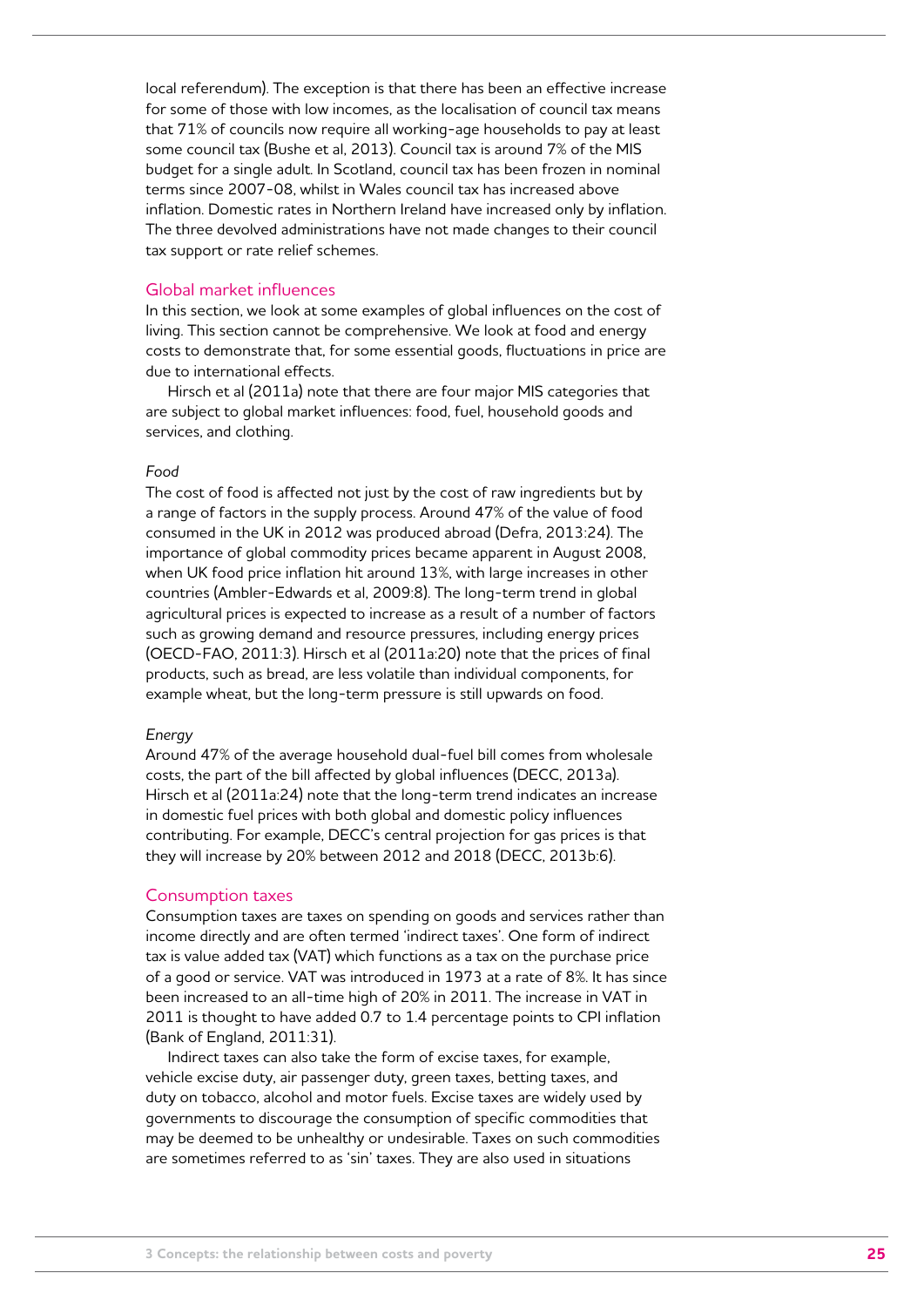local referendum). The exception is that there has been an effective increase for some of those with low incomes, as the localisation of council tax means that 71% of councils now require all working-age households to pay at least some council tax (Bushe et al, 2013). Council tax is around 7% of the MIS budget for a single adult. In Scotland, council tax has been frozen in nominal terms since 2007-08, whilst in Wales council tax has increased above inflation. Domestic rates in Northern Ireland have increased only by inflation. The three devolved administrations have not made changes to their council tax support or rate relief schemes.

## Global market influences

In this section, we look at some examples of global influences on the cost of living. This section cannot be comprehensive. We look at food and energy costs to demonstrate that, for some essential goods, fluctuations in price are due to international effects.

Hirsch et al (2011a) note that there are four major MIS categories that are subject to global market influences: food, fuel, household goods and services, and clothing.

### *Food*

The cost of food is affected not just by the cost of raw ingredients but by a range of factors in the supply process. Around 47% of the value of food consumed in the UK in 2012 was produced abroad (Defra, 2013:24). The importance of global commodity prices became apparent in August 2008, when UK food price inflation hit around 13%, with large increases in other countries (Ambler-Edwards et al, 2009:8). The long-term trend in global agricultural prices is expected to increase as a result of a number of factors such as growing demand and resource pressures, including energy prices (OECD-FAO, 2011:3). Hirsch et al (2011a:20) note that the prices of final products, such as bread, are less volatile than individual components, for example wheat, but the long-term pressure is still upwards on food.

### *Energy*

Around 47% of the average household dual-fuel bill comes from wholesale costs, the part of the bill affected by global influences (DECC, 2013a). Hirsch et al (2011a:24) note that the long-term trend indicates an increase in domestic fuel prices with both global and domestic policy influences contributing. For example, DECC's central projection for gas prices is that they will increase by 20% between 2012 and 2018 (DECC, 2013b:6).

## Consumption taxes

Consumption taxes are taxes on spending on goods and services rather than income directly and are often termed 'indirect taxes'. One form of indirect tax is value added tax (VAT) which functions as a tax on the purchase price of a good or service. VAT was introduced in 1973 at a rate of 8%. It has since been increased to an all-time high of 20% in 2011. The increase in VAT in 2011 is thought to have added 0.7 to 1.4 percentage points to CPI inflation (Bank of England, 2011:31).

Indirect taxes can also take the form of excise taxes, for example, vehicle excise duty, air passenger duty, green taxes, betting taxes, and duty on tobacco, alcohol and motor fuels. Excise taxes are widely used by governments to discourage the consumption of specific commodities that may be deemed to be unhealthy or undesirable. Taxes on such commodities are sometimes referred to as 'sin' taxes. They are also used in situations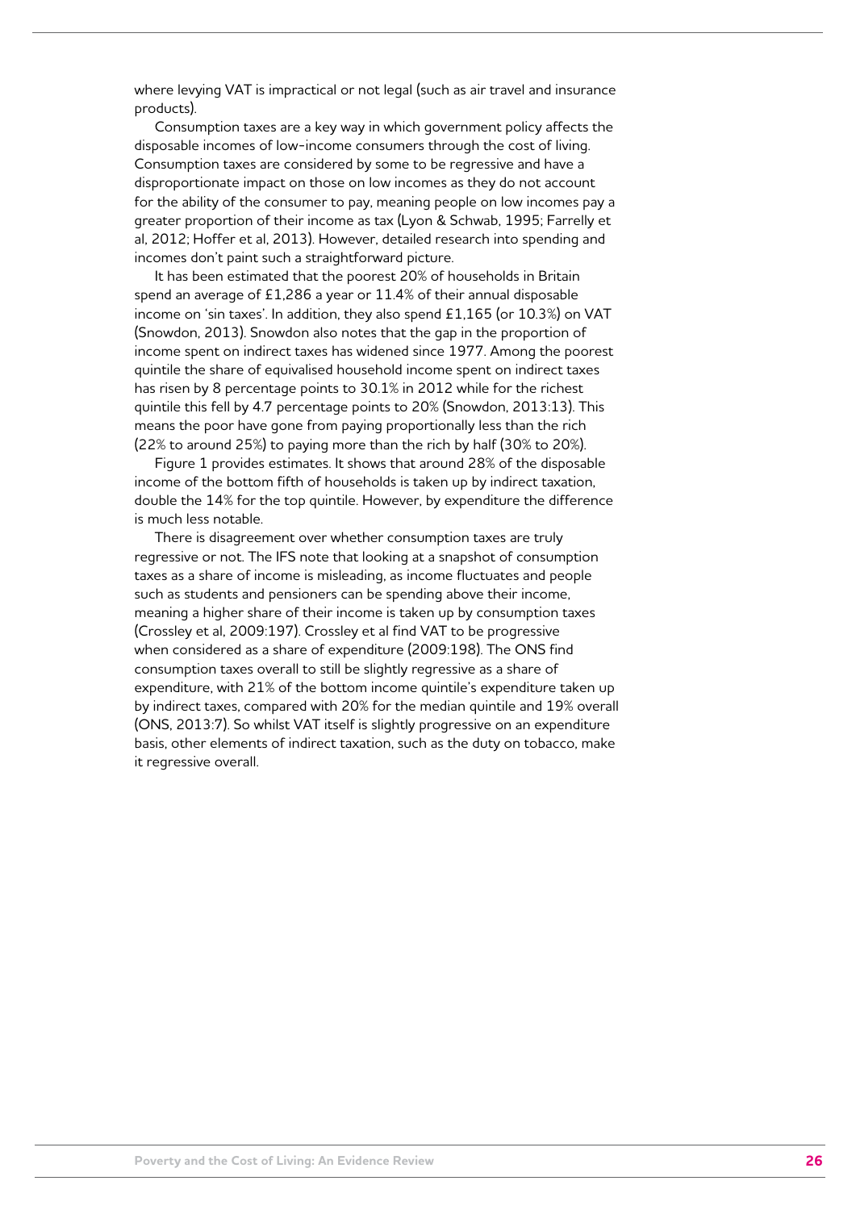where levying VAT is impractical or not legal (such as air travel and insurance products).

Consumption taxes are a key way in which government policy affects the disposable incomes of low-income consumers through the cost of living. Consumption taxes are considered by some to be regressive and have a disproportionate impact on those on low incomes as they do not account for the ability of the consumer to pay, meaning people on low incomes pay a greater proportion of their income as tax (Lyon & Schwab, 1995; Farrelly et al, 2012; Hoffer et al, 2013). However, detailed research into spending and incomes don't paint such a straightforward picture.

It has been estimated that the poorest 20% of households in Britain spend an average of £1,286 a year or 11.4% of their annual disposable income on 'sin taxes'. In addition, they also spend £1,165 (or 10.3%) on VAT (Snowdon, 2013). Snowdon also notes that the gap in the proportion of income spent on indirect taxes has widened since 1977. Among the poorest quintile the share of equivalised household income spent on indirect taxes has risen by 8 percentage points to 30.1% in 2012 while for the richest quintile this fell by 4.7 percentage points to 20% (Snowdon, 2013:13). This means the poor have gone from paying proportionally less than the rich (22% to around 25%) to paying more than the rich by half (30% to 20%).

Figure 1 provides estimates. It shows that around 28% of the disposable income of the bottom fifth of households is taken up by indirect taxation, double the 14% for the top quintile. However, by expenditure the difference is much less notable.

There is disagreement over whether consumption taxes are truly regressive or not. The IFS note that looking at a snapshot of consumption taxes as a share of income is misleading, as income fluctuates and people such as students and pensioners can be spending above their income, meaning a higher share of their income is taken up by consumption taxes (Crossley et al, 2009:197). Crossley et al find VAT to be progressive when considered as a share of expenditure (2009:198). The ONS find consumption taxes overall to still be slightly regressive as a share of expenditure, with 21% of the bottom income quintile's expenditure taken up by indirect taxes, compared with 20% for the median quintile and 19% overall (ONS, 2013:7). So whilst VAT itself is slightly progressive on an expenditure basis, other elements of indirect taxation, such as the duty on tobacco, make it regressive overall.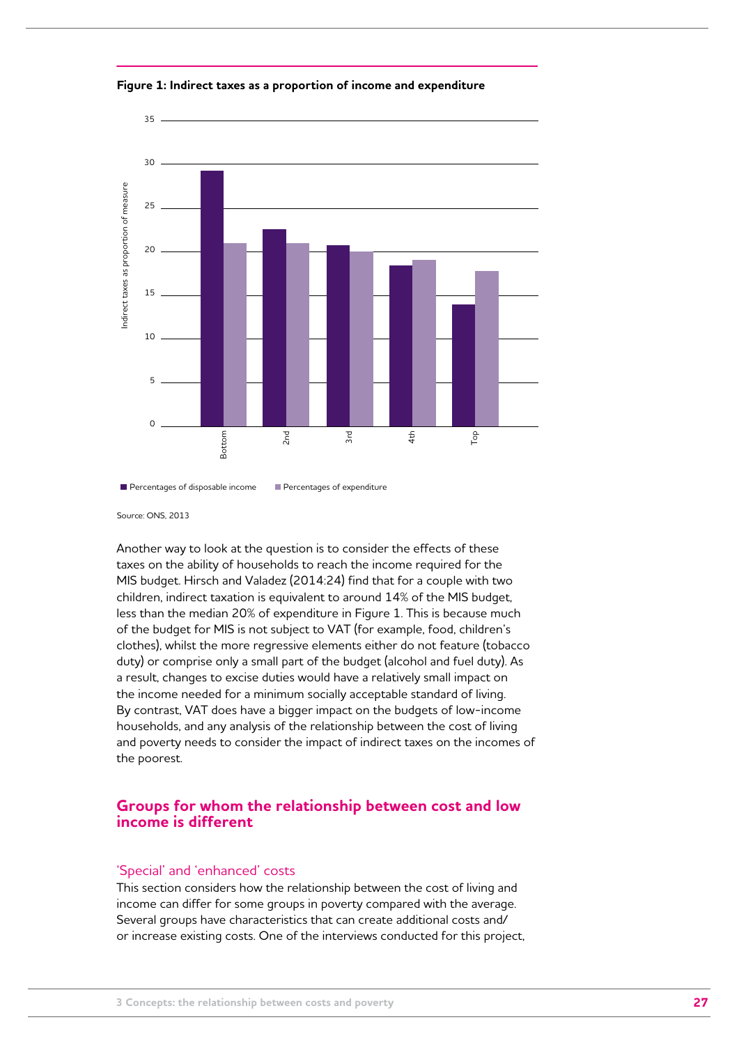**Figure 1: Indirect taxes as a proportion of income and expenditure**

Source: ONS, 2013

Another way to look at the question is to consider the effects of these taxes on the ability of households to reach the income required for the MIS budget. Hirsch and Valadez (2014:24) find that for a couple with two children, indirect taxation is equivalent to around 14% of the MIS budget, less than the median 20% of expenditure in Figure 1. This is because much of the budget for MIS is not subject to VAT (for example, food, children's clothes), whilst the more regressive elements either do not feature (tobacco duty) or comprise only a small part of the budget (alcohol and fuel duty). As a result, changes to excise duties would have a relatively small impact on the income needed for a minimum socially acceptable standard of living. By contrast, VAT does have a bigger impact on the budgets of low-income households, and any analysis of the relationship between the cost of living and poverty needs to consider the impact of indirect taxes on the incomes of the poorest.

## Groups for whom the relationship between cost and low income is different

### 'Special' and 'enhanced' costs

This section considers how the relationship between the cost of living and income can differ for some groups in poverty compared with the average. Several groups have characteristics that can create additional costs and/or increase existing costs. One of the interviews conducted for this project,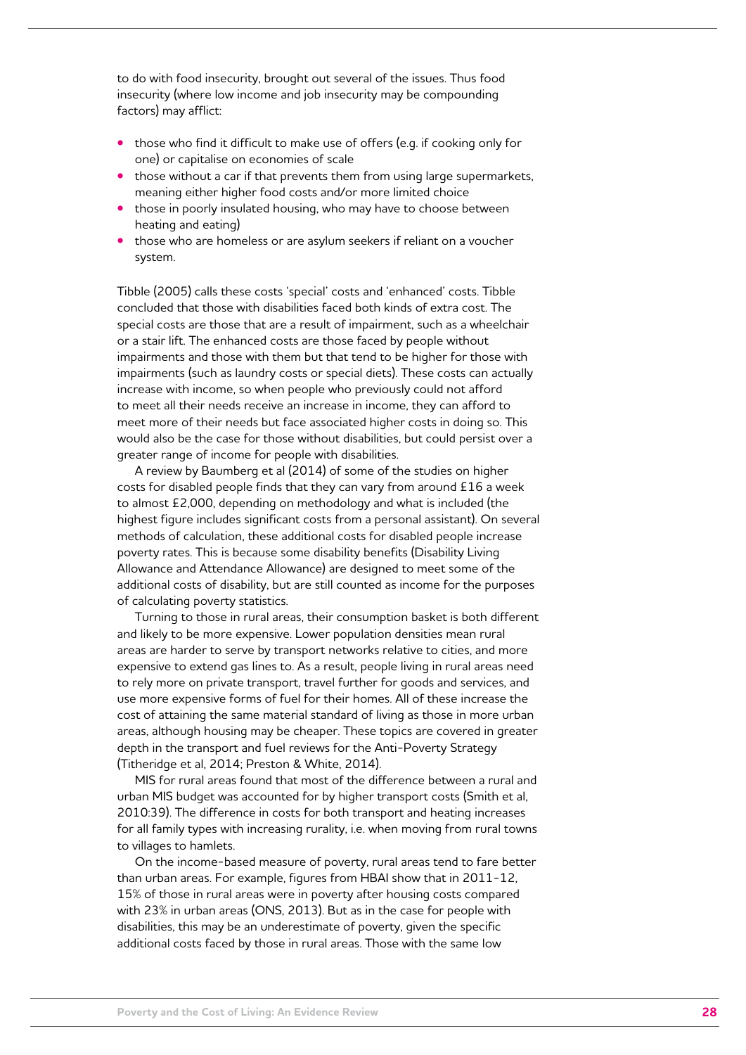to do with food insecurity, brought out several of the issues. Thus food insecurity (where low income and job insecurity may be compounding factors) may afflict:

- those who find it difficult to make use of offers (e.g. if cooking only for one) or capitalise on economies of scale
- those without a car if that prevents them from using large supermarkets, meaning either higher food costs and/or more limited choice
- those in poorly insulated housing, who may have to choose between heating and eating)
- those who are homeless or are asylum seekers if reliant on a voucher system.

Tibble (2005) calls these costs 'special' costs and 'enhanced' costs. Tibble concluded that those with disabilities faced both kinds of extra cost. The special costs are those that are a result of impairment, such as a wheelchair or a stair lift. The enhanced costs are those faced by people without impairments and those with them but that tend to be higher for those with impairments (such as laundry costs or special diets). These costs can actually increase with income, so when people who previously could not afford to meet all their needs receive an increase in income, they can afford to meet more of their needs but face associated higher costs in doing so. This would also be the case for those without disabilities, but could persist over a greater range of income for people with disabilities.

A review by Baumberg et al (2014) of some of the studies on higher costs for disabled people finds that they can vary from around £16 a week to almost £2,000, depending on methodology and what is included (the highest figure includes significant costs from a personal assistant). On several methods of calculation, these additional costs for disabled people increase poverty rates. This is because some disability benefits (Disability Living Allowance and Attendance Allowance) are designed to meet some of the additional costs of disability, but are still counted as income for the purposes of calculating poverty statistics.

Turning to those in rural areas, their consumption basket is both different and likely to be more expensive. Lower population densities mean rural areas are harder to serve by transport networks relative to cities, and more expensive to extend gas lines to. As a result, people living in rural areas need to rely more on private transport, travel further for goods and services, and use more expensive forms of fuel for their homes. All of these increase the cost of attaining the same material standard of living as those in more urban areas, although housing may be cheaper. These topics are covered in greater depth in the transport and fuel reviews for the Anti-Poverty Strategy (Titheridge et al, 2014; Preston & White, 2014).

MIS for rural areas found that most of the difference between a rural and urban MIS budget was accounted for by higher transport costs (Smith et al, 2010:39). The difference in costs for both transport and heating increases for all family types with increasing rurality, i.e. when moving from rural towns to villages to hamlets.

On the income-based measure of poverty, rural areas tend to fare better than urban areas. For example, figures from HBAI show that in 2011-12, 15% of those in rural areas were in poverty after housing costs compared with 23% in urban areas (ONS, 2013). But as in the case for people with disabilities, this may be an underestimate of poverty, given the specific additional costs faced by those in rural areas. Those with the same low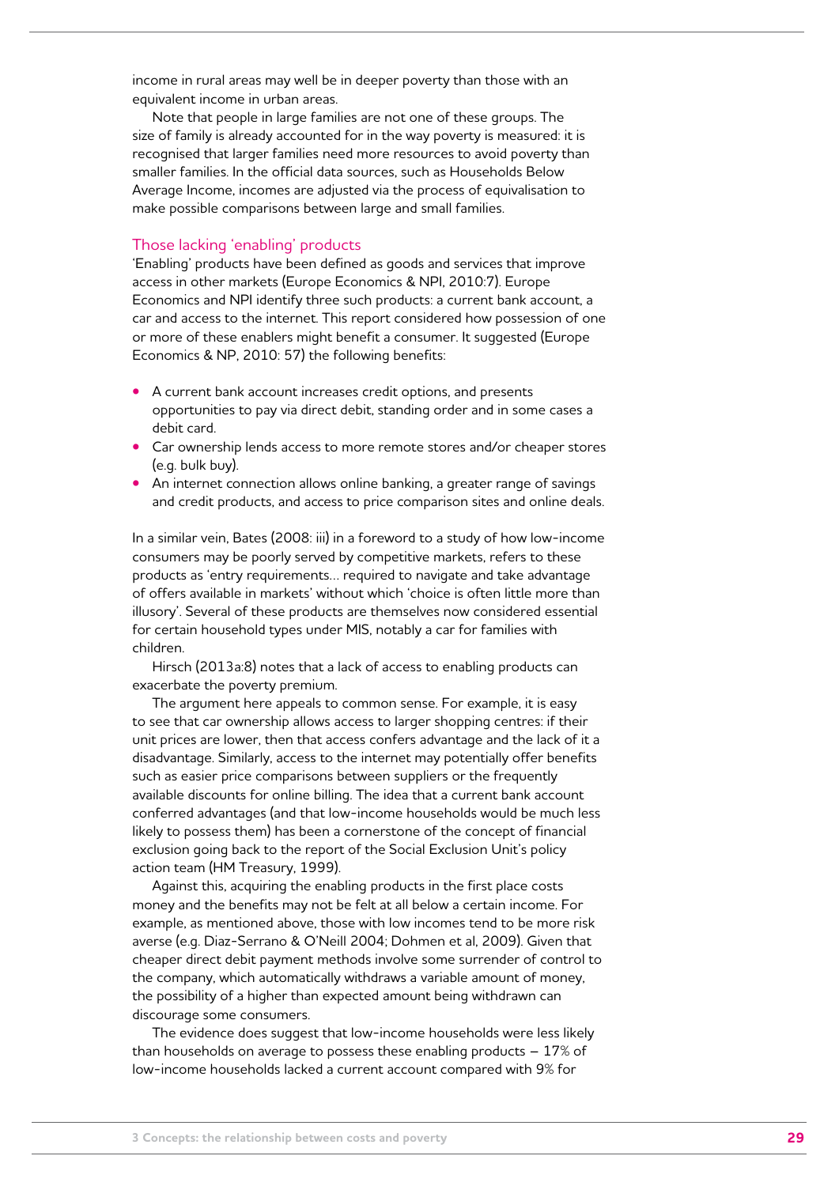income in rural areas may well be in deeper poverty than those with an equivalent income in urban areas.

Note that people in large families are not one of these groups. The size of family is already accounted for in the way poverty is measured: it is recognised that larger families need more resources to avoid poverty than smaller families. In the official data sources, such as Households Below Average Income, incomes are adjusted via the process of equivalisation to make possible comparisons between large and small families.

### Those lacking 'enabling' products

'Enabling' products have been defined as goods and services that improve access in other markets (Europe Economics & NPI, 2010:7). Europe Economics and NPI identify three such products: a current bank account, a car and access to the internet. This report considered how possession of one or more of these enablers might benefit a consumer. It suggested (Europe Economics & NP, 2010: 57) the following benefits:

- A current bank account increases credit options, and presents opportunities to pay via direct debit, standing order and in some cases a debit card.
- Car ownership lends access to more remote stores and/or cheaper stores (e.g. bulk buy).
- An internet connection allows online banking, a greater range of savings and credit products, and access to price comparison sites and online deals.

In a similar vein, Bates (2008: iii) in a foreword to a study of how low-income consumers may be poorly served by competitive markets, refers to these products as 'entry requirements… required to navigate and take advantage of offers available in markets' without which 'choice is often little more than illusory'. Several of these products are themselves now considered essential for certain household types under MIS, notably a car for families with children.

Hirsch (2013a:8) notes that a lack of access to enabling products can exacerbate the poverty premium.

The argument here appeals to common sense. For example, it is easy to see that car ownership allows access to larger shopping centres: if their unit prices are lower, then that access confers advantage and the lack of it a disadvantage. Similarly, access to the internet may potentially offer benefits such as easier price comparisons between suppliers or the frequently available discounts for online billing. The idea that a current bank account conferred advantages (and that low-income households would be much less likely to possess them) has been a cornerstone of the concept of financial exclusion going back to the report of the Social Exclusion Unit's policy action team (HM Treasury, 1999).

Against this, acquiring the enabling products in the first place costs money and the benefits may not be felt at all below a certain income. For example, as mentioned above, those with low incomes tend to be more risk averse (e.g. Diaz-Serrano & O'Neill 2004; Dohmen et al, 2009). Given that cheaper direct debit payment methods involve some surrender of control to the company, which automatically withdraws a variable amount of money, the possibility of a higher than expected amount being withdrawn can discourage some consumers.

The evidence does suggest that low-income households were less likely than households on average to possess these enabling products – 17% of low-income households lacked a current account compared with 9% for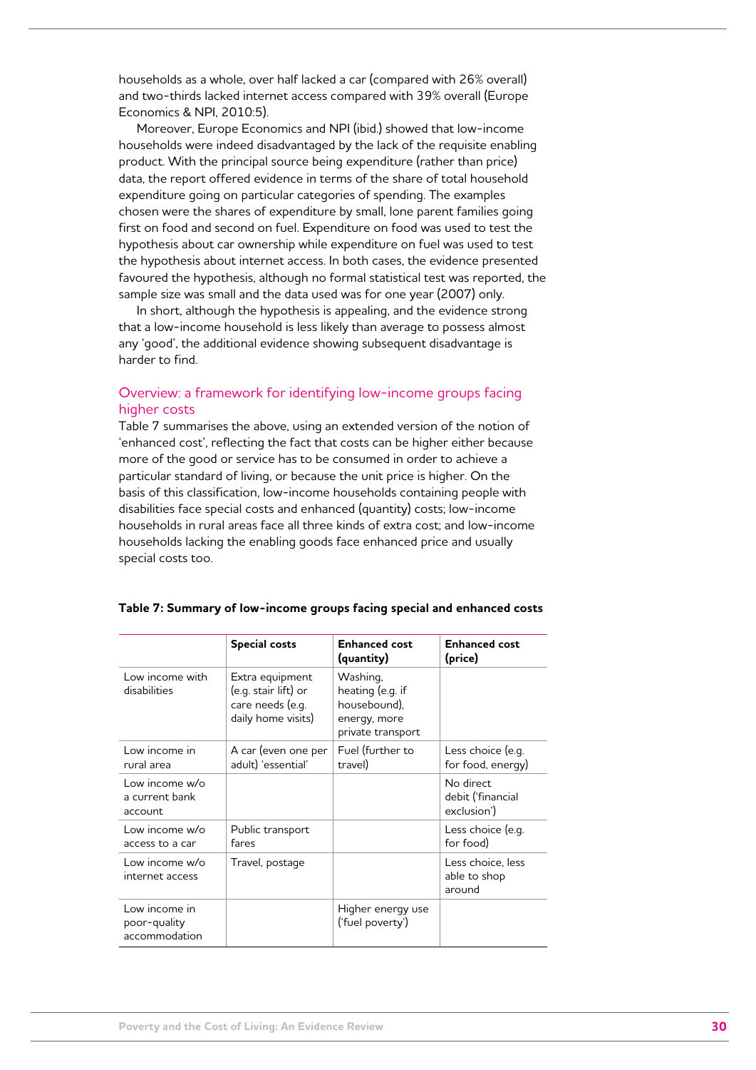households as a whole, over half lacked a car (compared with 26% overall) and two-thirds lacked internet access compared with 39% overall (Europe Economics & NPI, 2010:5).

Moreover, Europe Economics and NPI (ibid.) showed that low-income households were indeed disadvantaged by the lack of the requisite enabling product. With the principal source being expenditure (rather than price) data, the report offered evidence in terms of the share of total household expenditure going on particular categories of spending. The examples chosen were the shares of expenditure by small, lone parent families going first on food and second on fuel. Expenditure on food was used to test the hypothesis about car ownership while expenditure on fuel was used to test the hypothesis about internet access. In both cases, the evidence presented favoured the hypothesis, although no formal statistical test was reported, the sample size was small and the data used was for one year (2007) only.

In short, although the hypothesis is appealing, and the evidence strong that a low-income household is less likely than average to possess almost any 'good', the additional evidence showing subsequent disadvantage is harder to find.

## Overview: a framework for identifying low-income groups facing higher costs

Table 7 summarises the above, using an extended version of the notion of 'enhanced cost', reflecting the fact that costs can be higher either because more of the good or service has to be consumed in order to achieve a particular standard of living, or because the unit price is higher. On the basis of this classification, low-income households containing people with disabilities face special costs and enhanced (quantity) costs; low-income households in rural areas face all three kinds of extra cost; and low-income households lacking the enabling goods face enhanced price and usually special costs too.

**Table 7: Summary of low-income groups facing special and enhanced costs**

| | Special costs | Enhanced cost (quantity) | Enhanced cost (price) |
|---|---|---|---|
| Low income with disabilities | Extra equipment (e.g. stair lift) or care needs (e.g. daily home visits) | Washing, heating (e.g. if housebound), energy, more private transport | |
| Low income in rural area | A car (even one per adult) 'essential' | Fuel (further to travel) | Less choice (e.g. for food, energy) |
| Low income w/o a current bank account | | | No direct debit ('financial exclusion') |
| Low income w/o access to a car | Public transport fares | | Less choice (e.g. for food) |
| Low income w/o internet access | Travel, postage | | Less choice, less able to shop around |
| Low income in poor-quality accommodation | | Higher energy use ('fuel poverty') | |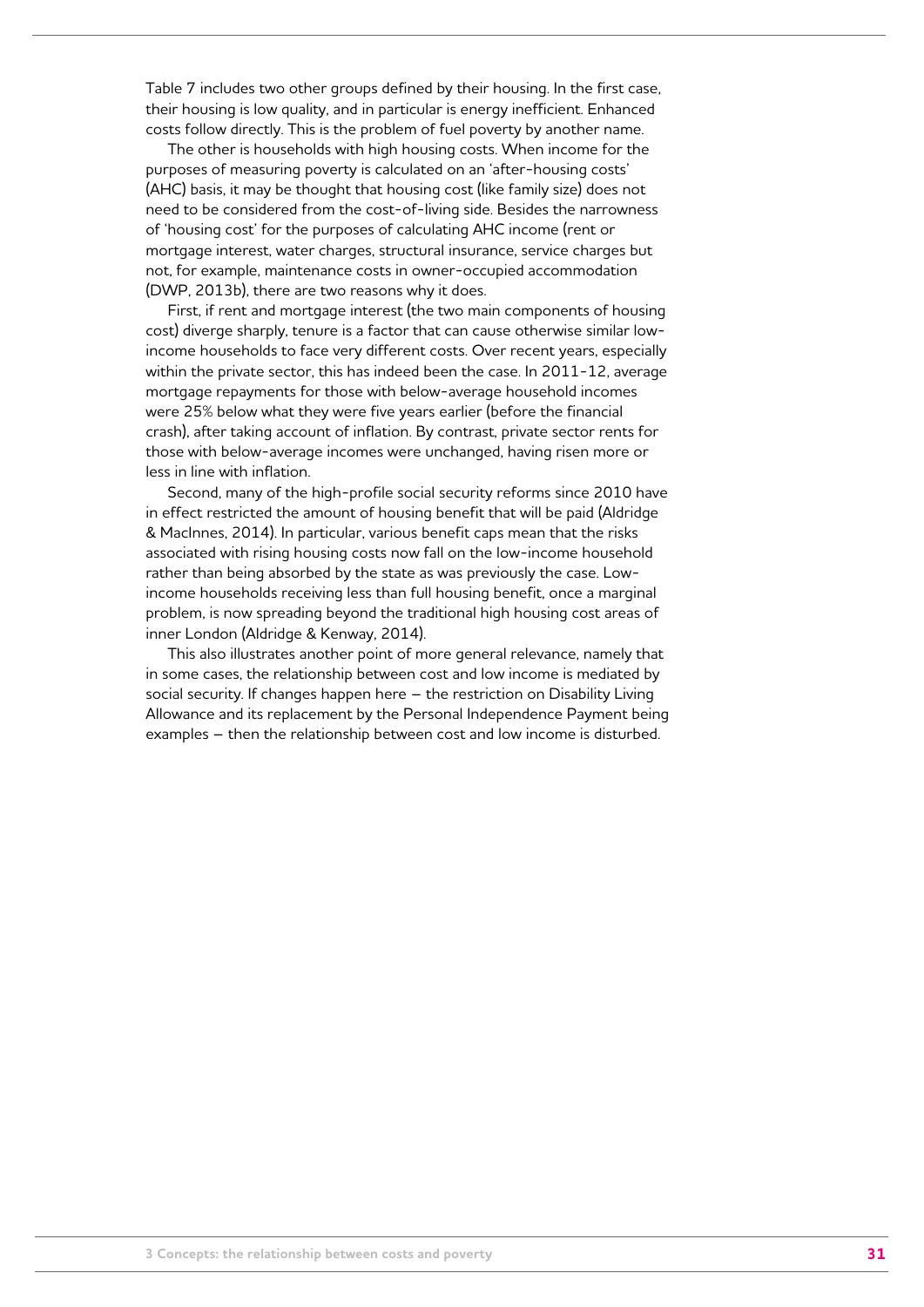Table 7 includes two other groups defined by their housing. In the first case, their housing is low quality, and in particular is energy inefficient. Enhanced costs follow directly. This is the problem of fuel poverty by another name.

The other is households with high housing costs. When income for the purposes of measuring poverty is calculated on an 'after-housing costs' (AHC) basis, it may be thought that housing cost (like family size) does not need to be considered from the cost-of-living side. Besides the narrowness of 'housing cost' for the purposes of calculating AHC income (rent or mortgage interest, water charges, structural insurance, service charges but not, for example, maintenance costs in owner-occupied accommodation (DWP, 2013b), there are two reasons why it does.

First, if rent and mortgage interest (the two main components of housing cost) diverge sharply, tenure is a factor that can cause otherwise similar low-income households to face very different costs. Over recent years, especially within the private sector, this has indeed been the case. In 2011-12, average mortgage repayments for those with below-average household incomes were 25% below what they were five years earlier (before the financial crash), after taking account of inflation. By contrast, private sector rents for those with below-average incomes were unchanged, having risen more or less in line with inflation.

Second, many of the high-profile social security reforms since 2010 have in effect restricted the amount of housing benefit that will be paid (Aldridge & MacInnes, 2014). In particular, various benefit caps mean that the risks associated with rising housing costs now fall on the low-income household rather than being absorbed by the state as was previously the case. Low-income households receiving less than full housing benefit, once a marginal problem, is now spreading beyond the traditional high housing cost areas of inner London (Aldridge & Kenway, 2014).

This also illustrates another point of more general relevance, namely that in some cases, the relationship between cost and low income is mediated by social security. If changes happen here – the restriction on Disability Living Allowance and its replacement by the Personal Independence Payment being examples – then the relationship between cost and low income is disturbed.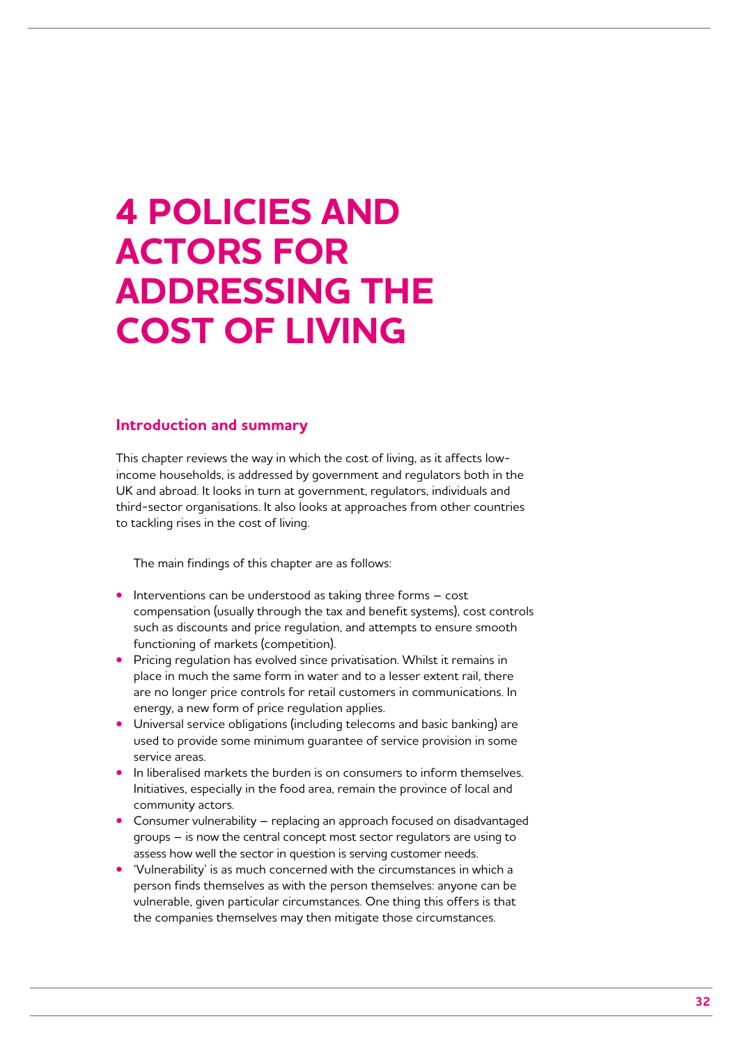# 4 POLICIES AND ACTORS FOR ADDRESSING THE COST OF LIVING

## Introduction and summary

This chapter reviews the way in which the cost of living, as it affects low-income households, is addressed by government and regulators both in the UK and abroad. It looks in turn at government, regulators, individuals and third-sector organisations. It also looks at approaches from other countries to tackling rises in the cost of living.

The main findings of this chapter are as follows:

- Interventions can be understood as taking three forms – cost compensation (usually through the tax and benefit systems), cost controls such as discounts and price regulation, and attempts to ensure smooth functioning of markets (competition).
- Pricing regulation has evolved since privatisation. Whilst it remains in place in much the same form in water and to a lesser extent rail, there are no longer price controls for retail customers in communications. In energy, a new form of price regulation applies.
- Universal service obligations (including telecoms and basic banking) are used to provide some minimum guarantee of service provision in some service areas.
- In liberalised markets the burden is on consumers to inform themselves. Initiatives, especially in the food area, remain the province of local and community actors.
- Consumer vulnerability – replacing an approach focused on disadvantaged groups – is now the central concept most sector regulators are using to assess how well the sector in question is serving customer needs.
- 'Vulnerability' is as much concerned with the circumstances in which a person finds themselves as with the person themselves: anyone can be vulnerable, given particular circumstances. One thing this offers is that the companies themselves may then mitigate those circumstances.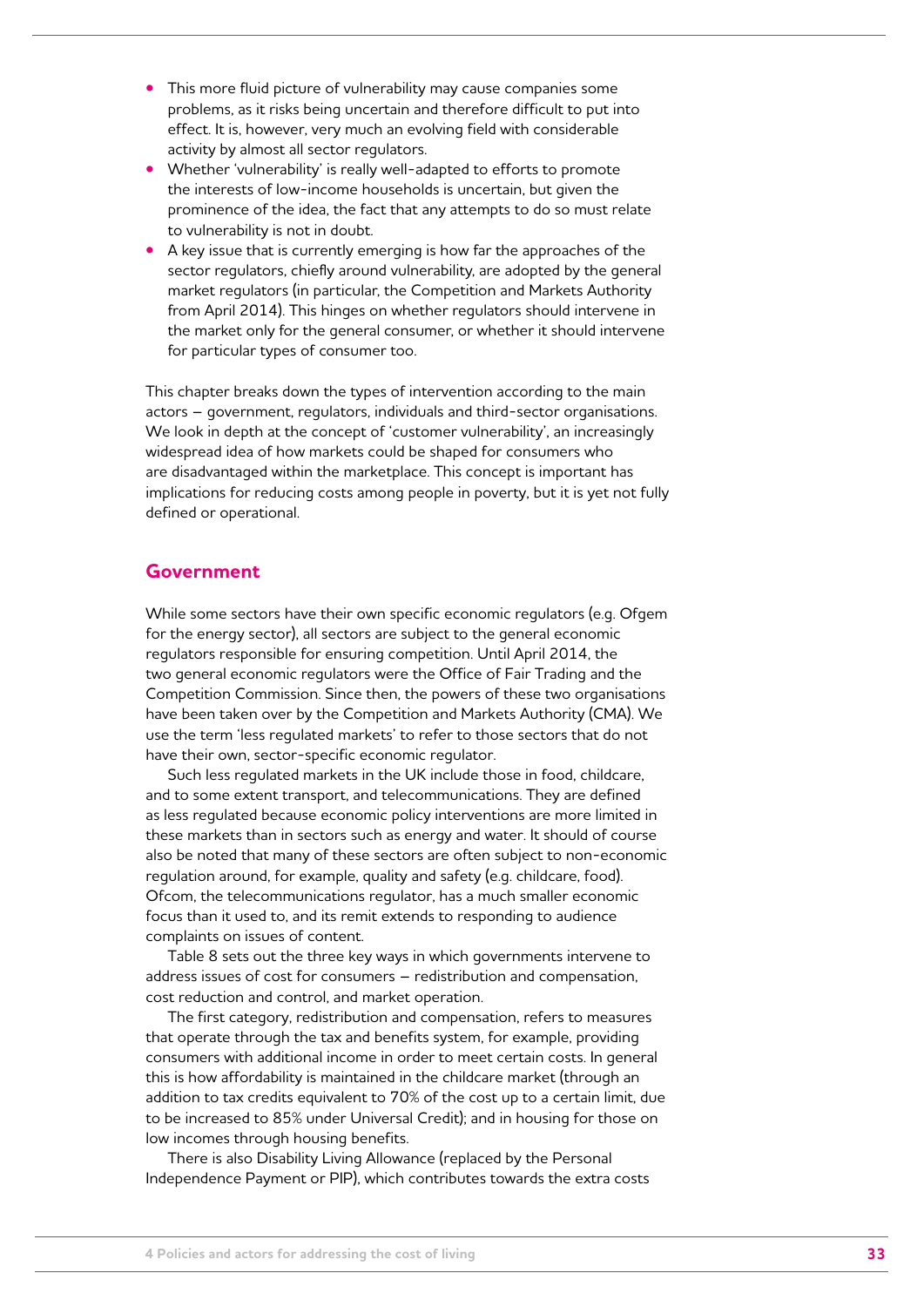- This more fluid picture of vulnerability may cause companies some problems, as it risks being uncertain and therefore difficult to put into effect. It is, however, very much an evolving field with considerable activity by almost all sector regulators.
- Whether 'vulnerability' is really well-adapted to efforts to promote the interests of low-income households is uncertain, but given the prominence of the idea, the fact that any attempts to do so must relate to vulnerability is not in doubt.
- A key issue that is currently emerging is how far the approaches of the sector regulators, chiefly around vulnerability, are adopted by the general market regulators (in particular, the Competition and Markets Authority from April 2014). This hinges on whether regulators should intervene in the market only for the general consumer, or whether it should intervene for particular types of consumer too.

This chapter breaks down the types of intervention according to the main actors – government, regulators, individuals and third-sector organisations. We look in depth at the concept of 'customer vulnerability', an increasingly widespread idea of how markets could be shaped for consumers who are disadvantaged within the marketplace. This concept is important has implications for reducing costs among people in poverty, but it is yet not fully defined or operational.

## Government

While some sectors have their own specific economic regulators (e.g. Ofgem for the energy sector), all sectors are subject to the general economic regulators responsible for ensuring competition. Until April 2014, the two general economic regulators were the Office of Fair Trading and the Competition Commission. Since then, the powers of these two organisations have been taken over by the Competition and Markets Authority (CMA). We use the term 'less regulated markets' to refer to those sectors that do not have their own, sector-specific economic regulator.

Such less regulated markets in the UK include those in food, childcare, and to some extent transport, and telecommunications. They are defined as less regulated because economic policy interventions are more limited in these markets than in sectors such as energy and water. It should of course also be noted that many of these sectors are often subject to non-economic regulation around, for example, quality and safety (e.g. childcare, food). Ofcom, the telecommunications regulator, has a much smaller economic focus than it used to, and its remit extends to responding to audience complaints on issues of content.

Table 8 sets out the three key ways in which governments intervene to address issues of cost for consumers – redistribution and compensation, cost reduction and control, and market operation.

The first category, redistribution and compensation, refers to measures that operate through the tax and benefits system, for example, providing consumers with additional income in order to meet certain costs. In general this is how affordability is maintained in the childcare market (through an addition to tax credits equivalent to 70% of the cost up to a certain limit, due to be increased to 85% under Universal Credit); and in housing for those on low incomes through housing benefits.

There is also Disability Living Allowance (replaced by the Personal Independence Payment or PIP), which contributes towards the extra costs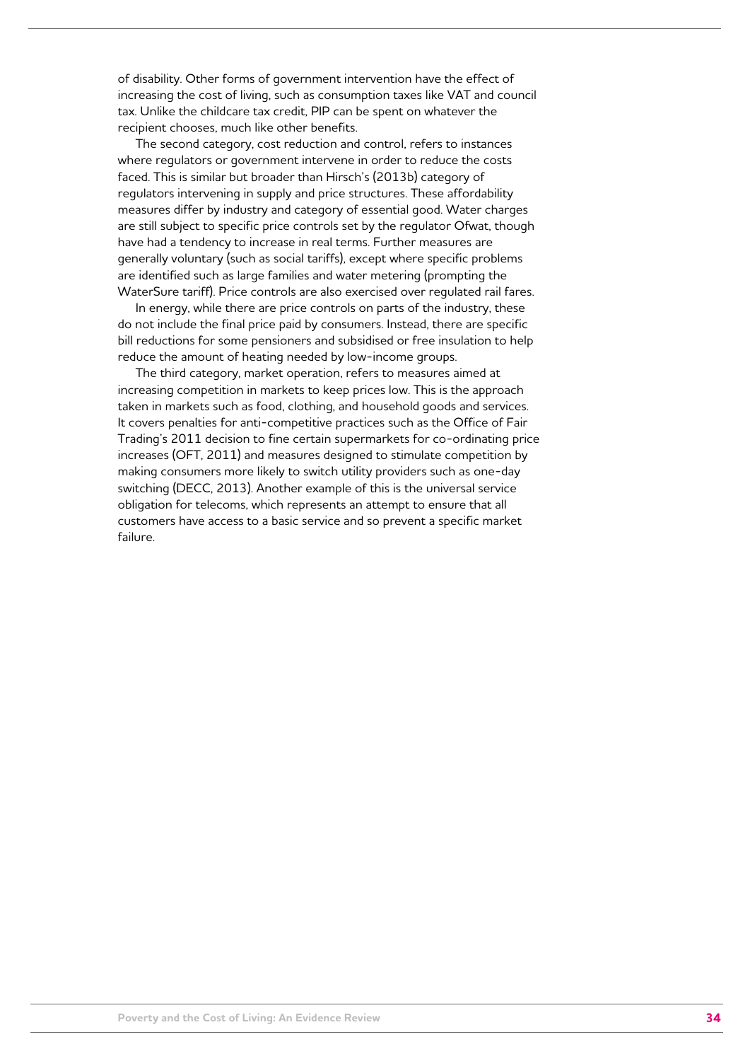of disability. Other forms of government intervention have the effect of increasing the cost of living, such as consumption taxes like VAT and council tax. Unlike the childcare tax credit, PIP can be spent on whatever the recipient chooses, much like other benefits.

The second category, cost reduction and control, refers to instances where regulators or government intervene in order to reduce the costs faced. This is similar but broader than Hirsch's (2013b) category of regulators intervening in supply and price structures. These affordability measures differ by industry and category of essential good. Water charges are still subject to specific price controls set by the regulator Ofwat, though have had a tendency to increase in real terms. Further measures are generally voluntary (such as social tariffs), except where specific problems are identified such as large families and water metering (prompting the WaterSure tariff). Price controls are also exercised over regulated rail fares.

In energy, while there are price controls on parts of the industry, these do not include the final price paid by consumers. Instead, there are specific bill reductions for some pensioners and subsidised or free insulation to help reduce the amount of heating needed by low-income groups.

The third category, market operation, refers to measures aimed at increasing competition in markets to keep prices low. This is the approach taken in markets such as food, clothing, and household goods and services. It covers penalties for anti-competitive practices such as the Office of Fair Trading's 2011 decision to fine certain supermarkets for co-ordinating price increases (OFT, 2011) and measures designed to stimulate competition by making consumers more likely to switch utility providers such as one-day switching (DECC, 2013). Another example of this is the universal service obligation for telecoms, which represents an attempt to ensure that all customers have access to a basic service and so prevent a specific market failure.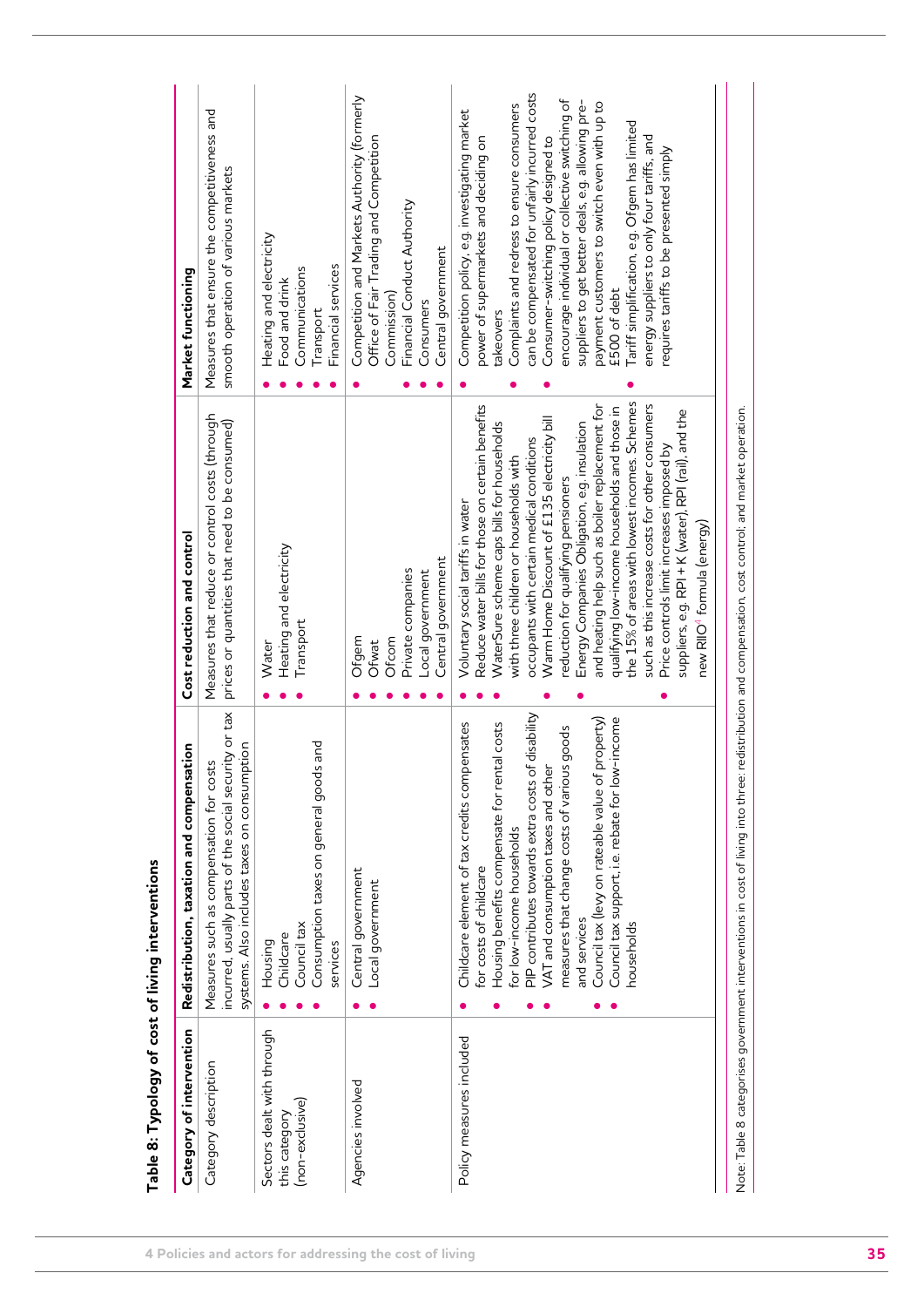**Table 8: Typology of cost of living interventions**

| Category of intervention | Redistribution, taxation and compensation | Cost reduction and control | Market functioning |
|---|---|---|---|
| Category description | Measures such as compensation for costs incurred, usually parts of the social security or tax systems. Also includes taxes on consumption | Measures that reduce or control costs (through prices or quantities that need to be consumed) | Measures that ensure the competitiveness and smooth operation of various markets |
| Sectors dealt with through this category (non-exclusive) | • Housing<br>• Childcare<br>• Council tax<br>• Consumption taxes on general goods and services | • Water<br>• Heating and electricity<br>• Transport | • Heating and electricity<br>• Food and drink<br>• Communications<br>• Transport<br>• Financial services |
| Agencies involved | • Central government<br>• Local government | • Ofgem<br>• Ofwat<br>• Ofcom<br>• Private companies<br>• Local government<br>• Central government | • Competition and Markets Authority (formerly Office of Fair Trading and Competition Commission)<br>• Financial Conduct Authority<br>• Consumers<br>• Central government |
| Policy measures included | • Childcare element of tax credits compensates for costs of childcare<br>• Housing benefits compensate for rental costs for low-income households<br>• PIP contributes towards extra costs of disability<br>• VAT and consumption taxes and other measures that change costs of various goods and services<br>• Council tax (levy on rateable value of property)<br>• Council tax support, i.e. rebate for low-income households | • Voluntary social tariffs in water<br>• Reduce water bills for those on certain benefits<br>• WaterSure scheme caps bills for households with three children or households with occupants with certain medical conditions<br>• Warm Home Discount of £135 electricity bill reduction for qualifying pensioners<br>• Energy Companies Obligation, e.g. insulation and heating help such as boiler replacement for qualifying low-income households and those in the 15% of areas with lowest incomes. Schemes such as this increase costs for other consumers<br>• Price controls limit increases imposed by suppliers, e.g. RPI + K (water), RPI (rail), and the new RIIO[4] formula (energy) | • Competition policy, e.g. investigating market power of supermarkets and deciding on takeovers<br>• Complaints and redress to ensure consumers can be compensated for unfairly incurred costs<br>• Consumer-switching policy designed to encourage individual or collective switching of suppliers to get better deals, e.g. allowing pre-payment customers to switch even with up to £500 of debt<br>• Tariff simplification, e.g. Ofgem has limited energy suppliers to only four tariffs, and requires tariffs to be presented simply |

Note: Table 8 categorises government interventions in cost of living into three: redistribution and compensation, cost control; and market operation.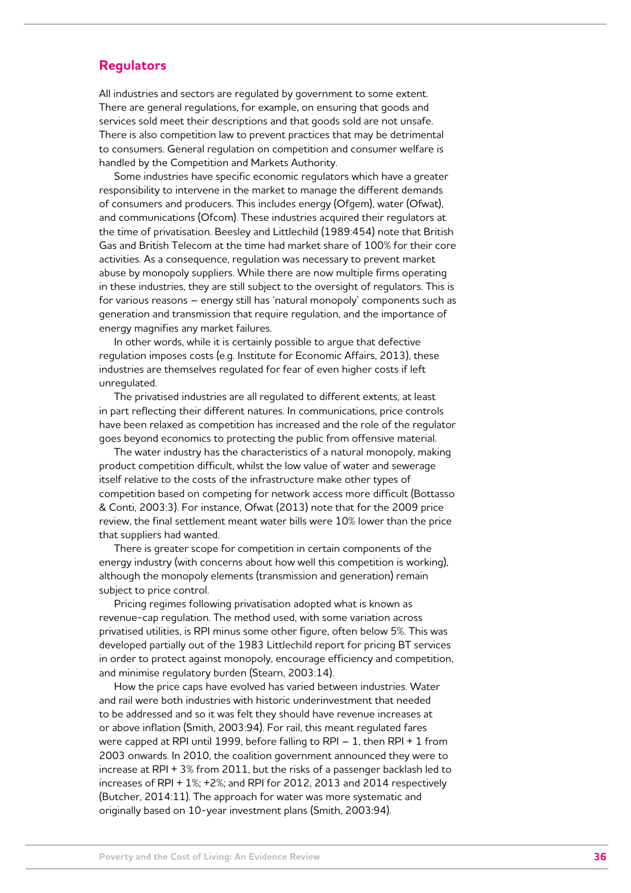## Regulators

All industries and sectors are regulated by government to some extent. There are general regulations, for example, on ensuring that goods and services sold meet their descriptions and that goods sold are not unsafe. There is also competition law to prevent practices that may be detrimental to consumers. General regulation on competition and consumer welfare is handled by the Competition and Markets Authority.

Some industries have specific economic regulators which have a greater responsibility to intervene in the market to manage the different demands of consumers and producers. This includes energy (Ofgem), water (Ofwat), and communications (Ofcom). These industries acquired their regulators at the time of privatisation. Beesley and Littlechild (1989:454) note that British Gas and British Telecom at the time had market share of 100% for their core activities. As a consequence, regulation was necessary to prevent market abuse by monopoly suppliers. While there are now multiple firms operating in these industries, they are still subject to the oversight of regulators. This is for various reasons – energy still has 'natural monopoly' components such as generation and transmission that require regulation, and the importance of energy magnifies any market failures.

In other words, while it is certainly possible to argue that defective regulation imposes costs (e.g. Institute for Economic Affairs, 2013), these industries are themselves regulated for fear of even higher costs if left unregulated.

The privatised industries are all regulated to different extents, at least in part reflecting their different natures. In communications, price controls have been relaxed as competition has increased and the role of the regulator goes beyond economics to protecting the public from offensive material.

The water industry has the characteristics of a natural monopoly, making product competition difficult, whilst the low value of water and sewerage itself relative to the costs of the infrastructure make other types of competition based on competing for network access more difficult (Bottasso & Conti, 2003:3). For instance, Ofwat (2013) note that for the 2009 price review, the final settlement meant water bills were 10% lower than the price that suppliers had wanted.

There is greater scope for competition in certain components of the energy industry (with concerns about how well this competition is working), although the monopoly elements (transmission and generation) remain subject to price control.

Pricing regimes following privatisation adopted what is known as revenue-cap regulation. The method used, with some variation across privatised utilities, is RPI minus some other figure, often below 5%. This was developed partially out of the 1983 Littlechild report for pricing BT services in order to protect against monopoly, encourage efficiency and competition, and minimise regulatory burden (Stearn, 2003:14).

How the price caps have evolved has varied between industries. Water and rail were both industries with historic underinvestment that needed to be addressed and so it was felt they should have revenue increases at or above inflation (Smith, 2003:94). For rail, this meant regulated fares were capped at RPI until 1999, before falling to RPI – 1, then RPI + 1 from 2003 onwards. In 2010, the coalition government announced they were to increase at RPI + 3% from 2011, but the risks of a passenger backlash led to increases of RPI + 1%; +2%; and RPI for 2012, 2013 and 2014 respectively (Butcher, 2014:11). The approach for water was more systematic and originally based on 10-year investment plans (Smith, 2003:94).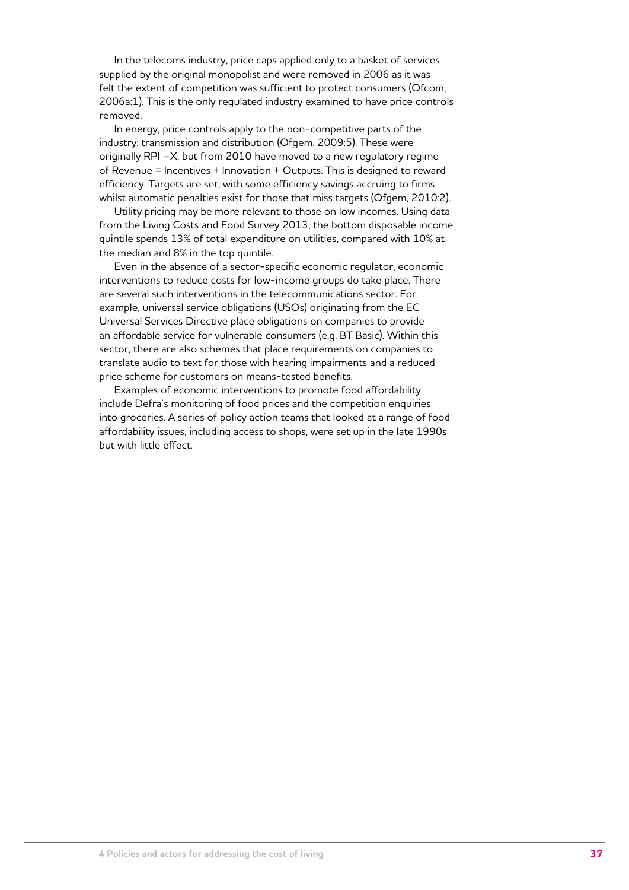In the telecoms industry, price caps applied only to a basket of services supplied by the original monopolist and were removed in 2006 as it was felt the extent of competition was sufficient to protect consumers (Ofcom, 2006a:1). This is the only regulated industry examined to have price controls removed.

In energy, price controls apply to the non-competitive parts of the industry: transmission and distribution (Ofgem, 2009:5). These were originally RPI –X, but from 2010 have moved to a new regulatory regime of Revenue = Incentives + Innovation + Outputs. This is designed to reward efficiency. Targets are set, with some efficiency savings accruing to firms whilst automatic penalties exist for those that miss targets (Ofgem, 2010:2).

Utility pricing may be more relevant to those on low incomes. Using data from the Living Costs and Food Survey 2013, the bottom disposable income quintile spends 13% of total expenditure on utilities, compared with 10% at the median and 8% in the top quintile.

Even in the absence of a sector-specific economic regulator, economic interventions to reduce costs for low-income groups do take place. There are several such interventions in the telecommunications sector. For example, universal service obligations (USOs) originating from the EC Universal Services Directive place obligations on companies to provide an affordable service for vulnerable consumers (e.g. BT Basic). Within this sector, there are also schemes that place requirements on companies to translate audio to text for those with hearing impairments and a reduced price scheme for customers on means-tested benefits.

Examples of economic interventions to promote food affordability include Defra's monitoring of food prices and the competition enquiries into groceries. A series of policy action teams that looked at a range of food affordability issues, including access to shops, were set up in the late 1990s but with little effect.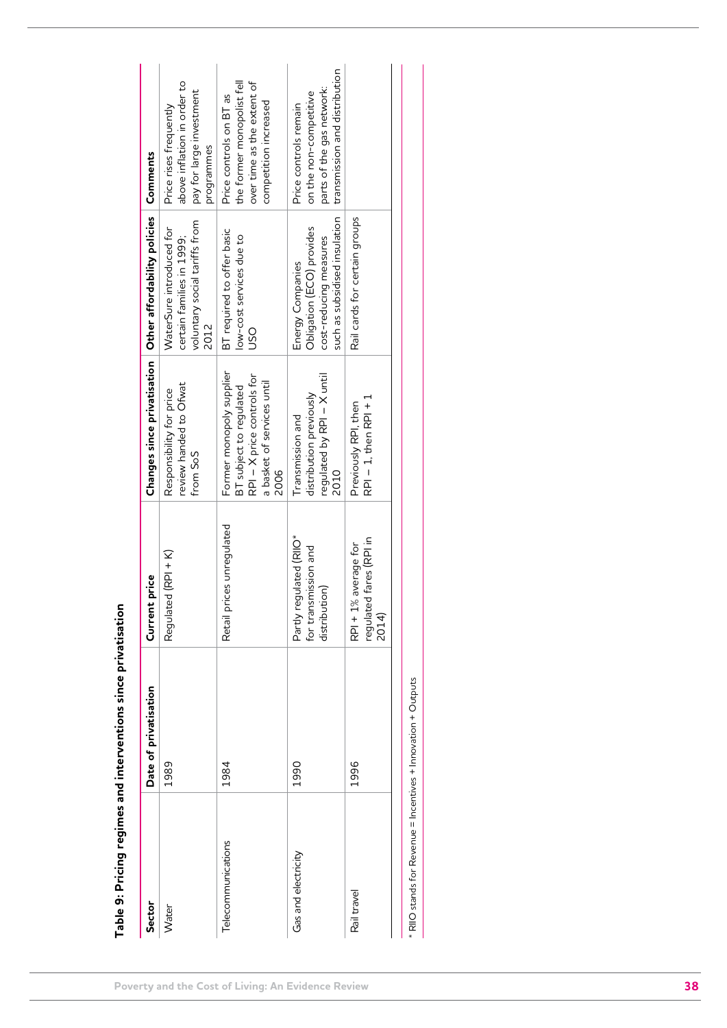**Table 9: Pricing regimes and interventions since privatisation**

| Sector | Date of privatisation | Current price | Changes since privatisation | Other affordability policies | Comments |
|---|---|---|---|---|---|
| Water | 1989 | Regulated (RPI + K) | Responsibility for price review handed to Ofwat from SoS | WaterSure introduced for certain families in 1999; voluntary social tariffs from 2012 | Price rises frequently above inflation in order to pay for large investment programmes |
| Telecommunications | 1984 | Retail prices unregulated | Former monopoly supplier BT subject to regulated RPI – X price controls for a basket of services until 2006 | BT required to offer basic low-cost services due to USO | Price controls on BT as the former monopolist fell over time as the extent of competition increased |
| Gas and electricity | 1990 | Partly regulated (RIIO*) for transmission and distribution) | Transmission and distribution previously regulated by RPI – X until 2010 | Energy Companies Obligation (ECO) provides cost-reducing measures such as subsidised insulation | Price controls remain on the non-competitive parts of the gas network: transmission and distribution |
| Rail travel | 1996 | RPI + 1% average for regulated fares (RPI in 2014) | Previously RPI, then RPI – 1, then RPI + 1 | Rail cards for certain groups | |

* RIIO stands for Revenue = Incentives + Innovation + Outputs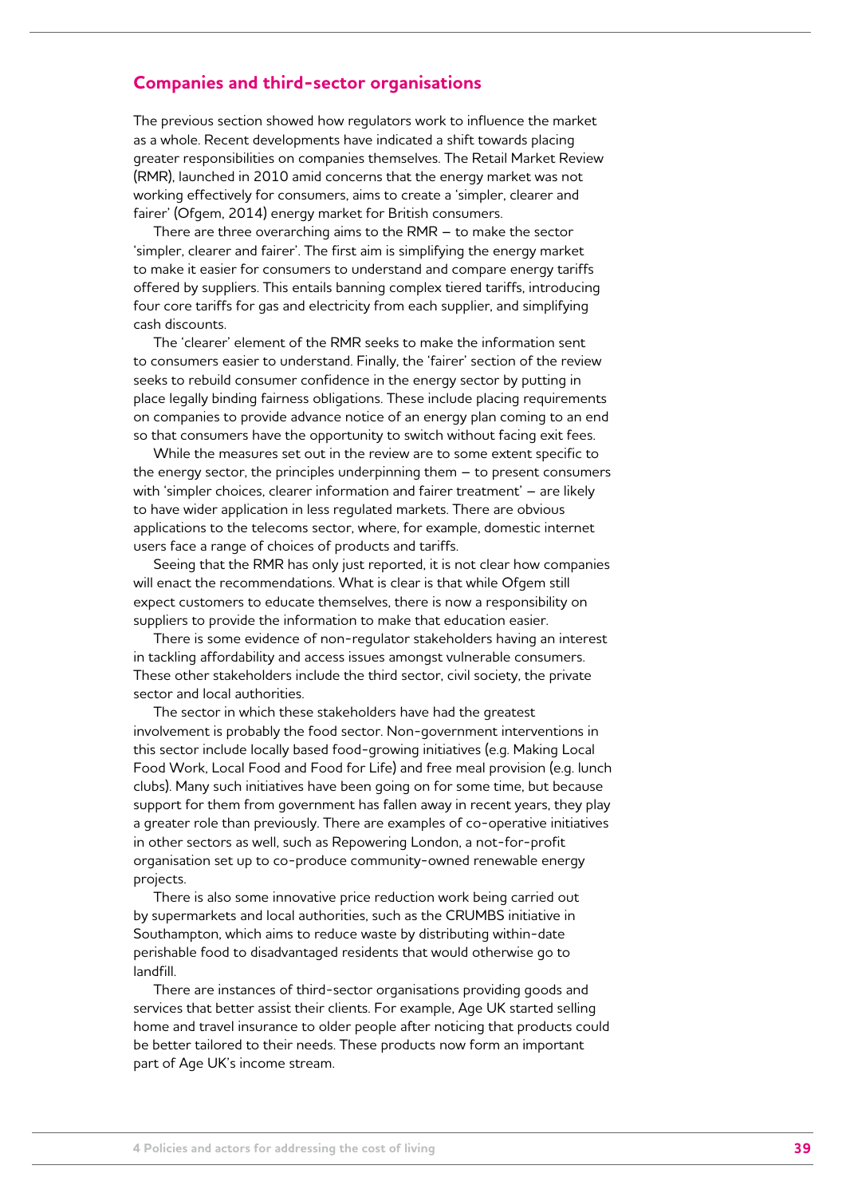## Companies and third-sector organisations

The previous section showed how regulators work to influence the market as a whole. Recent developments have indicated a shift towards placing greater responsibilities on companies themselves. The Retail Market Review (RMR), launched in 2010 amid concerns that the energy market was not working effectively for consumers, aims to create a 'simpler, clearer and fairer' (Ofgem, 2014) energy market for British consumers.

There are three overarching aims to the RMR – to make the sector 'simpler, clearer and fairer'. The first aim is simplifying the energy market to make it easier for consumers to understand and compare energy tariffs offered by suppliers. This entails banning complex tiered tariffs, introducing four core tariffs for gas and electricity from each supplier, and simplifying cash discounts.

The 'clearer' element of the RMR seeks to make the information sent to consumers easier to understand. Finally, the 'fairer' section of the review seeks to rebuild consumer confidence in the energy sector by putting in place legally binding fairness obligations. These include placing requirements on companies to provide advance notice of an energy plan coming to an end so that consumers have the opportunity to switch without facing exit fees.

While the measures set out in the review are to some extent specific to the energy sector, the principles underpinning them – to present consumers with 'simpler choices, clearer information and fairer treatment' – are likely to have wider application in less regulated markets. There are obvious applications to the telecoms sector, where, for example, domestic internet users face a range of choices of products and tariffs.

Seeing that the RMR has only just reported, it is not clear how companies will enact the recommendations. What is clear is that while Ofgem still expect customers to educate themselves, there is now a responsibility on suppliers to provide the information to make that education easier.

There is some evidence of non-regulator stakeholders having an interest in tackling affordability and access issues amongst vulnerable consumers. These other stakeholders include the third sector, civil society, the private sector and local authorities.

The sector in which these stakeholders have had the greatest involvement is probably the food sector. Non-government interventions in this sector include locally based food-growing initiatives (e.g. Making Local Food Work, Local Food and Food for Life) and free meal provision (e.g. lunch clubs). Many such initiatives have been going on for some time, but because support for them from government has fallen away in recent years, they play a greater role than previously. There are examples of co-operative initiatives in other sectors as well, such as Repowering London, a not-for-profit organisation set up to co-produce community-owned renewable energy projects.

There is also some innovative price reduction work being carried out by supermarkets and local authorities, such as the CRUMBS initiative in Southampton, which aims to reduce waste by distributing within-date perishable food to disadvantaged residents that would otherwise go to landfill.

There are instances of third-sector organisations providing goods and services that better assist their clients. For example, Age UK started selling home and travel insurance to older people after noticing that products could be better tailored to their needs. These products now form an important part of Age UK's income stream.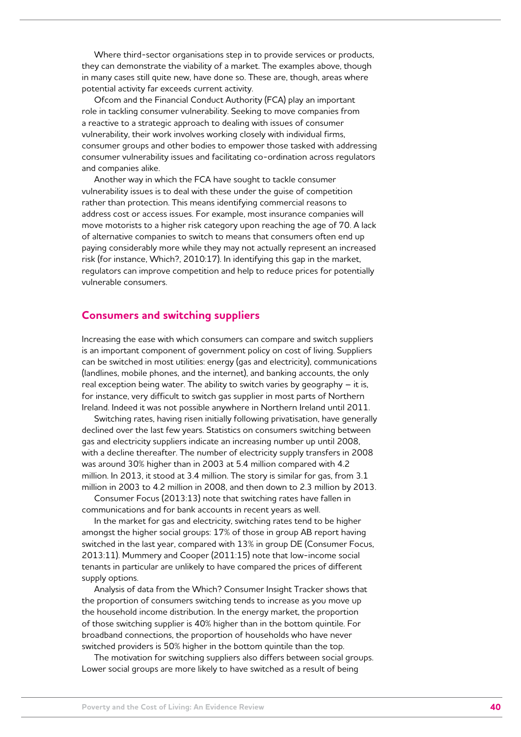Where third-sector organisations step in to provide services or products, they can demonstrate the viability of a market. The examples above, though in many cases still quite new, have done so. These are, though, areas where potential activity far exceeds current activity.

Ofcom and the Financial Conduct Authority (FCA) play an important role in tackling consumer vulnerability. Seeking to move companies from a reactive to a strategic approach to dealing with issues of consumer vulnerability, their work involves working closely with individual firms, consumer groups and other bodies to empower those tasked with addressing consumer vulnerability issues and facilitating co-ordination across regulators and companies alike.

Another way in which the FCA have sought to tackle consumer vulnerability issues is to deal with these under the guise of competition rather than protection. This means identifying commercial reasons to address cost or access issues. For example, most insurance companies will move motorists to a higher risk category upon reaching the age of 70. A lack of alternative companies to switch to means that consumers often end up paying considerably more while they may not actually represent an increased risk (for instance, Which?, 2010:17). In identifying this gap in the market, regulators can improve competition and help to reduce prices for potentially vulnerable consumers.

## Consumers and switching suppliers

Increasing the ease with which consumers can compare and switch suppliers is an important component of government policy on cost of living. Suppliers can be switched in most utilities: energy (gas and electricity), communications (landlines, mobile phones, and the internet), and banking accounts, the only real exception being water. The ability to switch varies by geography – it is, for instance, very difficult to switch gas supplier in most parts of Northern Ireland. Indeed it was not possible anywhere in Northern Ireland until 2011.

Switching rates, having risen initially following privatisation, have generally declined over the last few years. Statistics on consumers switching between gas and electricity suppliers indicate an increasing number up until 2008, with a decline thereafter. The number of electricity supply transfers in 2008 was around 30% higher than in 2003 at 5.4 million compared with 4.2 million. In 2013, it stood at 3.4 million. The story is similar for gas, from 3.1 million in 2003 to 4.2 million in 2008, and then down to 2.3 million by 2013.

Consumer Focus (2013:13) note that switching rates have fallen in communications and for bank accounts in recent years as well.

In the market for gas and electricity, switching rates tend to be higher amongst the higher social groups: 17% of those in group AB report having switched in the last year, compared with 13% in group DE (Consumer Focus, 2013:11). Mummery and Cooper (2011:15) note that low-income social tenants in particular are unlikely to have compared the prices of different supply options.

Analysis of data from the Which? Consumer Insight Tracker shows that the proportion of consumers switching tends to increase as you move up the household income distribution. In the energy market, the proportion of those switching supplier is 40% higher than in the bottom quintile. For broadband connections, the proportion of households who have never switched providers is 50% higher in the bottom quintile than the top.

The motivation for switching suppliers also differs between social groups. Lower social groups are more likely to have switched as a result of being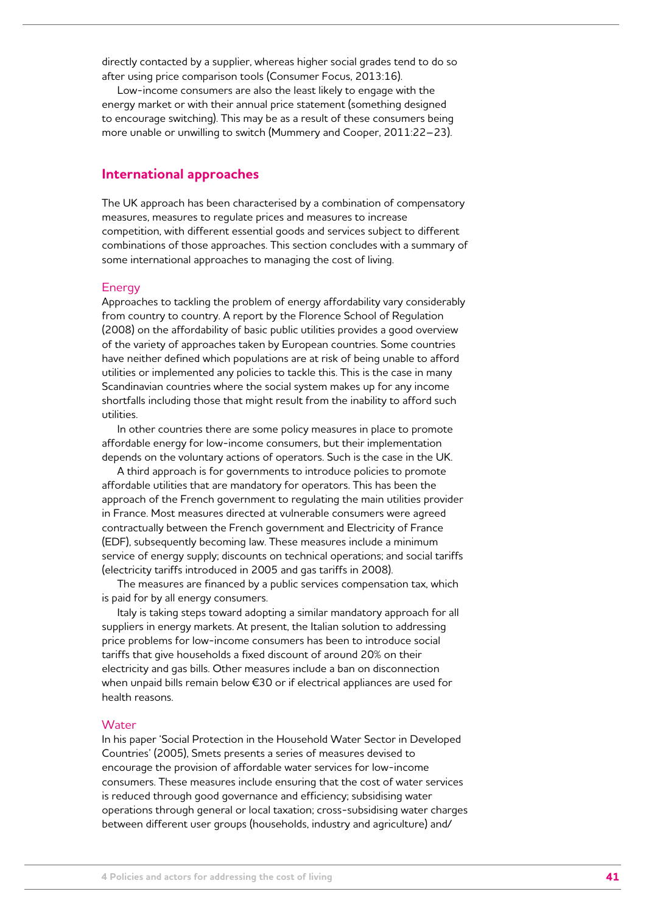directly contacted by a supplier, whereas higher social grades tend to do so after using price comparison tools (Consumer Focus, 2013:16).

Low-income consumers are also the least likely to engage with the energy market or with their annual price statement (something designed to encourage switching). This may be as a result of these consumers being more unable or unwilling to switch (Mummery and Cooper, 2011:22–23).

## International approaches

The UK approach has been characterised by a combination of compensatory measures, measures to regulate prices and measures to increase competition, with different essential goods and services subject to different combinations of those approaches. This section concludes with a summary of some international approaches to managing the cost of living.

### Energy

Approaches to tackling the problem of energy affordability vary considerably from country to country. A report by the Florence School of Regulation (2008) on the affordability of basic public utilities provides a good overview of the variety of approaches taken by European countries. Some countries have neither defined which populations are at risk of being unable to afford utilities or implemented any policies to tackle this. This is the case in many Scandinavian countries where the social system makes up for any income shortfalls including those that might result from the inability to afford such utilities.

In other countries there are some policy measures in place to promote affordable energy for low-income consumers, but their implementation depends on the voluntary actions of operators. Such is the case in the UK.

A third approach is for governments to introduce policies to promote affordable utilities that are mandatory for operators. This has been the approach of the French government to regulating the main utilities provider in France. Most measures directed at vulnerable consumers were agreed contractually between the French government and Electricity of France (EDF), subsequently becoming law. These measures include a minimum service of energy supply; discounts on technical operations; and social tariffs (electricity tariffs introduced in 2005 and gas tariffs in 2008).

The measures are financed by a public services compensation tax, which is paid for by all energy consumers.

Italy is taking steps toward adopting a similar mandatory approach for all suppliers in energy markets. At present, the Italian solution to addressing price problems for low-income consumers has been to introduce social tariffs that give households a fixed discount of around 20% on their electricity and gas bills. Other measures include a ban on disconnection when unpaid bills remain below €30 or if electrical appliances are used for health reasons.

### Water

In his paper 'Social Protection in the Household Water Sector in Developed Countries' (2005), Smets presents a series of measures devised to encourage the provision of affordable water services for low-income consumers. These measures include ensuring that the cost of water services is reduced through good governance and efficiency; subsidising water operations through general or local taxation; cross-subsidising water charges between different user groups (households, industry and agriculture) and/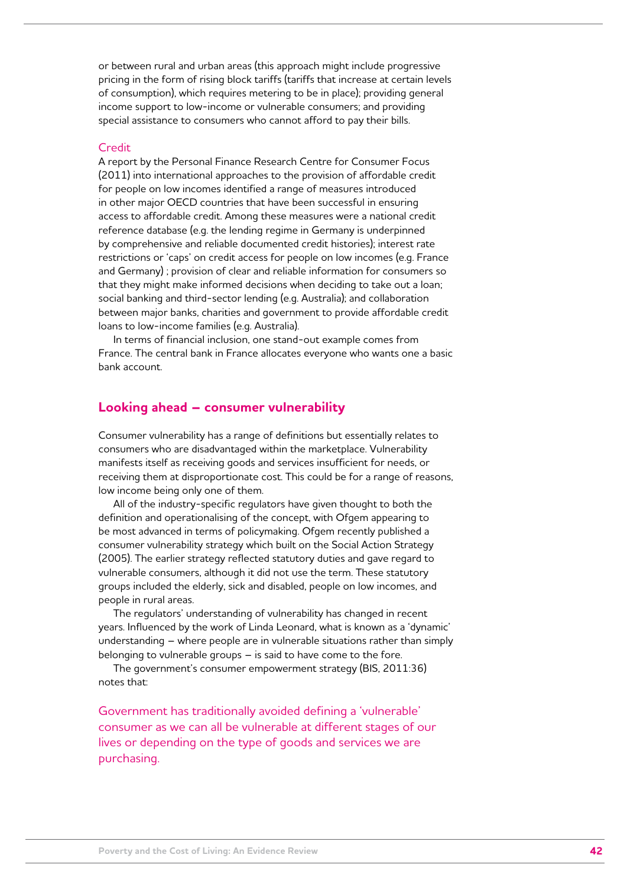or between rural and urban areas (this approach might include progressive pricing in the form of rising block tariffs (tariffs that increase at certain levels of consumption), which requires metering to be in place); providing general income support to low-income or vulnerable consumers; and providing special assistance to consumers who cannot afford to pay their bills.

### Credit

A report by the Personal Finance Research Centre for Consumer Focus (2011) into international approaches to the provision of affordable credit for people on low incomes identified a range of measures introduced in other major OECD countries that have been successful in ensuring access to affordable credit. Among these measures were a national credit reference database (e.g. the lending regime in Germany is underpinned by comprehensive and reliable documented credit histories); interest rate restrictions or 'caps' on credit access for people on low incomes (e.g. France and Germany) ; provision of clear and reliable information for consumers so that they might make informed decisions when deciding to take out a loan; social banking and third-sector lending (e.g. Australia); and collaboration between major banks, charities and government to provide affordable credit loans to low-income families (e.g. Australia).

In terms of financial inclusion, one stand-out example comes from France. The central bank in France allocates everyone who wants one a basic bank account.

## Looking ahead – consumer vulnerability

Consumer vulnerability has a range of definitions but essentially relates to consumers who are disadvantaged within the marketplace. Vulnerability manifests itself as receiving goods and services insufficient for needs, or receiving them at disproportionate cost. This could be for a range of reasons, low income being only one of them.

All of the industry-specific regulators have given thought to both the definition and operationalising of the concept, with Ofgem appearing to be most advanced in terms of policymaking. Ofgem recently published a consumer vulnerability strategy which built on the Social Action Strategy (2005). The earlier strategy reflected statutory duties and gave regard to vulnerable consumers, although it did not use the term. These statutory groups included the elderly, sick and disabled, people on low incomes, and people in rural areas.

The regulators' understanding of vulnerability has changed in recent years. Influenced by the work of Linda Leonard, what is known as a 'dynamic' understanding – where people are in vulnerable situations rather than simply belonging to vulnerable groups – is said to have come to the fore.

The government's consumer empowerment strategy (BIS, 2011:36) notes that:

> Government has traditionally avoided defining a 'vulnerable' consumer as we can all be vulnerable at different stages of our lives or depending on the type of goods and services we are purchasing.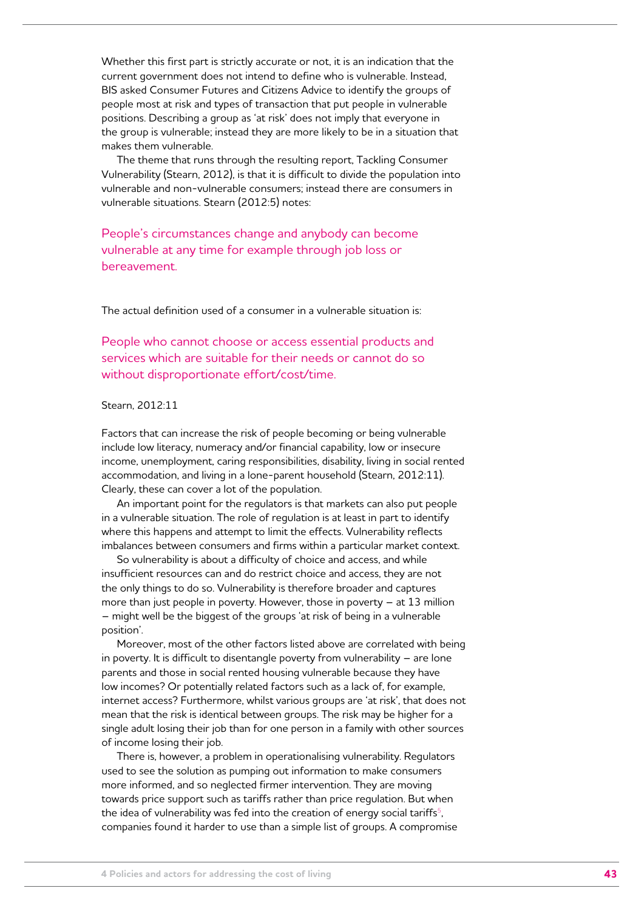Whether this first part is strictly accurate or not, it is an indication that the current government does not intend to define who is vulnerable. Instead, BIS asked Consumer Futures and Citizens Advice to identify the groups of people most at risk and types of transaction that put people in vulnerable positions. Describing a group as 'at risk' does not imply that everyone in the group is vulnerable; instead they are more likely to be in a situation that makes them vulnerable.

The theme that runs through the resulting report, Tackling Consumer Vulnerability (Stearn, 2012), is that it is difficult to divide the population into vulnerable and non-vulnerable consumers; instead there are consumers in vulnerable situations. Stearn (2012:5) notes:

> People's circumstances change and anybody can become vulnerable at any time for example through job loss or bereavement.

The actual definition used of a consumer in a vulnerable situation is:

> People who cannot choose or access essential products and services which are suitable for their needs or cannot do so without disproportionate effort/cost/time.

Stearn, 2012:11

Factors that can increase the risk of people becoming or being vulnerable include low literacy, numeracy and/or financial capability, low or insecure income, unemployment, caring responsibilities, disability, living in social rented accommodation, and living in a lone-parent household (Stearn, 2012:11). Clearly, these can cover a lot of the population.

An important point for the regulators is that markets can also put people in a vulnerable situation. The role of regulation is at least in part to identify where this happens and attempt to limit the effects. Vulnerability reflects imbalances between consumers and firms within a particular market context.

So vulnerability is about a difficulty of choice and access, and while insufficient resources can and do restrict choice and access, they are not the only things to do so. Vulnerability is therefore broader and captures more than just people in poverty. However, those in poverty – at 13 million – might well be the biggest of the groups 'at risk of being in a vulnerable position'.

Moreover, most of the other factors listed above are correlated with being in poverty. It is difficult to disentangle poverty from vulnerability – are lone parents and those in social rented housing vulnerable because they have low incomes? Or potentially related factors such as a lack of, for example, internet access? Furthermore, whilst various groups are 'at risk', that does not mean that the risk is identical between groups. The risk may be higher for a single adult losing their job than for one person in a family with other sources of income losing their job.

There is, however, a problem in operationalising vulnerability. Regulators used to see the solution as pumping out information to make consumers more informed, and so neglected firmer intervention. They are moving towards price support such as tariffs rather than price regulation. But when the idea of vulnerability was fed into the creation of energy social tariffs[5], companies found it harder to use than a simple list of groups. A compromise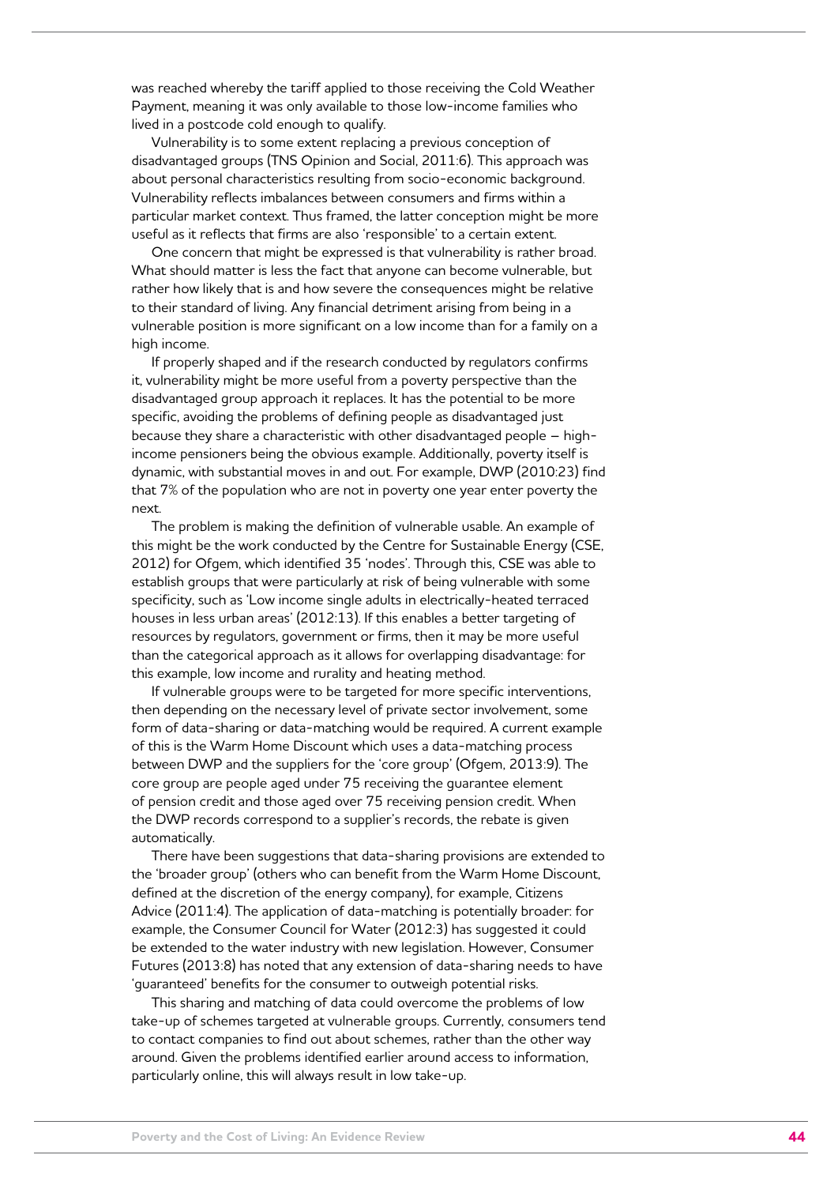was reached whereby the tariff applied to those receiving the Cold Weather Payment, meaning it was only available to those low-income families who lived in a postcode cold enough to qualify.

Vulnerability is to some extent replacing a previous conception of disadvantaged groups (TNS Opinion and Social, 2011:6). This approach was about personal characteristics resulting from socio-economic background. Vulnerability reflects imbalances between consumers and firms within a particular market context. Thus framed, the latter conception might be more useful as it reflects that firms are also 'responsible' to a certain extent.

One concern that might be expressed is that vulnerability is rather broad. What should matter is less the fact that anyone can become vulnerable, but rather how likely that is and how severe the consequences might be relative to their standard of living. Any financial detriment arising from being in a vulnerable position is more significant on a low income than for a family on a high income.

If properly shaped and if the research conducted by regulators confirms it, vulnerability might be more useful from a poverty perspective than the disadvantaged group approach it replaces. It has the potential to be more specific, avoiding the problems of defining people as disadvantaged just because they share a characteristic with other disadvantaged people – high-income pensioners being the obvious example. Additionally, poverty itself is dynamic, with substantial moves in and out. For example, DWP (2010:23) find that 7% of the population who are not in poverty one year enter poverty the next.

The problem is making the definition of vulnerable usable. An example of this might be the work conducted by the Centre for Sustainable Energy (CSE, 2012) for Ofgem, which identified 35 'nodes'. Through this, CSE was able to establish groups that were particularly at risk of being vulnerable with some specificity, such as 'Low income single adults in electrically-heated terraced houses in less urban areas' (2012:13). If this enables a better targeting of resources by regulators, government or firms, then it may be more useful than the categorical approach as it allows for overlapping disadvantage: for this example, low income and rurality and heating method.

If vulnerable groups were to be targeted for more specific interventions, then depending on the necessary level of private sector involvement, some form of data-sharing or data-matching would be required. A current example of this is the Warm Home Discount which uses a data-matching process between DWP and the suppliers for the 'core group' (Ofgem, 2013:9). The core group are people aged under 75 receiving the guarantee element of pension credit and those aged over 75 receiving pension credit. When the DWP records correspond to a supplier's records, the rebate is given automatically.

There have been suggestions that data-sharing provisions are extended to the 'broader group' (others who can benefit from the Warm Home Discount, defined at the discretion of the energy company), for example, Citizens Advice (2011:4). The application of data-matching is potentially broader: for example, the Consumer Council for Water (2012:3) has suggested it could be extended to the water industry with new legislation. However, Consumer Futures (2013:8) has noted that any extension of data-sharing needs to have 'guaranteed' benefits for the consumer to outweigh potential risks.

This sharing and matching of data could overcome the problems of low take-up of schemes targeted at vulnerable groups. Currently, consumers tend to contact companies to find out about schemes, rather than the other way around. Given the problems identified earlier around access to information, particularly online, this will always result in low take-up.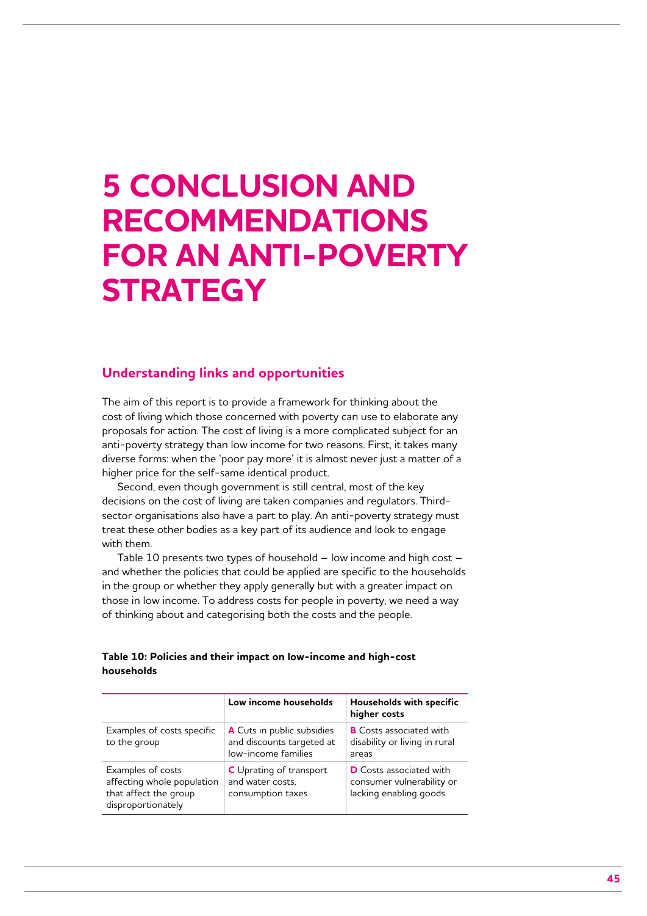# 5 CONCLUSION AND RECOMMENDATIONS FOR AN ANTI-POVERTY STRATEGY

## Understanding links and opportunities

The aim of this report is to provide a framework for thinking about the cost of living which those concerned with poverty can use to elaborate any proposals for action. The cost of living is a more complicated subject for an anti-poverty strategy than low income for two reasons. First, it takes many diverse forms: when the 'poor pay more' it is almost never just a matter of a higher price for the self-same identical product.

Second, even though government is still central, most of the key decisions on the cost of living are taken companies and regulators. Third-sector organisations also have a part to play. An anti-poverty strategy must treat these other bodies as a key part of its audience and look to engage with them.

Table 10 presents two types of household – low income and high cost – and whether the policies that could be applied are specific to the households in the group or whether they apply generally but with a greater impact on those in low income. To address costs for people in poverty, we need a way of thinking about and categorising both the costs and the people.

**Table 10: Policies and their impact on low-income and high-cost households**

| | Low income households | Households with specific higher costs |
|---|---|---|
| Examples of costs specific to the group | **A** Cuts in public subsidies and discounts targeted at low-income families | **B** Costs associated with disability or living in rural areas |
| Examples of costs affecting whole population that affect the group disproportionately | **C** Uprating of transport and water costs, consumption taxes | **D** Costs associated with consumer vulnerability or lacking enabling goods |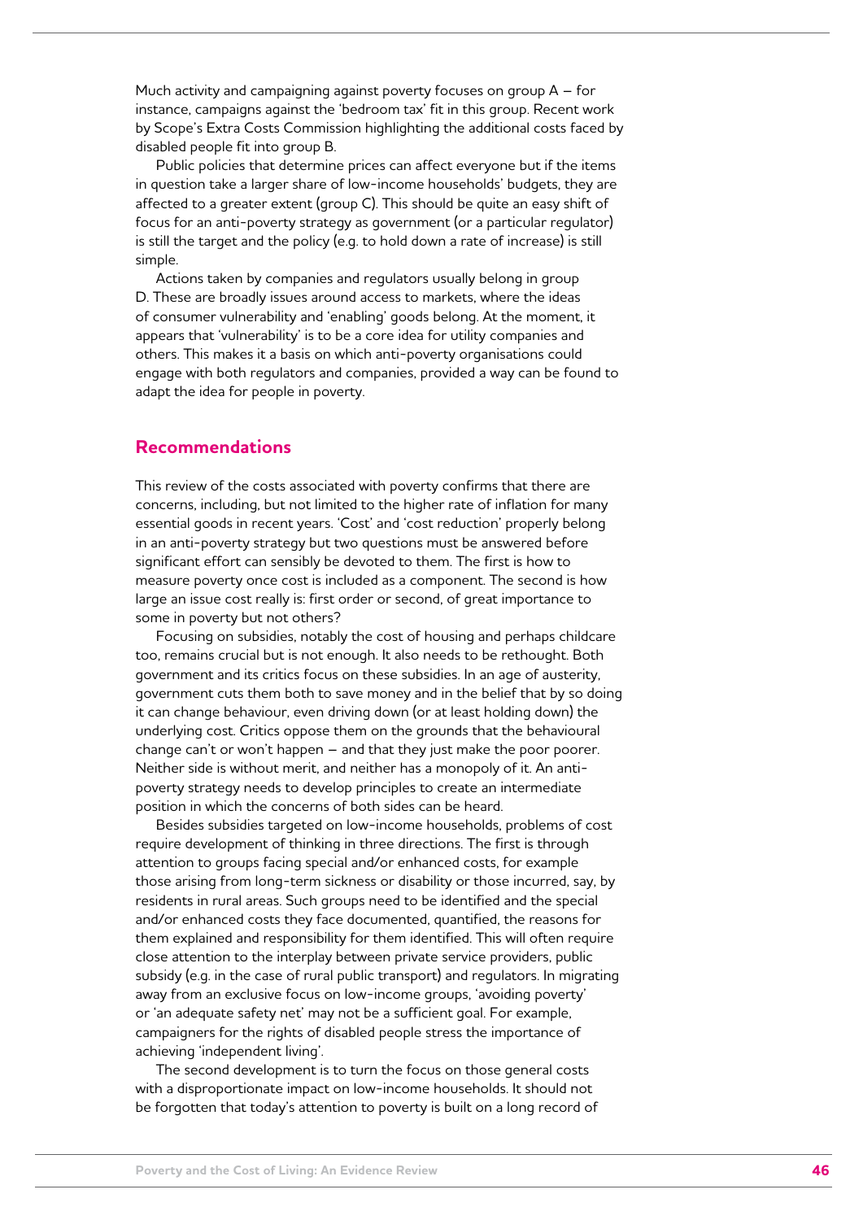Much activity and campaigning against poverty focuses on group A – for instance, campaigns against the 'bedroom tax' fit in this group. Recent work by Scope's Extra Costs Commission highlighting the additional costs faced by disabled people fit into group B.

Public policies that determine prices can affect everyone but if the items in question take a larger share of low-income households' budgets, they are affected to a greater extent (group C). This should be quite an easy shift of focus for an anti-poverty strategy as government (or a particular regulator) is still the target and the policy (e.g. to hold down a rate of increase) is still simple.

Actions taken by companies and regulators usually belong in group D. These are broadly issues around access to markets, where the ideas of consumer vulnerability and 'enabling' goods belong. At the moment, it appears that 'vulnerability' is to be a core idea for utility companies and others. This makes it a basis on which anti-poverty organisations could engage with both regulators and companies, provided a way can be found to adapt the idea for people in poverty.

## Recommendations

This review of the costs associated with poverty confirms that there are concerns, including, but not limited to the higher rate of inflation for many essential goods in recent years. 'Cost' and 'cost reduction' properly belong in an anti-poverty strategy but two questions must be answered before significant effort can sensibly be devoted to them. The first is how to measure poverty once cost is included as a component. The second is how large an issue cost really is: first order or second, of great importance to some in poverty but not others?

Focusing on subsidies, notably the cost of housing and perhaps childcare too, remains crucial but is not enough. It also needs to be rethought. Both government and its critics focus on these subsidies. In an age of austerity, government cuts them both to save money and in the belief that by so doing it can change behaviour, even driving down (or at least holding down) the underlying cost. Critics oppose them on the grounds that the behavioural change can't or won't happen – and that they just make the poor poorer. Neither side is without merit, and neither has a monopoly of it. An anti-poverty strategy needs to develop principles to create an intermediate position in which the concerns of both sides can be heard.

Besides subsidies targeted on low-income households, problems of cost require development of thinking in three directions. The first is through attention to groups facing special and/or enhanced costs, for example those arising from long-term sickness or disability or those incurred, say, by residents in rural areas. Such groups need to be identified and the special and/or enhanced costs they face documented, quantified, the reasons for them explained and responsibility for them identified. This will often require close attention to the interplay between private service providers, public subsidy (e.g. in the case of rural public transport) and regulators. In migrating away from an exclusive focus on low-income groups, 'avoiding poverty' or 'an adequate safety net' may not be a sufficient goal. For example, campaigners for the rights of disabled people stress the importance of achieving 'independent living'.

The second development is to turn the focus on those general costs with a disproportionate impact on low-income households. It should not be forgotten that today's attention to poverty is built on a long record of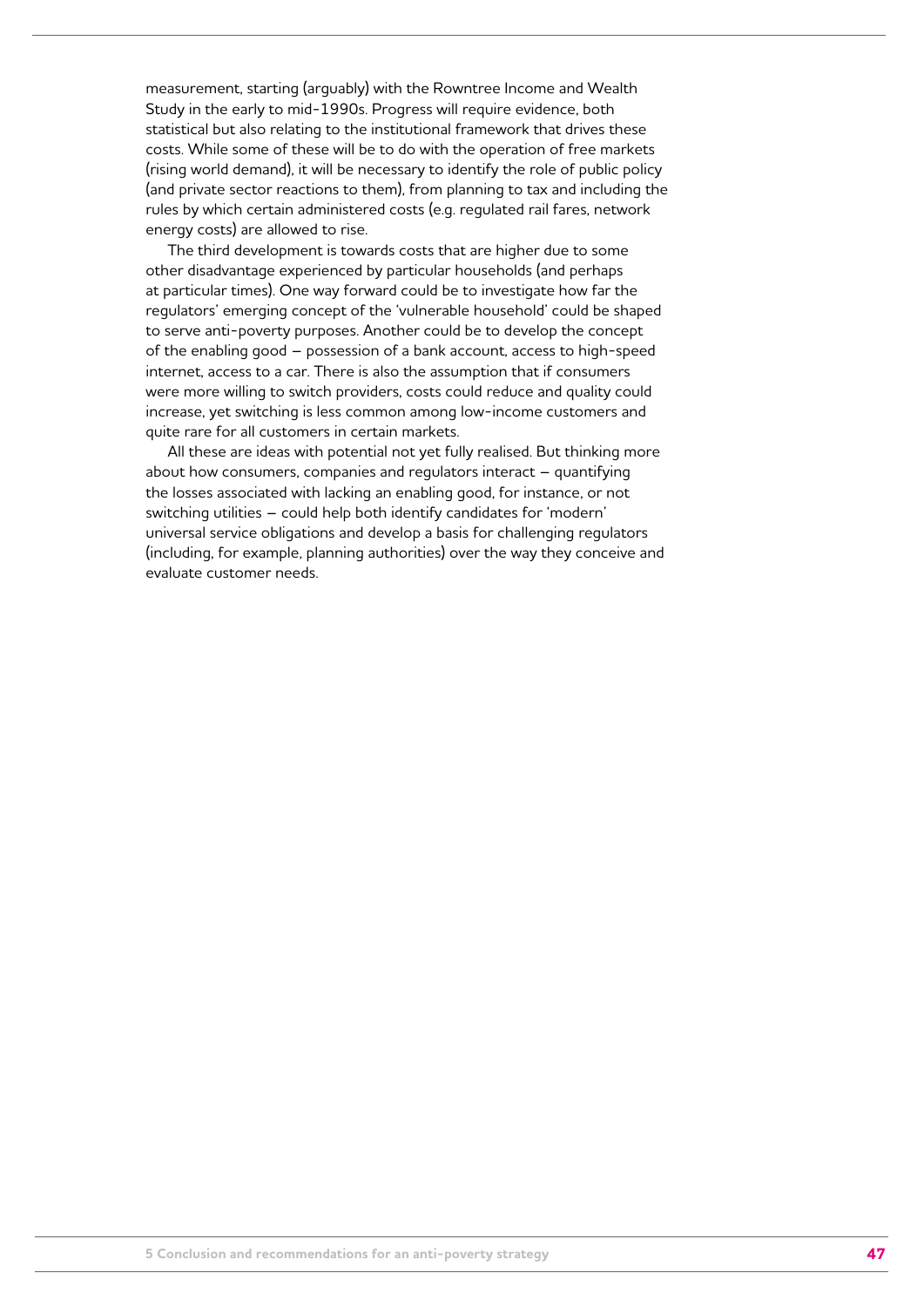measurement, starting (arguably) with the Rowntree Income and Wealth Study in the early to mid-1990s. Progress will require evidence, both statistical but also relating to the institutional framework that drives these costs. While some of these will be to do with the operation of free markets (rising world demand), it will be necessary to identify the role of public policy (and private sector reactions to them), from planning to tax and including the rules by which certain administered costs (e.g. regulated rail fares, network energy costs) are allowed to rise.

The third development is towards costs that are higher due to some other disadvantage experienced by particular households (and perhaps at particular times). One way forward could be to investigate how far the regulators' emerging concept of the 'vulnerable household' could be shaped to serve anti-poverty purposes. Another could be to develop the concept of the enabling good – possession of a bank account, access to high-speed internet, access to a car. There is also the assumption that if consumers were more willing to switch providers, costs could reduce and quality could increase, yet switching is less common among low-income customers and quite rare for all customers in certain markets.

All these are ideas with potential not yet fully realised. But thinking more about how consumers, companies and regulators interact – quantifying the losses associated with lacking an enabling good, for instance, or not switching utilities – could help both identify candidates for 'modern' universal service obligations and develop a basis for challenging regulators (including, for example, planning authorities) over the way they conceive and evaluate customer needs.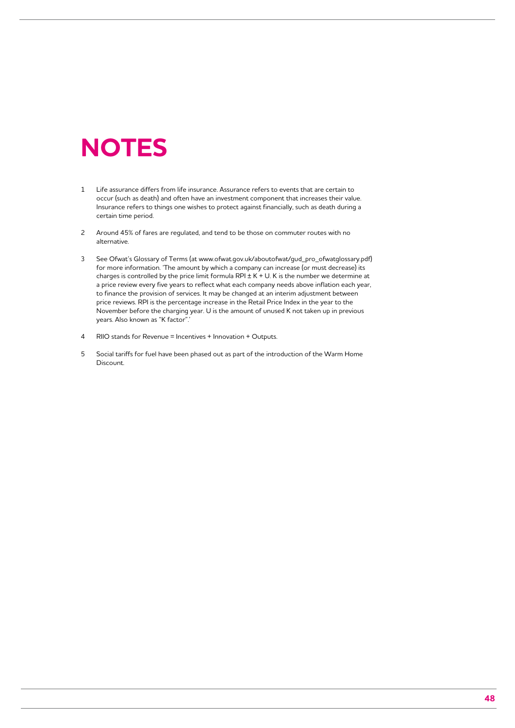# NOTES

1. Life assurance differs from life insurance. Assurance refers to events that are certain to occur (such as death) and often have an investment component that increases their value. Insurance refers to things one wishes to protect against financially, such as death during a certain time period.

2. Around 45% of fares are regulated, and tend to be those on commuter routes with no alternative.

3. See Ofwat's Glossary of Terms (at www.ofwat.gov.uk/aboutofwat/gud_pro_ofwatglossary.pdf) for more information. 'The amount by which a company can increase (or must decrease) its charges is controlled by the price limit formula RPI ± K + U. K is the number we determine at a price review every five years to reflect what each company needs above inflation each year, to finance the provision of services. It may be changed at an interim adjustment between price reviews. RPI is the percentage increase in the Retail Price Index in the year to the November before the charging year. U is the amount of unused K not taken up in previous years. Also known as "K factor".'

4. RIIO stands for Revenue = Incentives + Innovation + Outputs.

5. Social tariffs for fuel have been phased out as part of the introduction of the Warm Home Discount.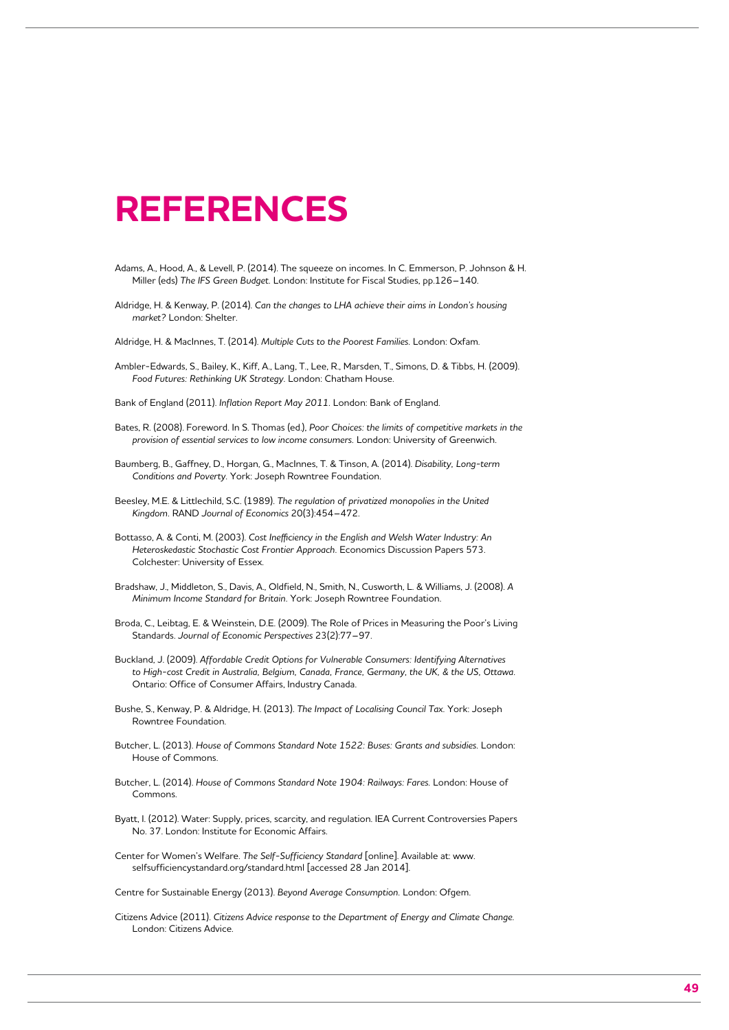# REFERENCES

Adams, A., Hood, A., & Levell, P. (2014). The squeeze on incomes. In C. Emmerson, P. Johnson & H. Miller (eds) *The IFS Green Budget*. London: Institute for Fiscal Studies, pp.126–140.

Aldridge, H. & Kenway, P. (2014). *Can the changes to LHA achieve their aims in London's housing market?* London: Shelter.

Aldridge, H. & MacInnes, T. (2014). *Multiple Cuts to the Poorest Families*. London: Oxfam.

Ambler-Edwards, S., Bailey, K., Kiff, A., Lang, T., Lee, R., Marsden, T., Simons, D. & Tibbs, H. (2009). *Food Futures: Rethinking UK Strategy*. London: Chatham House.

Bank of England (2011). *Inflation Report May 2011*. London: Bank of England.

Bates, R. (2008). Foreword. In S. Thomas (ed.), *Poor Choices: the limits of competitive markets in the provision of essential services to low income consumers*. London: University of Greenwich.

Baumberg, B., Gaffney, D., Horgan, G., MacInnes, T. & Tinson, A. (2014). *Disability, Long-term Conditions and Poverty*. York: Joseph Rowntree Foundation.

Beesley, M.E. & Littlechild, S.C. (1989). *The regulation of privatized monopolies in the United Kingdom*. RAND *Journal of Economics* 20(3):454–472.

Bottasso, A. & Conti, M. (2003). *Cost Inefficiency in the English and Welsh Water Industry: An Heteroskedastic Stochastic Cost Frontier Approach*. Economics Discussion Papers 573. Colchester: University of Essex.

Bradshaw, J., Middleton, S., Davis, A., Oldfield, N., Smith, N., Cusworth, L. & Williams, J. (2008). *A Minimum Income Standard for Britain*. York: Joseph Rowntree Foundation.

Broda, C., Leibtag, E. & Weinstein, D.E. (2009). The Role of Prices in Measuring the Poor's Living Standards. *Journal of Economic Perspectives* 23(2):77–97.

Buckland, J. (2009). *Affordable Credit Options for Vulnerable Consumers: Identifying Alternatives to High-cost Credit in Australia, Belgium, Canada, France, Germany, the UK, & the US, Ottawa*. Ontario: Office of Consumer Affairs, Industry Canada.

Bushe, S., Kenway, P. & Aldridge, H. (2013). *The Impact of Localising Council Tax*. York: Joseph Rowntree Foundation.

Butcher, L. (2013). *House of Commons Standard Note 1522: Buses: Grants and subsidies*. London: House of Commons.

Butcher, L. (2014). *House of Commons Standard Note 1904: Railways: Fares*. London: House of Commons.

Byatt, I. (2012). Water: Supply, prices, scarcity, and regulation. IEA Current Controversies Papers No. 37. London: Institute for Economic Affairs.

Center for Women's Welfare. *The Self-Sufficiency Standard* [online]. Available at: www.selfsufficiencystandard.org/standard.html [accessed 28 Jan 2014].

Centre for Sustainable Energy (2013). *Beyond Average Consumption*. London: Ofgem.

Citizens Advice (2011). *Citizens Advice response to the Department of Energy and Climate Change*. London: Citizens Advice.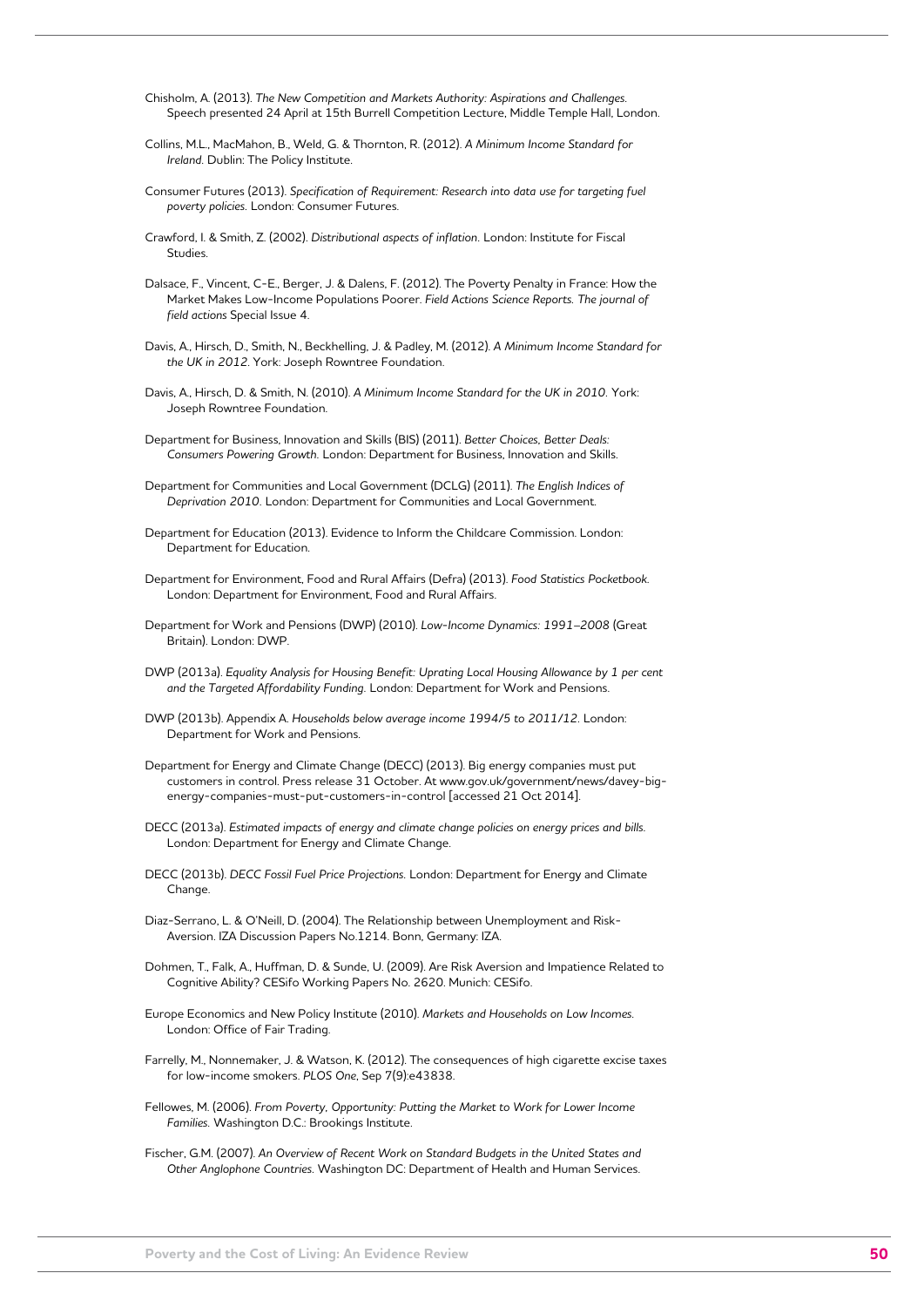Chisholm, A. (2013). *The New Competition and Markets Authority: Aspirations and Challenges.* Speech presented 24 April at 15th Burrell Competition Lecture, Middle Temple Hall, London.

Collins, M.L., MacMahon, B., Weld, G. & Thornton, R. (2012). *A Minimum Income Standard for Ireland.* Dublin: The Policy Institute.

Consumer Futures (2013). *Specification of Requirement: Research into data use for targeting fuel poverty policies.* London: Consumer Futures.

Crawford, I. & Smith, Z. (2002). *Distributional aspects of inflation.* London: Institute for Fiscal Studies.

Dalsace, F., Vincent, C-E., Berger, J. & Dalens, F. (2012). The Poverty Penalty in France: How the Market Makes Low-Income Populations Poorer. *Field Actions Science Reports. The journal of field actions* Special Issue 4.

Davis, A., Hirsch, D., Smith, N., Beckhelling, J. & Padley, M. (2012). *A Minimum Income Standard for the UK in 2012.* York: Joseph Rowntree Foundation.

Davis, A., Hirsch, D. & Smith, N. (2010). *A Minimum Income Standard for the UK in 2010.* York: Joseph Rowntree Foundation.

Department for Business, Innovation and Skills (BIS) (2011). *Better Choices, Better Deals: Consumers Powering Growth.* London: Department for Business, Innovation and Skills.

Department for Communities and Local Government (DCLG) (2011). *The English Indices of Deprivation 2010.* London: Department for Communities and Local Government.

Department for Education (2013). Evidence to Inform the Childcare Commission. London: Department for Education.

Department for Environment, Food and Rural Affairs (Defra) (2013). *Food Statistics Pocketbook.* London: Department for Environment, Food and Rural Affairs.

Department for Work and Pensions (DWP) (2010). *Low-Income Dynamics: 1991–2008* (Great Britain). London: DWP.

DWP (2013a). *Equality Analysis for Housing Benefit: Uprating Local Housing Allowance by 1 per cent and the Targeted Affordability Funding.* London: Department for Work and Pensions.

DWP (2013b). Appendix A. *Households below average income 1994/5 to 2011/12.* London: Department for Work and Pensions.

Department for Energy and Climate Change (DECC) (2013). Big energy companies must put customers in control. Press release 31 October. At www.gov.uk/government/news/davey-big-energy-companies-must-put-customers-in-control [accessed 21 Oct 2014].

DECC (2013a). *Estimated impacts of energy and climate change policies on energy prices and bills.* London: Department for Energy and Climate Change.

DECC (2013b). *DECC Fossil Fuel Price Projections.* London: Department for Energy and Climate Change.

Diaz-Serrano, L. & O'Neill, D. (2004). The Relationship between Unemployment and Risk-Aversion. IZA Discussion Papers No.1214. Bonn, Germany: IZA.

Dohmen, T., Falk, A., Huffman, D. & Sunde, U. (2009). Are Risk Aversion and Impatience Related to Cognitive Ability? CESifo Working Papers No. 2620. Munich: CESifo.

Europe Economics and New Policy Institute (2010). *Markets and Households on Low Incomes.* London: Office of Fair Trading.

Farrelly, M., Nonnemaker, J. & Watson, K. (2012). The consequences of high cigarette excise taxes for low-income smokers. *PLOS One*, Sep 7(9):e43838.

Fellowes, M. (2006). *From Poverty, Opportunity: Putting the Market to Work for Lower Income Families.* Washington D.C.: Brookings Institute.

Fischer, G.M. (2007). *An Overview of Recent Work on Standard Budgets in the United States and Other Anglophone Countries.* Washington DC: Department of Health and Human Services.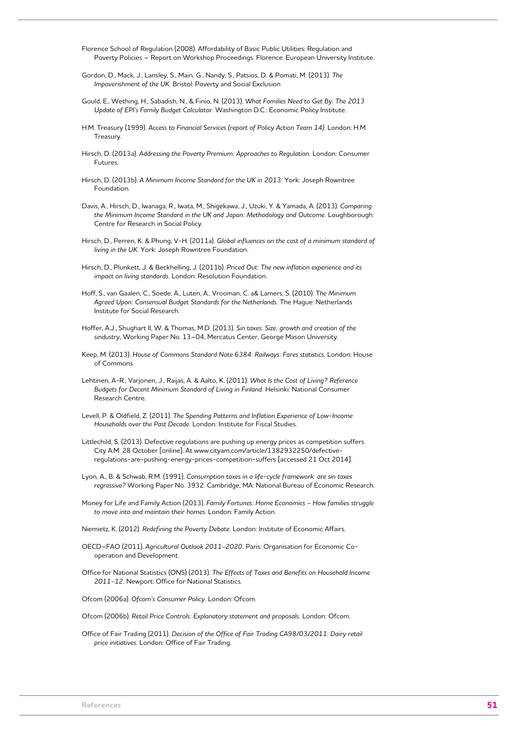Florence School of Regulation (2008). Affordability of Basic Public Utilities: Regulation and Poverty Policies – Report on Workshop Proceedings. Florence: European University Institute.

Gordon, D., Mack, J., Lansley, S., Main, G., Nandy, S., Patsios, D. & Pomati, M. (2013). *The Impoverishment of the UK.* Bristol: Poverty and Social Exclusion

Gould, E., Wething, H., Sabadish, N., & Finio, N. (2013). *What Families Need to Get By: The 2013 Update of EPI's Family Budget Calculator.* Washington D.C.: Economic Policy Institute.

H.M. Treasury (1999). *Access to Financial Services (report of Policy Action Team 14).* London: H.M. Treasury.

Hirsch, D. (2013a). *Addressing the Poverty Premium: Approaches to Regulation.* London: Consumer Futures.

Hirsch, D. (2013b). *A Minimum Income Standard for the UK in 2013.* York: Joseph Rowntree Foundation.

Davis, A., Hirsch, D., Iwanaga, R., Iwata, M., Shigekawa, J., Uzuki, Y. & Yamada, A. (2013). *Comparing the Minimum Income Standard in the UK and Japan: Methodology and Outcome.* Loughborough: Centre for Research in Social Policy.

Hirsch, D., Perren, K. & Phung, V-H. (2011a). *Global influences on the cost of a minimum standard of living in the UK.* York: Joseph Rowntree Foundation.

Hirsch, D., Plunkett, J. & Beckhelling, J. (2011b). *Priced Out: The new inflation experience and its impact on living standards.* London: Resolution Foundation.

Hoff, S., van Gaalen, C., Soede, A., Luten, A., Vrooman, C. a& Lamers, S. (2010). *The Minimum Agreed Upon: Consensual Budget Standards for the Netherlands.* The Hague: Netherlands Institute for Social Research.

Hoffer, A.J., Shughart II, W. & Thomas, M.D. (2013). *Sin taxes: Size, growth and creation of the sindustry*, Working Paper No. 13–04, Mercatus Center, George Mason University.

Keep, M. (2013). *House of Commons Standard Note 6384: Railways: Fares statistics.* London: House of Commons.

Lehtinen, A-R., Varjonen, J., Raijas, A. & Aalto, K. (2011). *What Is the Cost of Living? Reference Budgets for Decent Minimum Standard of Living in Finland.* Helsinki: National Consumer Research Centre.

Levell, P. & Oldfield, Z. (2011). *The Spending Patterns and Inflation Experience of Low-Income Households over the Past Decade.* London: Institute for Fiscal Studies.

Littlechild, S. (2013). Defective regulations are pushing up energy prices as competition suffers. City A.M. 28 October [online]. At www.cityam.com/article/1382932250/defective-regulations-are-pushing-energy-prices-competition-suffers [accessed 21 Oct 2014].

Lyon, A., B. & Schwab, R.M. (1991). *Consumption taxes in a life-cycle framework: are sin taxes regressive?* Working Paper No. 3932. Cambridge, MA: National Bureau of Economic Research.

Money for Life and Family Action (2013). *Family Fortunes: Home Economics – How families struggle to move into and maintain their homes.* London: Family Action.

Niemietz, K. (2012). *Redefining the Poverty Debate.* London: Institute of Economic Affairs.

OECD–FAO (2011). *Agricultural Outlook 2011–2020.* Paris: Organisation for Economic Co-operation and Development.

Office for National Statistics (ONS) (2013). *The Effects of Taxes and Benefits on Household Income 2011–12.* Newport: Office for National Statistics.

Ofcom (2006a). *Ofcom's Consumer Policy.* London: Ofcom.

Ofcom (2006b). *Retail Price Controls: Explanatory statement and proposals.* London: Ofcom.

Office of Fair Trading (2011). *Decision of the Office of Fair Trading CA98/03/2011: Dairy retail price initiatives.* London: Office of Fair Trading.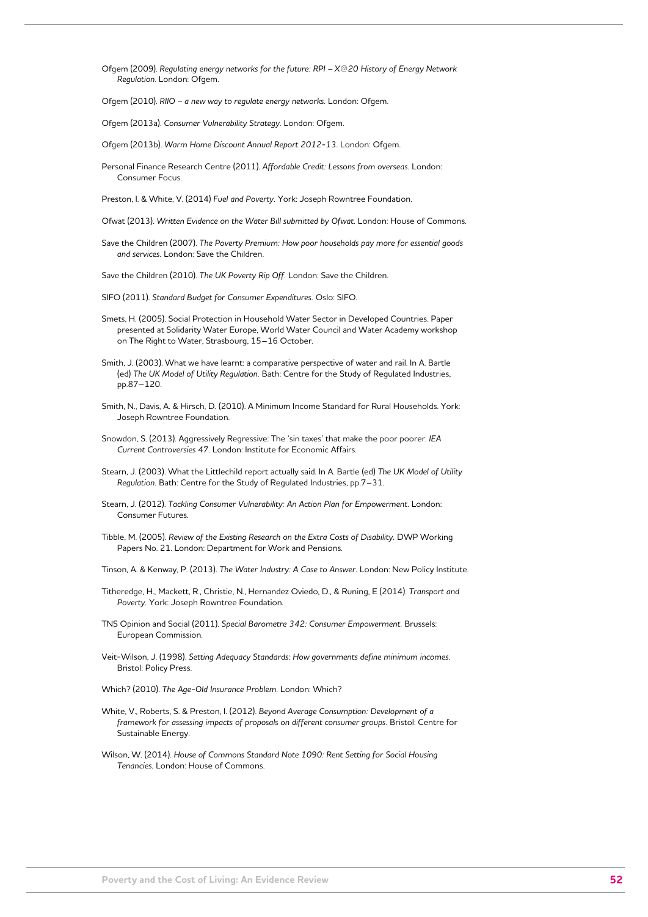Ofgem (2009). *Regulating energy networks for the future: RPI – X@20 History of Energy Network Regulation*. London: Ofgem.

Ofgem (2010). *RIIO – a new way to regulate energy networks*. London: Ofgem.

Ofgem (2013a). *Consumer Vulnerability Strategy*. London: Ofgem.

Ofgem (2013b). *Warm Home Discount Annual Report 2012-13*. London: Ofgem.

Personal Finance Research Centre (2011). *Affordable Credit: Lessons from overseas*. London: Consumer Focus.

Preston, I. & White, V. (2014) *Fuel and Poverty*. York: Joseph Rowntree Foundation.

Ofwat (2013). *Written Evidence on the Water Bill submitted by Ofwat*. London: House of Commons.

Save the Children (2007). *The Poverty Premium: How poor households pay more for essential goods and services*. London: Save the Children.

Save the Children (2010). *The UK Poverty Rip Off*. London: Save the Children.

SIFO (2011). *Standard Budget for Consumer Expenditures*. Oslo: SIFO.

Smets, H. (2005). Social Protection in Household Water Sector in Developed Countries. Paper presented at Solidarity Water Europe, World Water Council and Water Academy workshop on The Right to Water, Strasbourg, 15–16 October.

Smith, J. (2003). What we have learnt: a comparative perspective of water and rail. In A. Bartle (ed) *The UK Model of Utility Regulation*. Bath: Centre for the Study of Regulated Industries, pp.87–120.

Smith, N., Davis, A. & Hirsch, D. (2010). A Minimum Income Standard for Rural Households. York: Joseph Rowntree Foundation.

Snowdon, S. (2013). Aggressively Regressive: The 'sin taxes' that make the poor poorer. *IEA Current Controversies 47*. London: Institute for Economic Affairs.

Stearn, J. (2003). What the Littlechild report actually said. In A. Bartle (ed) *The UK Model of Utility Regulation*. Bath: Centre for the Study of Regulated Industries, pp.7–31.

Stearn, J. (2012). *Tackling Consumer Vulnerability: An Action Plan for Empowerment*. London: Consumer Futures.

Tibble, M. (2005). *Review of the Existing Research on the Extra Costs of Disability*. DWP Working Papers No. 21. London: Department for Work and Pensions.

Tinson, A. & Kenway, P. (2013). *The Water Industry: A Case to Answer*. London: New Policy Institute.

Titheredge, H., Mackett, R., Christie, N., Hernandez Oviedo, D., & Runing, E (2014). *Transport and Poverty*. York: Joseph Rowntree Foundation.

TNS Opinion and Social (2011). *Special Barometre 342: Consumer Empowerment*. Brussels: European Commission.

Veit-Wilson, J. (1998). *Setting Adequacy Standards: How governments define minimum incomes*. Bristol: Policy Press.

Which? (2010). *The Age-Old Insurance Problem*. London: Which?

White, V., Roberts, S. & Preston, I. (2012). *Beyond Average Consumption: Development of a framework for assessing impacts of proposals on different consumer groups*. Bristol: Centre for Sustainable Energy.

Wilson, W. (2014). *House of Commons Standard Note 1090: Rent Setting for Social Housing Tenancies*. London: House of Commons.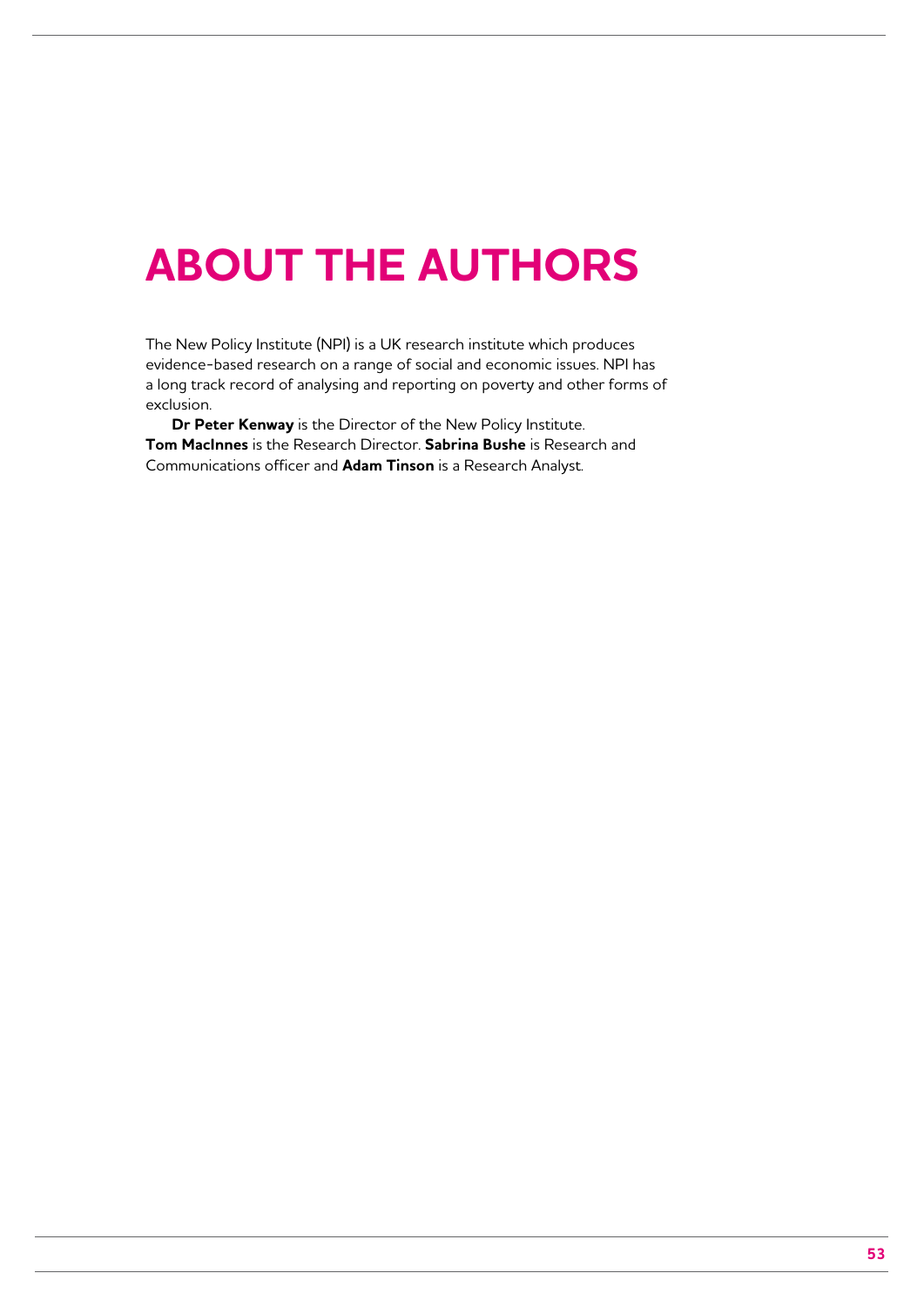# ABOUT THE AUTHORS

The New Policy Institute (NPI) is a UK research institute which produces evidence-based research on a range of social and economic issues. NPI has a long track record of analysing and reporting on poverty and other forms of exclusion.

**Dr Peter Kenway** is the Director of the New Policy Institute. **Tom MacInnes** is the Research Director. **Sabrina Bushe** is Research and Communications officer and **Adam Tinson** is a Research Analyst.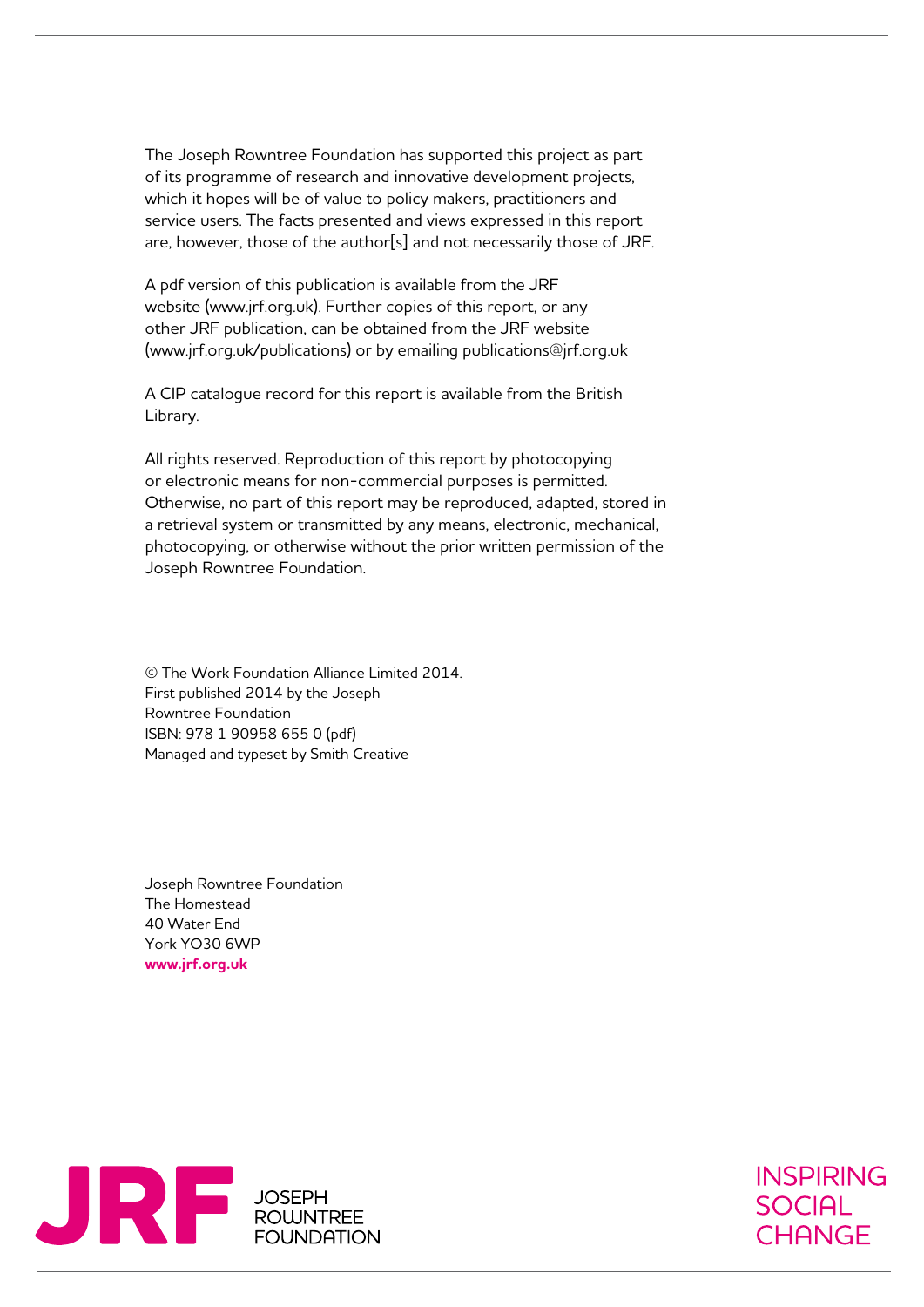The Joseph Rowntree Foundation has supported this project as part of its programme of research and innovative development projects, which it hopes will be of value to policy makers, practitioners and service users. The facts presented and views expressed in this report are, however, those of the author[s] and not necessarily those of JRF.

A pdf version of this publication is available from the JRF website (www.jrf.org.uk). Further copies of this report, or any other JRF publication, can be obtained from the JRF website (www.jrf.org.uk/publications) or by emailing publications@jrf.org.uk

A CIP catalogue record for this report is available from the British Library.

All rights reserved. Reproduction of this report by photocopying or electronic means for non-commercial purposes is permitted. Otherwise, no part of this report may be reproduced, adapted, stored in a retrieval system or transmitted by any means, electronic, mechanical, photocopying, or otherwise without the prior written permission of the Joseph Rowntree Foundation.

© The Work Foundation Alliance Limited 2014.
First published 2014 by the Joseph Rowntree Foundation
ISBN: 978 1 90958 655 0 (pdf)
Managed and typeset by Smith Creative

Joseph Rowntree Foundation
The Homestead
40 Water End
York YO30 6WP
**www.jrf.org.uk**

JRF JOSEPH ROWNTREE FOUNDATION

INSPIRING SOCIAL CHANGE